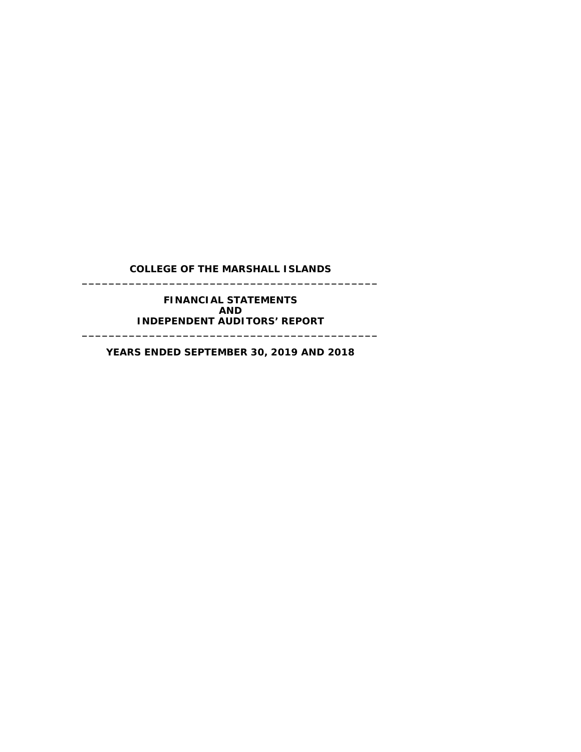# COLLEGE OF THE MARSHALL ISLANDS

---

## FINANCIAL STATEMENTS
## AND
## INDEPENDENT AUDITORS' REPORT

---

### YEARS ENDED SEPTEMBER 30, 2019 AND 2018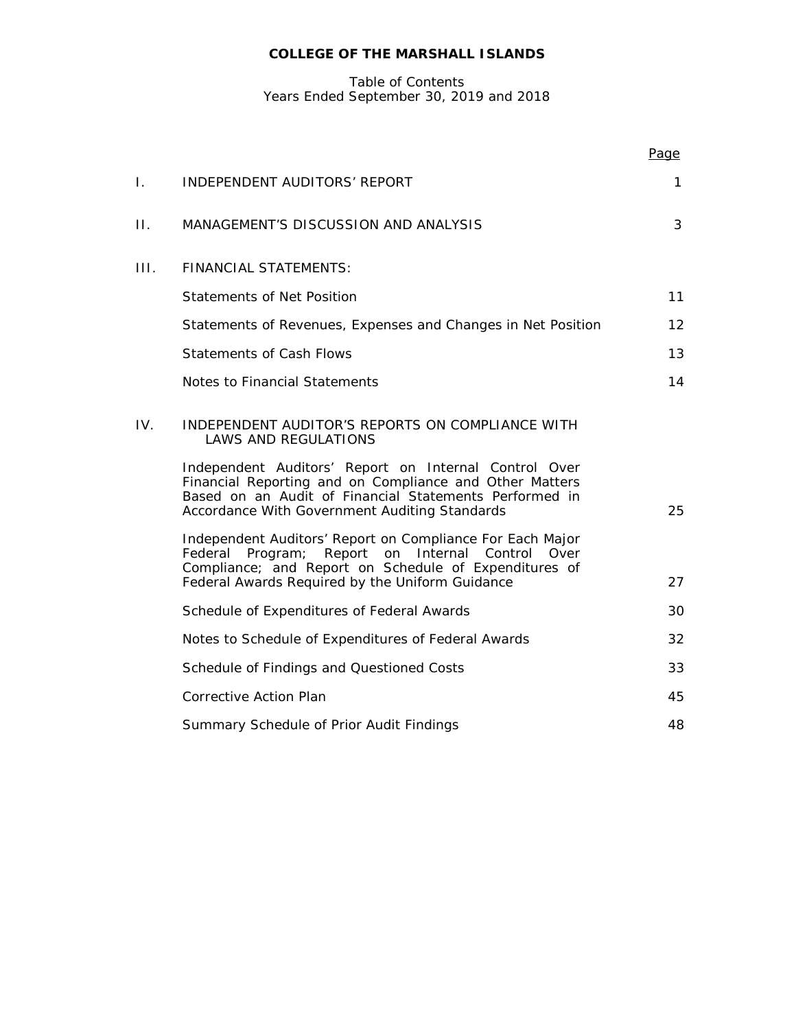**COLLEGE OF THE MARSHALL ISLANDS**

Table of Contents
Years Ended September 30, 2019 and 2018

| | | Page |
|---|---|---|
| I. | INDEPENDENT AUDITORS' REPORT | 1 |
| II. | MANAGEMENT'S DISCUSSION AND ANALYSIS | 3 |
| III. | FINANCIAL STATEMENTS: | |
| | Statements of Net Position | 11 |
| | Statements of Revenues, Expenses and Changes in Net Position | 12 |
| | Statements of Cash Flows | 13 |
| | Notes to Financial Statements | 14 |
| IV. | INDEPENDENT AUDITOR'S REPORTS ON COMPLIANCE WITH LAWS AND REGULATIONS | |
| | Independent Auditors' Report on Internal Control Over Financial Reporting and on Compliance and Other Matters Based on an Audit of Financial Statements Performed in Accordance With Government Auditing Standards | 25 |
| | Independent Auditors' Report on Compliance For Each Major Federal Program; Report on Internal Control Over Compliance; and Report on Schedule of Expenditures of Federal Awards Required by the Uniform Guidance | 27 |
| | Schedule of Expenditures of Federal Awards | 30 |
| | Notes to Schedule of Expenditures of Federal Awards | 32 |
| | Schedule of Findings and Questioned Costs | 33 |
| | Corrective Action Plan | 45 |
| | Summary Schedule of Prior Audit Findings | 48 |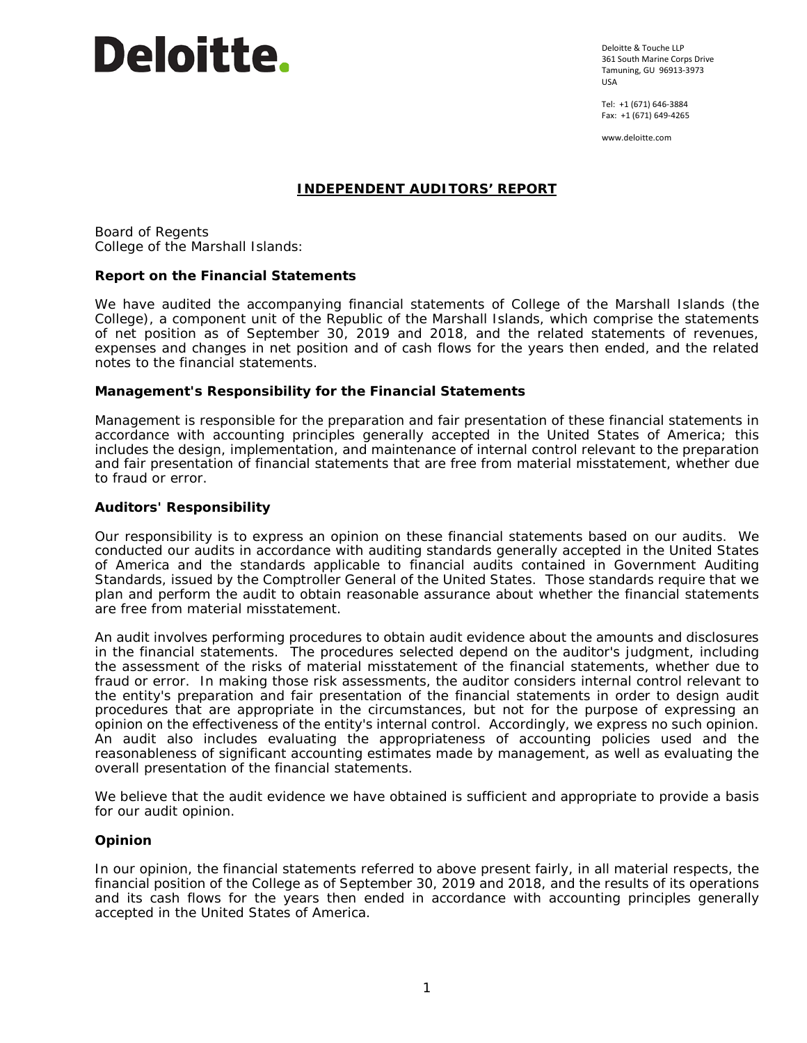Deloitte.

Deloitte & Touche LLP
361 South Marine Corps Drive
Tamuning, GU 96913-3973
USA

Tel: +1 (671) 646-3884
Fax: +1 (671) 649-4265

www.deloitte.com

## INDEPENDENT AUDITORS' REPORT

Board of Regents
College of the Marshall Islands:

### Report on the Financial Statements

We have audited the accompanying financial statements of College of the Marshall Islands (the College), a component unit of the Republic of the Marshall Islands, which comprise the statements of net position as of September 30, 2019 and 2018, and the related statements of revenues, expenses and changes in net position and of cash flows for the years then ended, and the related notes to the financial statements.

### Management's Responsibility for the Financial Statements

Management is responsible for the preparation and fair presentation of these financial statements in accordance with accounting principles generally accepted in the United States of America; this includes the design, implementation, and maintenance of internal control relevant to the preparation and fair presentation of financial statements that are free from material misstatement, whether due to fraud or error.

### Auditors' Responsibility

Our responsibility is to express an opinion on these financial statements based on our audits. We conducted our audits in accordance with auditing standards generally accepted in the United States of America and the standards applicable to financial audits contained in Government Auditing Standards, issued by the Comptroller General of the United States. Those standards require that we plan and perform the audit to obtain reasonable assurance about whether the financial statements are free from material misstatement.

An audit involves performing procedures to obtain audit evidence about the amounts and disclosures in the financial statements. The procedures selected depend on the auditor's judgment, including the assessment of the risks of material misstatement of the financial statements, whether due to fraud or error. In making those risk assessments, the auditor considers internal control relevant to the entity's preparation and fair presentation of the financial statements in order to design audit procedures that are appropriate in the circumstances, but not for the purpose of expressing an opinion on the effectiveness of the entity's internal control. Accordingly, we express no such opinion. An audit also includes evaluating the appropriateness of accounting policies used and the reasonableness of significant accounting estimates made by management, as well as evaluating the overall presentation of the financial statements.

We believe that the audit evidence we have obtained is sufficient and appropriate to provide a basis for our audit opinion.

### Opinion

In our opinion, the financial statements referred to above present fairly, in all material respects, the financial position of the College as of September 30, 2019 and 2018, and the results of its operations and its cash flows for the years then ended in accordance with accounting principles generally accepted in the United States of America.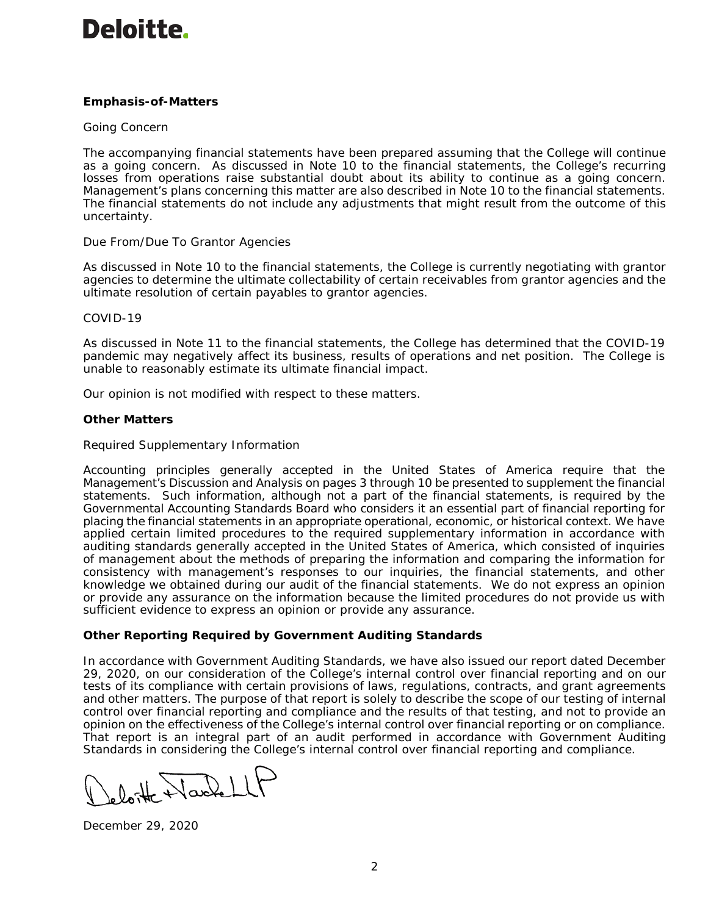**Emphasis-of-Matters**

Going Concern

The accompanying financial statements have been prepared assuming that the College will continue as a going concern. As discussed in Note 10 to the financial statements, the College's recurring losses from operations raise substantial doubt about its ability to continue as a going concern. Management's plans concerning this matter are also described in Note 10 to the financial statements. The financial statements do not include any adjustments that might result from the outcome of this uncertainty.

Due From/Due To Grantor Agencies

As discussed in Note 10 to the financial statements, the College is currently negotiating with grantor agencies to determine the ultimate collectability of certain receivables from grantor agencies and the ultimate resolution of certain payables to grantor agencies.

COVID-19

As discussed in Note 11 to the financial statements, the College has determined that the COVID-19 pandemic may negatively affect its business, results of operations and net position. The College is unable to reasonably estimate its ultimate financial impact.

Our opinion is not modified with respect to these matters.

**Other Matters**

Required Supplementary Information

Accounting principles generally accepted in the United States of America require that the Management's Discussion and Analysis on pages 3 through 10 be presented to supplement the financial statements. Such information, although not a part of the financial statements, is required by the Governmental Accounting Standards Board who considers it an essential part of financial reporting for placing the financial statements in an appropriate operational, economic, or historical context. We have applied certain limited procedures to the required supplementary information in accordance with auditing standards generally accepted in the United States of America, which consisted of inquiries of management about the methods of preparing the information and comparing the information for consistency with management's responses to our inquiries, the financial statements, and other knowledge we obtained during our audit of the financial statements. We do not express an opinion or provide any assurance on the information because the limited procedures do not provide us with sufficient evidence to express an opinion or provide any assurance.

**Other Reporting Required by Government Auditing Standards**

In accordance with Government Auditing Standards, we have also issued our report dated December 29, 2020, on our consideration of the College's internal control over financial reporting and on our tests of its compliance with certain provisions of laws, regulations, contracts, and grant agreements and other matters. The purpose of that report is solely to describe the scope of our testing of internal control over financial reporting and compliance and the results of that testing, and not to provide an opinion on the effectiveness of the College's internal control over financial reporting or on compliance. That report is an integral part of an audit performed in accordance with Government Auditing Standards in considering the College's internal control over financial reporting and compliance.

Deloitte & Touche LLP

December 29, 2020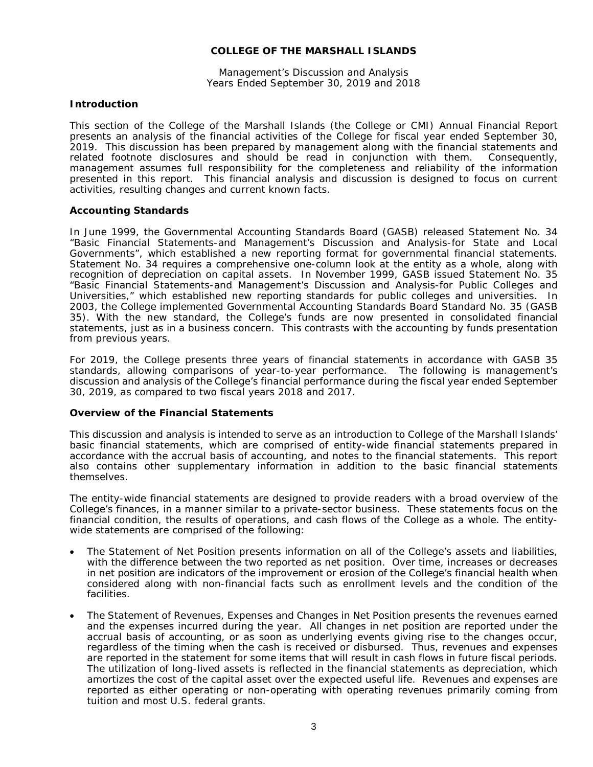**COLLEGE OF THE MARSHALL ISLANDS**

Management's Discussion and Analysis
Years Ended September 30, 2019 and 2018

## Introduction

This section of the College of the Marshall Islands (the College or CMI) Annual Financial Report presents an analysis of the financial activities of the College for fiscal year ended September 30, 2019. This discussion has been prepared by management along with the financial statements and related footnote disclosures and should be read in conjunction with them. Consequently, management assumes full responsibility for the completeness and reliability of the information presented in this report. This financial analysis and discussion is designed to focus on current activities, resulting changes and current known facts.

## Accounting Standards

In June 1999, the Governmental Accounting Standards Board (GASB) released Statement No. 34 "Basic Financial Statements-and Management's Discussion and Analysis-for State and Local Governments", which established a new reporting format for governmental financial statements. Statement No. 34 requires a comprehensive one-column look at the entity as a whole, along with recognition of depreciation on capital assets. In November 1999, GASB issued Statement No. 35 "Basic Financial Statements-and Management's Discussion and Analysis-for Public Colleges and Universities," which established new reporting standards for public colleges and universities. In 2003, the College implemented Governmental Accounting Standards Board Standard No. 35 (GASB 35). With the new standard, the College's funds are now presented in consolidated financial statements, just as in a business concern. This contrasts with the accounting by funds presentation from previous years.

For 2019, the College presents three years of financial statements in accordance with GASB 35 standards, allowing comparisons of year-to-year performance. The following is management's discussion and analysis of the College's financial performance during the fiscal year ended September 30, 2019, as compared to two fiscal years 2018 and 2017.

## Overview of the Financial Statements

This discussion and analysis is intended to serve as an introduction to College of the Marshall Islands' basic financial statements, which are comprised of entity-wide financial statements prepared in accordance with the accrual basis of accounting, and notes to the financial statements. This report also contains other supplementary information in addition to the basic financial statements themselves.

The entity-wide financial statements are designed to provide readers with a broad overview of the College's finances, in a manner similar to a private-sector business. These statements focus on the financial condition, the results of operations, and cash flows of the College as a whole. The entity-wide statements are comprised of the following:

- The Statement of Net Position presents information on all of the College's assets and liabilities, with the difference between the two reported as net position. Over time, increases or decreases in net position are indicators of the improvement or erosion of the College's financial health when considered along with non-financial facts such as enrollment levels and the condition of the facilities.
- The Statement of Revenues, Expenses and Changes in Net Position presents the revenues earned and the expenses incurred during the year. All changes in net position are reported under the accrual basis of accounting, or as soon as underlying events giving rise to the changes occur, regardless of the timing when the cash is received or disbursed. Thus, revenues and expenses are reported in the statement for some items that will result in cash flows in future fiscal periods. The utilization of long-lived assets is reflected in the financial statements as depreciation, which amortizes the cost of the capital asset over the expected useful life. Revenues and expenses are reported as either operating or non-operating with operating revenues primarily coming from tuition and most U.S. federal grants.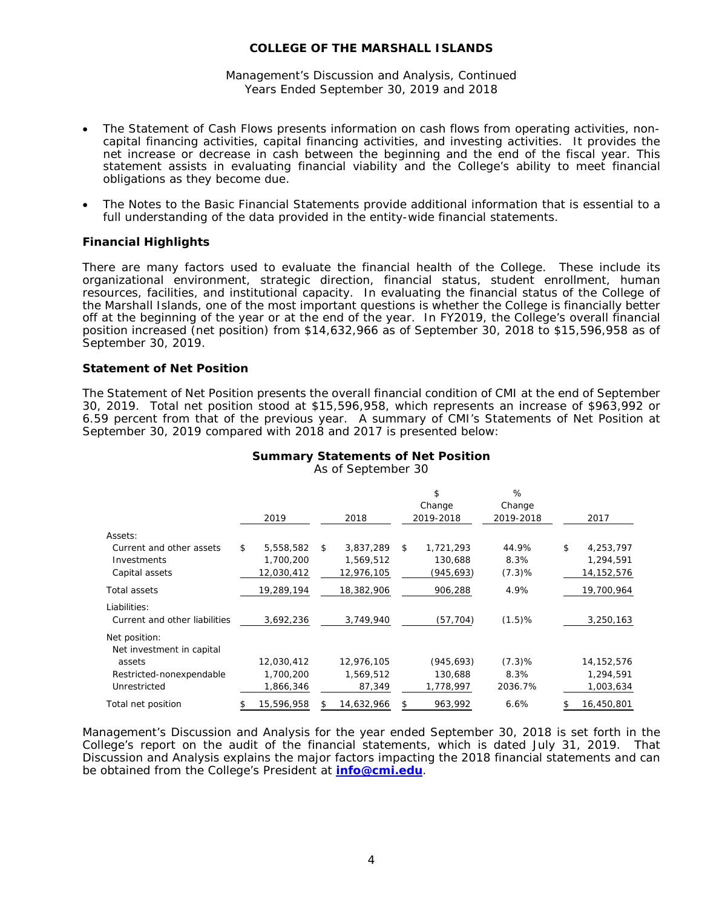- The Statement of Cash Flows presents information on cash flows from operating activities, non-capital financing activities, capital financing activities, and investing activities. It provides the net increase or decrease in cash between the beginning and the end of the fiscal year. This statement assists in evaluating financial viability and the College's ability to meet financial obligations as they become due.
- The Notes to the Basic Financial Statements provide additional information that is essential to a full understanding of the data provided in the entity-wide financial statements.

### Financial Highlights

There are many factors used to evaluate the financial health of the College. These include its organizational environment, strategic direction, financial status, student enrollment, human resources, facilities, and institutional capacity. In evaluating the financial status of the College of the Marshall Islands, one of the most important questions is whether the College is financially better off at the beginning of the year or at the end of the year. In FY2019, the College's overall financial position increased (net position) from $14,632,966 as of September 30, 2018 to $15,596,958 as of September 30, 2019.

### Statement of Net Position

The Statement of Net Position presents the overall financial condition of CMI at the end of September 30, 2019. Total net position stood at $15,596,958, which represents an increase of $963,992 or 6.59 percent from that of the previous year. A summary of CMI's Statements of Net Position at September 30, 2019 compared with 2018 and 2017 is presented below:

**Summary Statements of Net Position**
As of September 30

| | 2019 | 2018 | $ Change 2019-2018 | % Change 2019-2018 | 2017 |
|---|---|---|---|---|---|
| Assets: | | | | | |
| Current and other assets | $ 5,558,582 | $ 3,837,289 | $ 1,721,293 | 44.9% | $ 4,253,797 |
| Investments | 1,700,200 | 1,569,512 | 130,688 | 8.3% | 1,294,591 |
| Capital assets | 12,030,412 | 12,976,105 | (945,693) | (7.3)% | 14,152,576 |
| Total assets | 19,289,194 | 18,382,906 | 906,288 | 4.9% | 19,700,964 |
| Liabilities: | | | | | |
| Current and other liabilities | 3,692,236 | 3,749,940 | (57,704) | (1.5)% | 3,250,163 |
| Net position: | | | | | |
| Net investment in capital assets | 12,030,412 | 12,976,105 | (945,693) | (7.3)% | 14,152,576 |
| Restricted-nonexpendable | 1,700,200 | 1,569,512 | 130,688 | 8.3% | 1,294,591 |
| Unrestricted | 1,866,346 | 87,349 | 1,778,997 | 2036.7% | 1,003,634 |
| Total net position | $ 15,596,958 | $ 14,632,966 | $ 963,992 | 6.6% | $ 16,450,801 |

Management's Discussion and Analysis for the year ended September 30, 2018 is set forth in the College's report on the audit of the financial statements, which is dated July 31, 2019. That Discussion and Analysis explains the major factors impacting the 2018 financial statements and can be obtained from the College's President at **info@cmi.edu**.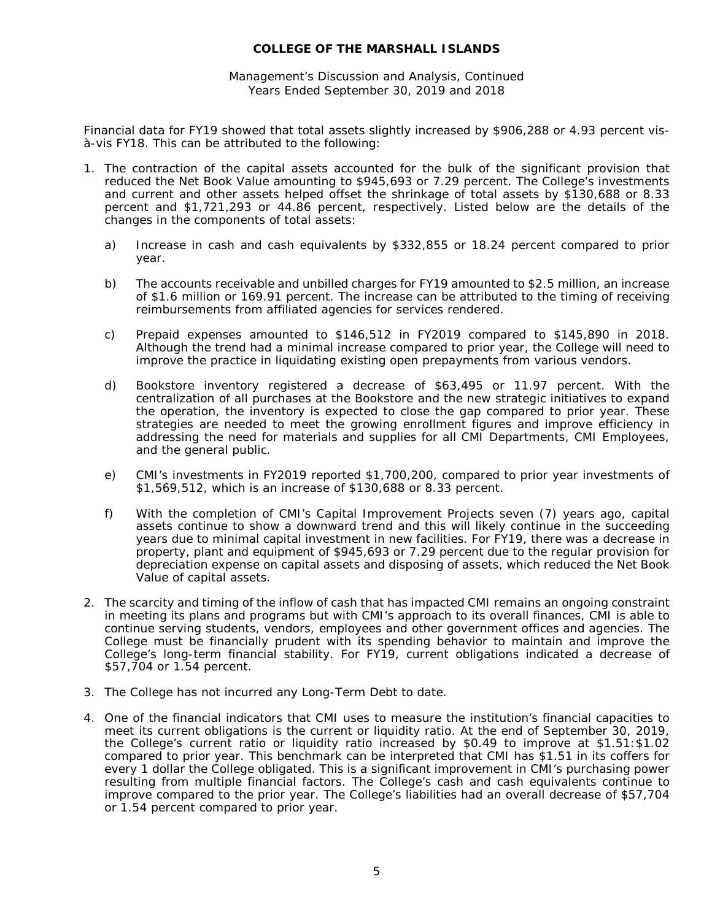Financial data for FY19 showed that total assets slightly increased by $906,288 or 4.93 percent vis-à-vis FY18. This can be attributed to the following:

1. The contraction of the capital assets accounted for the bulk of the significant provision that reduced the Net Book Value amounting to $945,693 or 7.29 percent. The College's investments and current and other assets helped offset the shrinkage of total assets by $130,688 or 8.33 percent and $1,721,293 or 44.86 percent, respectively. Listed below are the details of the changes in the components of total assets:

   a) Increase in cash and cash equivalents by $332,855 or 18.24 percent compared to prior year.

   b) The accounts receivable and unbilled charges for FY19 amounted to $2.5 million, an increase of $1.6 million or 169.91 percent. The increase can be attributed to the timing of receiving reimbursements from affiliated agencies for services rendered.

   c) Prepaid expenses amounted to $146,512 in FY2019 compared to $145,890 in 2018. Although the trend had a minimal increase compared to prior year, the College will need to improve the practice in liquidating existing open prepayments from various vendors.

   d) Bookstore inventory registered a decrease of $63,495 or 11.97 percent. With the centralization of all purchases at the Bookstore and the new strategic initiatives to expand the operation, the inventory is expected to close the gap compared to prior year. These strategies are needed to meet the growing enrollment figures and improve efficiency in addressing the need for materials and supplies for all CMI Departments, CMI Employees, and the general public.

   e) CMI's investments in FY2019 reported $1,700,200, compared to prior year investments of $1,569,512, which is an increase of $130,688 or 8.33 percent.

   f) With the completion of CMI's Capital Improvement Projects seven (7) years ago, capital assets continue to show a downward trend and this will likely continue in the succeeding years due to minimal capital investment in new facilities. For FY19, there was a decrease in property, plant and equipment of $945,693 or 7.29 percent due to the regular provision for depreciation expense on capital assets and disposing of assets, which reduced the Net Book Value of capital assets.

2. The scarcity and timing of the inflow of cash that has impacted CMI remains an ongoing constraint in meeting its plans and programs but with CMI's approach to its overall finances, CMI is able to continue serving students, vendors, employees and other government offices and agencies. The College must be financially prudent with its spending behavior to maintain and improve the College's long-term financial stability. For FY19, current obligations indicated a decrease of $57,704 or 1.54 percent.

3. The College has not incurred any Long-Term Debt to date.

4. One of the financial indicators that CMI uses to measure the institution's financial capacities to meet its current obligations is the current or liquidity ratio. At the end of September 30, 2019, the College's current ratio or liquidity ratio increased by $0.49 to improve at $1.51:$1.02 compared to prior year. This benchmark can be interpreted that CMI has $1.51 in its coffers for every 1 dollar the College obligated. This is a significant improvement in CMI's purchasing power resulting from multiple financial factors. The College's cash and cash equivalents continue to improve compared to the prior year. The College's liabilities had an overall decrease of $57,704 or 1.54 percent compared to prior year.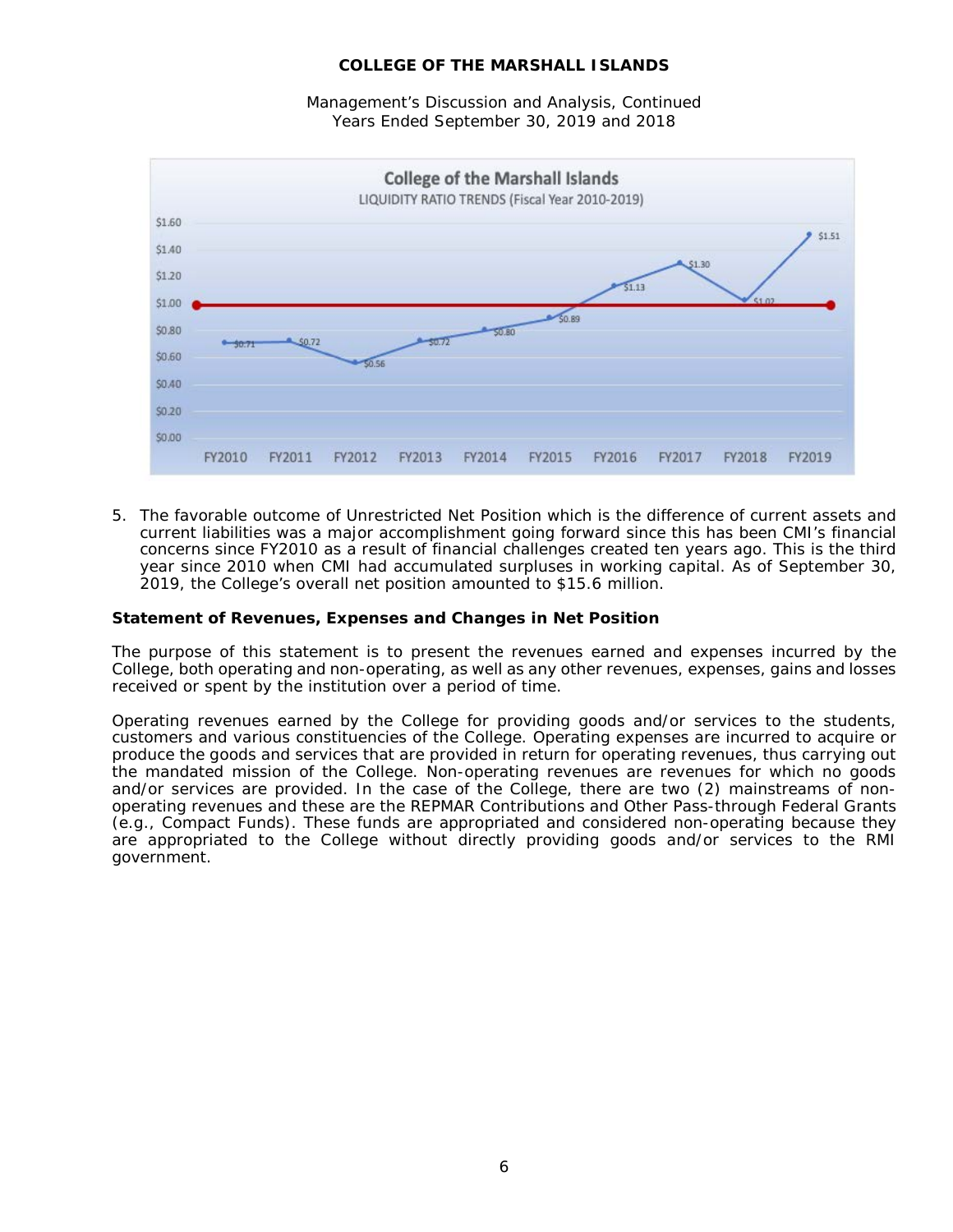College of the Marshall Islands
LIQUIDITY RATIO TRENDS (Fiscal Year 2010-2019)

| FY2010 | FY2011 | FY2012 | FY2013 | FY2014 | FY2015 | FY2016 | FY2017 | FY2018 | FY2019 |
|---|---|---|---|---|---|---|---|---|---|
| $0.71 | $0.72 | $0.56 | $0.72 | $0.80 | $0.89 | $1.13 | $1.30 | $1.02 | $1.51 |

5. The favorable outcome of Unrestricted Net Position which is the difference of current assets and current liabilities was a major accomplishment going forward since this has been CMI's financial concerns since FY2010 as a result of financial challenges created ten years ago. This is the third year since 2010 when CMI had accumulated surpluses in working capital. As of September 30, 2019, the College's overall net position amounted to $15.6 million.

**Statement of Revenues, Expenses and Changes in Net Position**

The purpose of this statement is to present the revenues earned and expenses incurred by the College, both operating and non-operating, as well as any other revenues, expenses, gains and losses received or spent by the institution over a period of time.

Operating revenues earned by the College for providing goods and/or services to the students, customers and various constituencies of the College. Operating expenses are incurred to acquire or produce the goods and services that are provided in return for operating revenues, thus carrying out the mandated mission of the College. Non-operating revenues are revenues for which no goods and/or services are provided. In the case of the College, there are two (2) mainstreams of non-operating revenues and these are the REPMAR Contributions and Other Pass-through Federal Grants (e.g., Compact Funds). These funds are appropriated and considered non-operating because they are appropriated to the College without directly providing goods and/or services to the RMI government.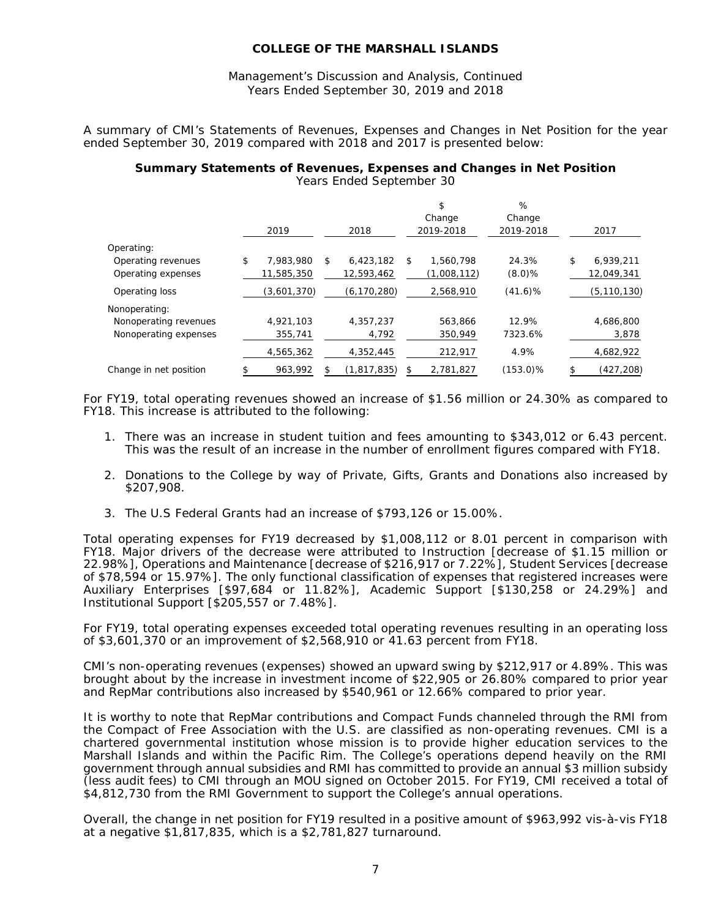# COLLEGE OF THE MARSHALL ISLANDS

Management's Discussion and Analysis, Continued
Years Ended September 30, 2019 and 2018

A summary of CMI's Statements of Revenues, Expenses and Changes in Net Position for the year ended September 30, 2019 compared with 2018 and 2017 is presented below:

**Summary Statements of Revenues, Expenses and Changes in Net Position**
Years Ended September 30

| | 2019 | 2018 | $ Change 2019-2018 | % Change 2019-2018 | 2017 |
|---|---|---|---|---|---|
| Operating: | | | | | |
| Operating revenues | $ 7,983,980 | $ 6,423,182 | $ 1,560,798 | 24.3% | $ 6,939,211 |
| Operating expenses | 11,585,350 | 12,593,462 | (1,008,112) | (8.0)% | 12,049,341 |
| Operating loss | (3,601,370) | (6,170,280) | 2,568,910 | (41.6)% | (5,110,130) |
| Nonoperating: | | | | | |
| Nonoperating revenues | 4,921,103 | 4,357,237 | 563,866 | 12.9% | 4,686,800 |
| Nonoperating expenses | 355,741 | 4,792 | 350,949 | 7323.6% | 3,878 |
| | 4,565,362 | 4,352,445 | 212,917 | 4.9% | 4,682,922 |
| Change in net position | $ 963,992 | $ (1,817,835) | $ 2,781,827 | (153.0)% | $ (427,208) |

For FY19, total operating revenues showed an increase of $1.56 million or 24.30% as compared to FY18. This increase is attributed to the following:

1. There was an increase in student tuition and fees amounting to $343,012 or 6.43 percent. This was the result of an increase in the number of enrollment figures compared with FY18.
2. Donations to the College by way of Private, Gifts, Grants and Donations also increased by $207,908.
3. The U.S Federal Grants had an increase of $793,126 or 15.00%.

Total operating expenses for FY19 decreased by $1,008,112 or 8.01 percent in comparison with FY18. Major drivers of the decrease were attributed to Instruction [decrease of $1.15 million or 22.98%], Operations and Maintenance [decrease of $216,917 or 7.22%], Student Services [decrease of $78,594 or 15.97%]. The only functional classification of expenses that registered increases were Auxiliary Enterprises [$97,684 or 11.82%], Academic Support [$130,258 or 24.29%] and Institutional Support [$205,557 or 7.48%].

For FY19, total operating expenses exceeded total operating revenues resulting in an operating loss of $3,601,370 or an improvement of $2,568,910 or 41.63 percent from FY18.

CMI's non-operating revenues (expenses) showed an upward swing by $212,917 or 4.89%. This was brought about by the increase in investment income of $22,905 or 26.80% compared to prior year and RepMar contributions also increased by $540,961 or 12.66% compared to prior year.

It is worthy to note that RepMar contributions and Compact Funds channeled through the RMI from the Compact of Free Association with the U.S. are classified as non-operating revenues. CMI is a chartered governmental institution whose mission is to provide higher education services to the Marshall Islands and within the Pacific Rim. The College's operations depend heavily on the RMI government through annual subsidies and RMI has committed to provide an annual $3 million subsidy (less audit fees) to CMI through an MOU signed on October 2015. For FY19, CMI received a total of $4,812,730 from the RMI Government to support the College's annual operations.

Overall, the change in net position for FY19 resulted in a positive amount of $963,992 vis-à-vis FY18 at a negative $1,817,835, which is a $2,781,827 turnaround.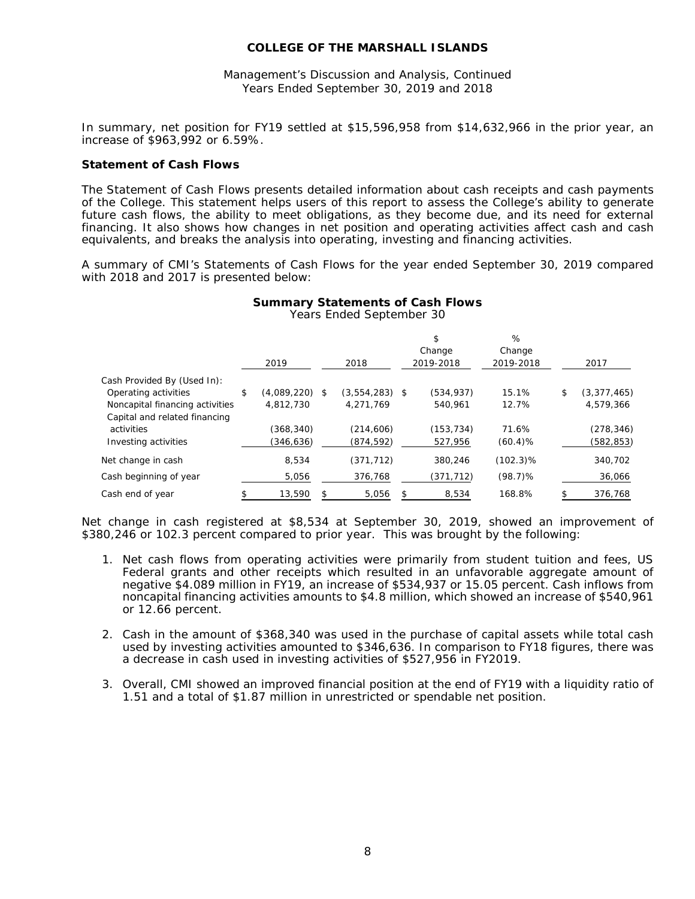In summary, net position for FY19 settled at $15,596,958 from $14,632,966 in the prior year, an increase of $963,992 or 6.59%.

**Statement of Cash Flows**

The Statement of Cash Flows presents detailed information about cash receipts and cash payments of the College. This statement helps users of this report to assess the College's ability to generate future cash flows, the ability to meet obligations, as they become due, and its need for external financing. It also shows how changes in net position and operating activities affect cash and cash equivalents, and breaks the analysis into operating, investing and financing activities.

A summary of CMI's Statements of Cash Flows for the year ended September 30, 2019 compared with 2018 and 2017 is presented below:

**Summary Statements of Cash Flows**
Years Ended September 30

| | 2019 | 2018 | $ Change 2019-2018 | % Change 2019-2018 | 2017 |
|---|---|---|---|---|---|
| Cash Provided By (Used In): | | | | | |
| Operating activities | $ (4,089,220) | $ (3,554,283) | $ (534,937) | 15.1% | $ (3,377,465) |
| Noncapital financing activities | 4,812,730 | 4,271,769 | 540,961 | 12.7% | 4,579,366 |
| Capital and related financing activities | (368,340) | (214,606) | (153,734) | 71.6% | (278,346) |
| Investing activities | (346,636) | (874,592) | 527,956 | (60.4)% | (582,853) |
| Net change in cash | 8,534 | (371,712) | 380,246 | (102.3)% | 340,702 |
| Cash beginning of year | 5,056 | 376,768 | (371,712) | (98.7)% | 36,066 |
| Cash end of year | $ 13,590 | $ 5,056 | $ 8,534 | 168.8% | $ 376,768 |

Net change in cash registered at $8,534 at September 30, 2019, showed an improvement of $380,246 or 102.3 percent compared to prior year. This was brought by the following:

1. Net cash flows from operating activities were primarily from student tuition and fees, US Federal grants and other receipts which resulted in an unfavorable aggregate amount of negative $4.089 million in FY19, an increase of $534,937 or 15.05 percent. Cash inflows from noncapital financing activities amounts to $4.8 million, which showed an increase of $540,961 or 12.66 percent.

2. Cash in the amount of $368,340 was used in the purchase of capital assets while total cash used by investing activities amounted to $346,636. In comparison to FY18 figures, there was a decrease in cash used in investing activities of $527,956 in FY2019.

3. Overall, CMI showed an improved financial position at the end of FY19 with a liquidity ratio of 1.51 and a total of $1.87 million in unrestricted or spendable net position.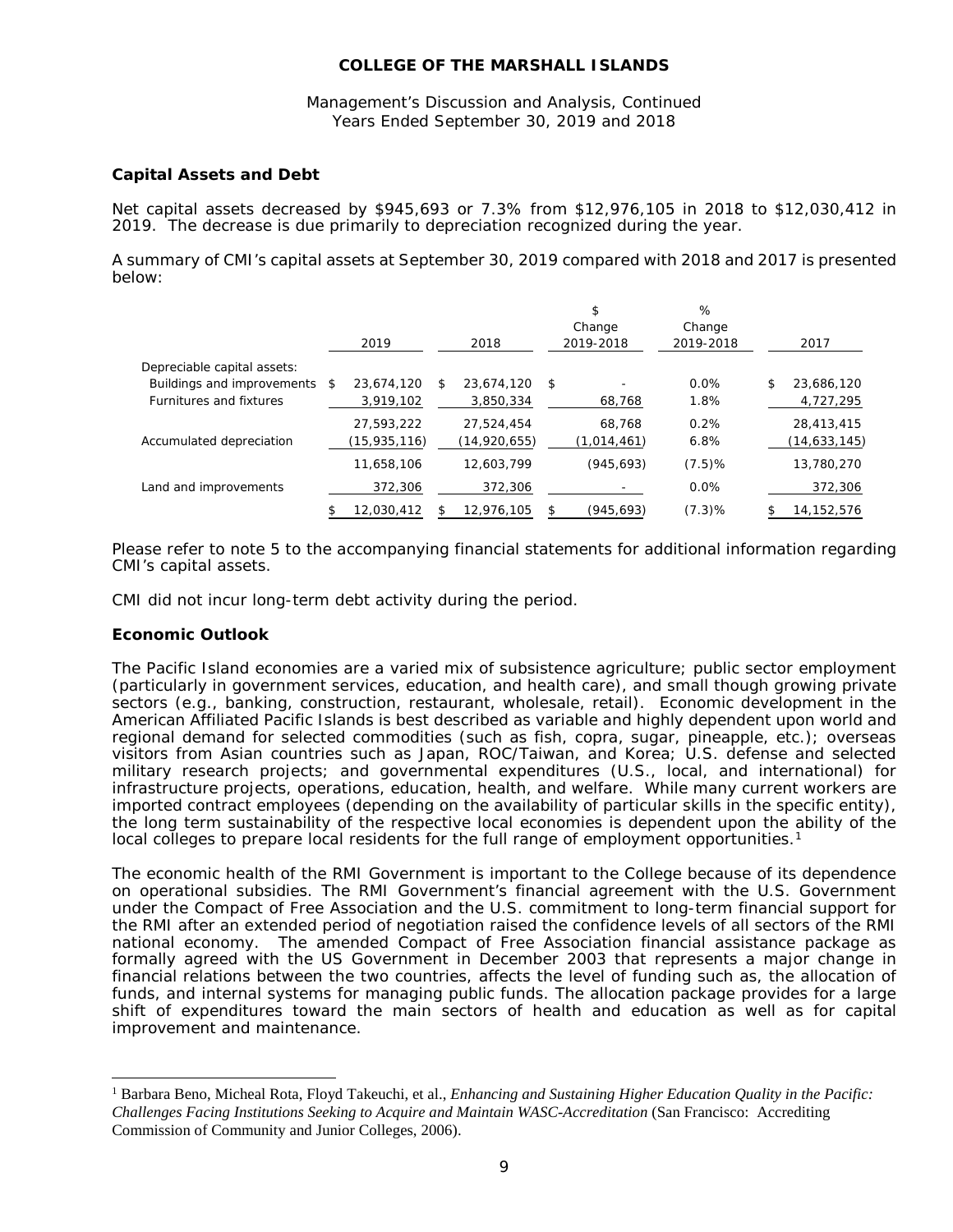### Capital Assets and Debt

Net capital assets decreased by $945,693 or 7.3% from $12,976,105 in 2018 to $12,030,412 in 2019. The decrease is due primarily to depreciation recognized during the year.

A summary of CMI's capital assets at September 30, 2019 compared with 2018 and 2017 is presented below:

| | 2019 | 2018 | $ Change 2019-2018 | % Change 2019-2018 | 2017 |
|---|---|---|---|---|---|
| Depreciable capital assets: | | | | | |
| Buildings and improvements | $ 23,674,120 | $ 23,674,120 | $ - | 0.0% | $ 23,686,120 |
| Furnitures and fixtures | 3,919,102 | 3,850,334 | 68,768 | 1.8% | 4,727,295 |
| | 27,593,222 | 27,524,454 | 68,768 | 0.2% | 28,413,415 |
| Accumulated depreciation | (15,935,116) | (14,920,655) | (1,014,461) | 6.8% | (14,633,145) |
| | 11,658,106 | 12,603,799 | (945,693) | (7.5)% | 13,780,270 |
| Land and improvements | 372,306 | 372,306 | - | 0.0% | 372,306 |
| | $ 12,030,412 | $ 12,976,105 | $ (945,693) | (7.3)% | $ 14,152,576 |

Please refer to note 5 to the accompanying financial statements for additional information regarding CMI's capital assets.

CMI did not incur long-term debt activity during the period.

### Economic Outlook

The Pacific Island economies are a varied mix of subsistence agriculture; public sector employment (particularly in government services, education, and health care), and small though growing private sectors (e.g., banking, construction, restaurant, wholesale, retail). Economic development in the American Affiliated Pacific Islands is best described as variable and highly dependent upon world and regional demand for selected commodities (such as fish, copra, sugar, pineapple, etc.); overseas visitors from Asian countries such as Japan, ROC/Taiwan, and Korea; U.S. defense and selected military research projects; and governmental expenditures (U.S., local, and international) for infrastructure projects, operations, education, health, and welfare. While many current workers are imported contract employees (depending on the availability of particular skills in the specific entity), the long term sustainability of the respective local economies is dependent upon the ability of the local colleges to prepare local residents for the full range of employment opportunities.[1]

The economic health of the RMI Government is important to the College because of its dependence on operational subsidies. The RMI Government's financial agreement with the U.S. Government under the Compact of Free Association and the U.S. commitment to long-term financial support for the RMI after an extended period of negotiation raised the confidence levels of all sectors of the RMI national economy. The amended Compact of Free Association financial assistance package as formally agreed with the US Government in December 2003 that represents a major change in financial relations between the two countries, affects the level of funding such as, the allocation of funds, and internal systems for managing public funds. The allocation package provides for a large shift of expenditures toward the main sectors of health and education as well as for capital improvement and maintenance.

---

[1] Barbara Beno, Micheal Rota, Floyd Takeuchi, et al., *Enhancing and Sustaining Higher Education Quality in the Pacific: Challenges Facing Institutions Seeking to Acquire and Maintain WASC-Accreditation* (San Francisco: Accrediting Commission of Community and Junior Colleges, 2006).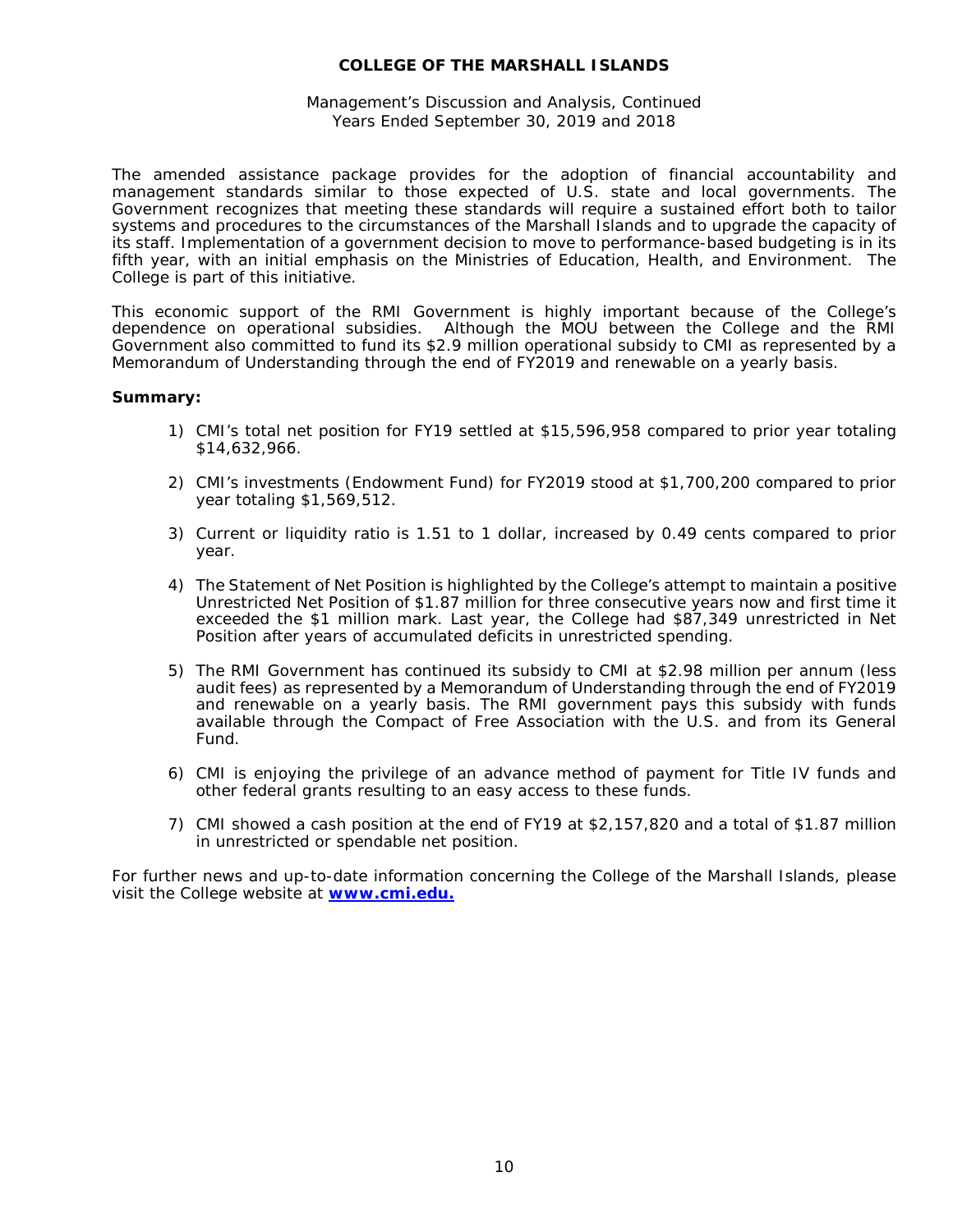The amended assistance package provides for the adoption of financial accountability and management standards similar to those expected of U.S. state and local governments. The Government recognizes that meeting these standards will require a sustained effort both to tailor systems and procedures to the circumstances of the Marshall Islands and to upgrade the capacity of its staff. Implementation of a government decision to move to performance-based budgeting is in its fifth year, with an initial emphasis on the Ministries of Education, Health, and Environment. The College is part of this initiative.

This economic support of the RMI Government is highly important because of the College's dependence on operational subsidies. Although the MOU between the College and the RMI Government also committed to fund its $2.9 million operational subsidy to CMI as represented by a Memorandum of Understanding through the end of FY2019 and renewable on a yearly basis.

**Summary:**

1) CMI's total net position for FY19 settled at $15,596,958 compared to prior year totaling $14,632,966.

2) CMI's investments (Endowment Fund) for FY2019 stood at $1,700,200 compared to prior year totaling $1,569,512.

3) Current or liquidity ratio is 1.51 to 1 dollar, increased by 0.49 cents compared to prior year.

4) The Statement of Net Position is highlighted by the College's attempt to maintain a positive Unrestricted Net Position of $1.87 million for three consecutive years now and first time it exceeded the $1 million mark. Last year, the College had $87,349 unrestricted in Net Position after years of accumulated deficits in unrestricted spending.

5) The RMI Government has continued its subsidy to CMI at $2.98 million per annum (less audit fees) as represented by a Memorandum of Understanding through the end of FY2019 and renewable on a yearly basis. The RMI government pays this subsidy with funds available through the Compact of Free Association with the U.S. and from its General Fund.

6) CMI is enjoying the privilege of an advance method of payment for Title IV funds and other federal grants resulting to an easy access to these funds.

7) CMI showed a cash position at the end of FY19 at $2,157,820 and a total of $1.87 million in unrestricted or spendable net position.

For further news and up-to-date information concerning the College of the Marshall Islands, please visit the College website at **www.cmi.edu.**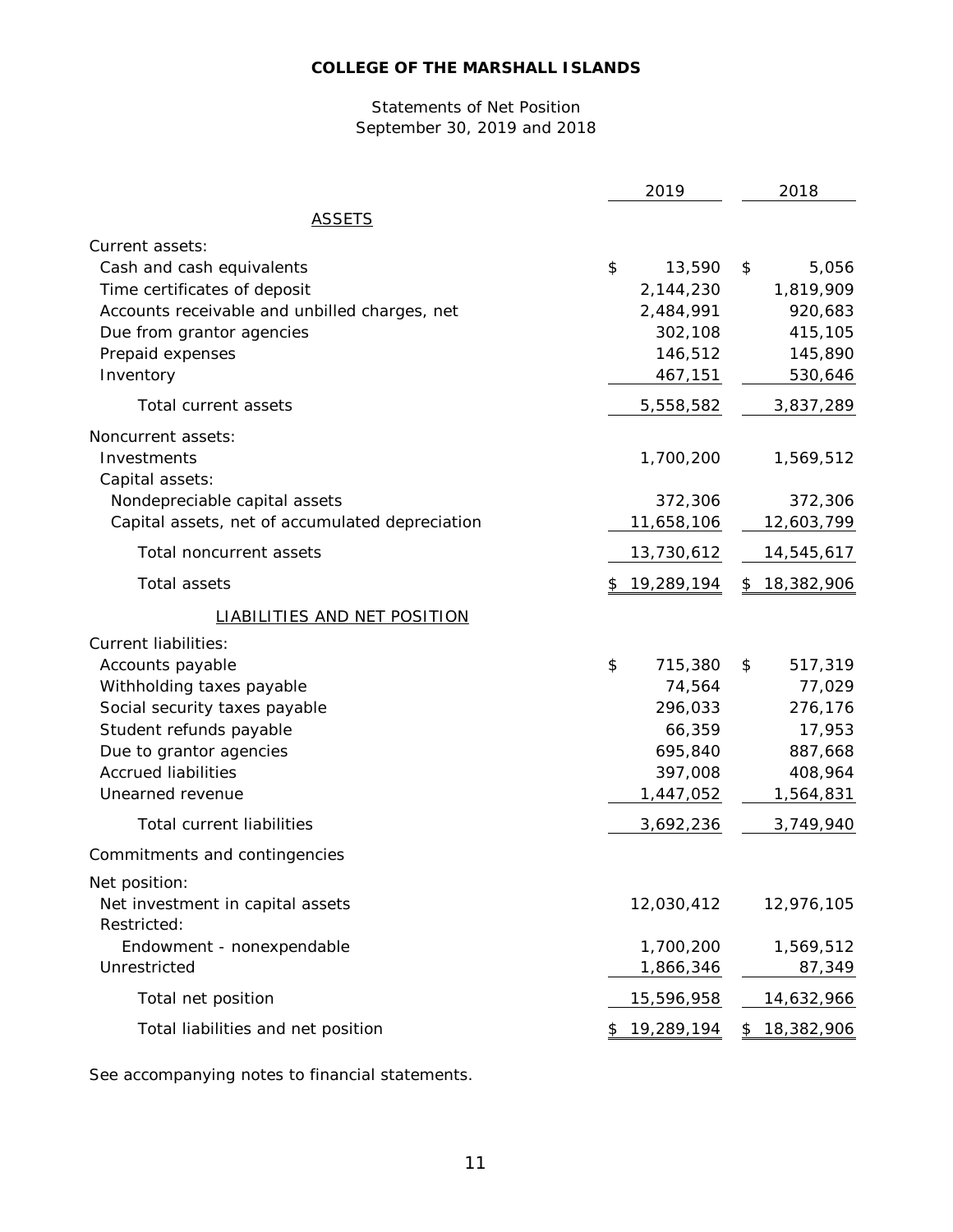**COLLEGE OF THE MARSHALL ISLANDS**

Statements of Net Position
September 30, 2019 and 2018

| | 2019 | 2018 |
|---|---|---|
| ASSETS | | |
| Current assets: | | |
| Cash and cash equivalents | $ 13,590 | $ 5,056 |
| Time certificates of deposit | 2,144,230 | 1,819,909 |
| Accounts receivable and unbilled charges, net | 2,484,991 | 920,683 |
| Due from grantor agencies | 302,108 | 415,105 |
| Prepaid expenses | 146,512 | 145,890 |
| Inventory | 467,151 | 530,646 |
| Total current assets | 5,558,582 | 3,837,289 |
| Noncurrent assets: | | |
| Investments | 1,700,200 | 1,569,512 |
| Capital assets: | | |
| Nondepreciable capital assets | 372,306 | 372,306 |
| Capital assets, net of accumulated depreciation | 11,658,106 | 12,603,799 |
| Total noncurrent assets | 13,730,612 | 14,545,617 |
| Total assets | $ 19,289,194 | $ 18,382,906 |
| LIABILITIES AND NET POSITION | | |
| Current liabilities: | | |
| Accounts payable | $ 715,380 | $ 517,319 |
| Withholding taxes payable | 74,564 | 77,029 |
| Social security taxes payable | 296,033 | 276,176 |
| Student refunds payable | 66,359 | 17,953 |
| Due to grantor agencies | 695,840 | 887,668 |
| Accrued liabilities | 397,008 | 408,964 |
| Unearned revenue | 1,447,052 | 1,564,831 |
| Total current liabilities | 3,692,236 | 3,749,940 |
| Commitments and contingencies | | |
| Net position: | | |
| Net investment in capital assets | 12,030,412 | 12,976,105 |
| Restricted: | | |
| Endowment - nonexpendable | 1,700,200 | 1,569,512 |
| Unrestricted | 1,866,346 | 87,349 |
| Total net position | 15,596,958 | 14,632,966 |
| Total liabilities and net position | $ 19,289,194 | $ 18,382,906 |

See accompanying notes to financial statements.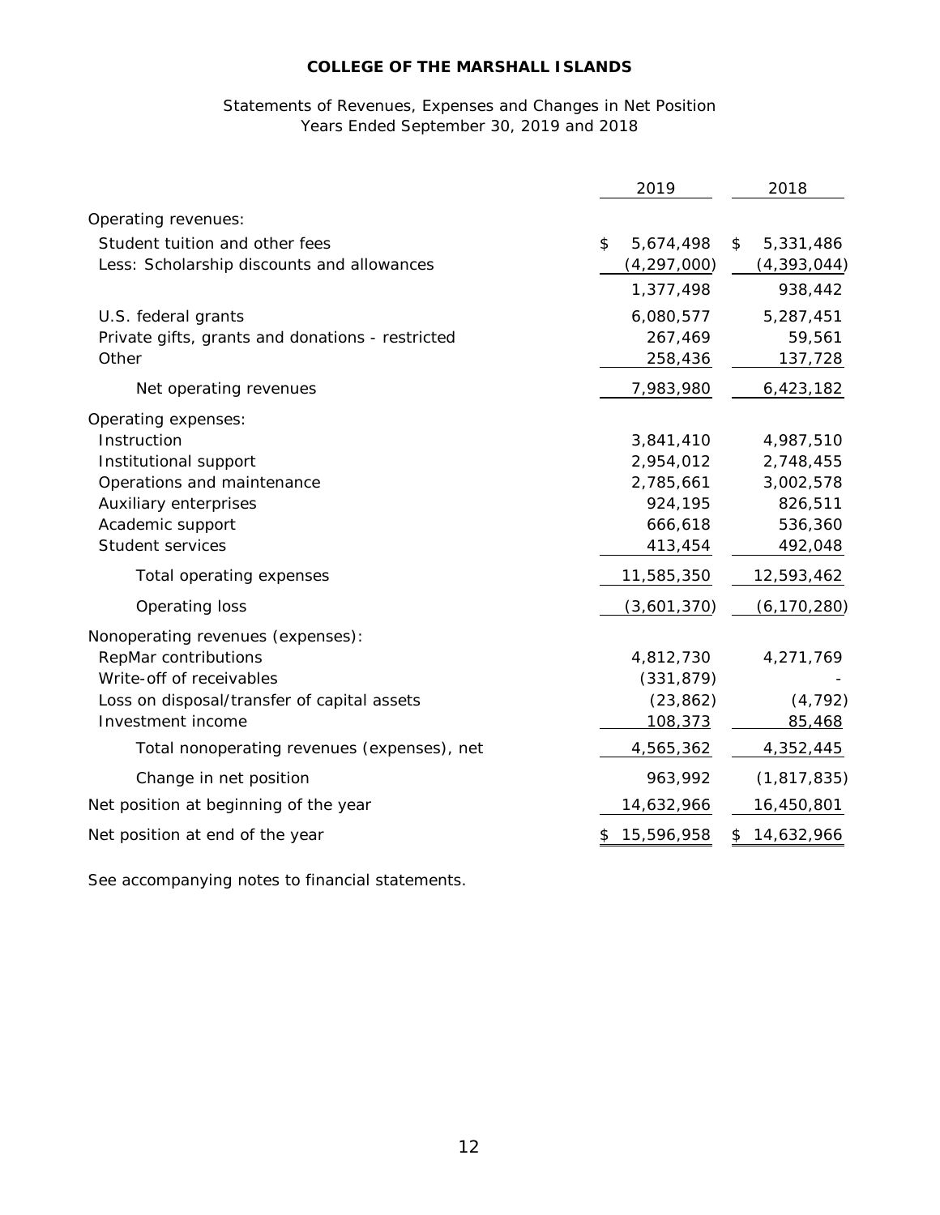# COLLEGE OF THE MARSHALL ISLANDS

Statements of Revenues, Expenses and Changes in Net Position
Years Ended September 30, 2019 and 2018

| | 2019 | 2018 |
|---|---|---|
| Operating revenues: | | |
| Student tuition and other fees | $ 5,674,498 | $ 5,331,486 |
| Less: Scholarship discounts and allowances | (4,297,000) | (4,393,044) |
| | 1,377,498 | 938,442 |
| U.S. federal grants | 6,080,577 | 5,287,451 |
| Private gifts, grants and donations - restricted | 267,469 | 59,561 |
| Other | 258,436 | 137,728 |
| Net operating revenues | 7,983,980 | 6,423,182 |
| Operating expenses: | | |
| Instruction | 3,841,410 | 4,987,510 |
| Institutional support | 2,954,012 | 2,748,455 |
| Operations and maintenance | 2,785,661 | 3,002,578 |
| Auxiliary enterprises | 924,195 | 826,511 |
| Academic support | 666,618 | 536,360 |
| Student services | 413,454 | 492,048 |
| Total operating expenses | 11,585,350 | 12,593,462 |
| Operating loss | (3,601,370) | (6,170,280) |
| Nonoperating revenues (expenses): | | |
| RepMar contributions | 4,812,730 | 4,271,769 |
| Write-off of receivables | (331,879) | - |
| Loss on disposal/transfer of capital assets | (23,862) | (4,792) |
| Investment income | 108,373 | 85,468 |
| Total nonoperating revenues (expenses), net | 4,565,362 | 4,352,445 |
| Change in net position | 963,992 | (1,817,835) |
| Net position at beginning of the year | 14,632,966 | 16,450,801 |
| Net position at end of the year | $ 15,596,958 | $ 14,632,966 |

See accompanying notes to financial statements.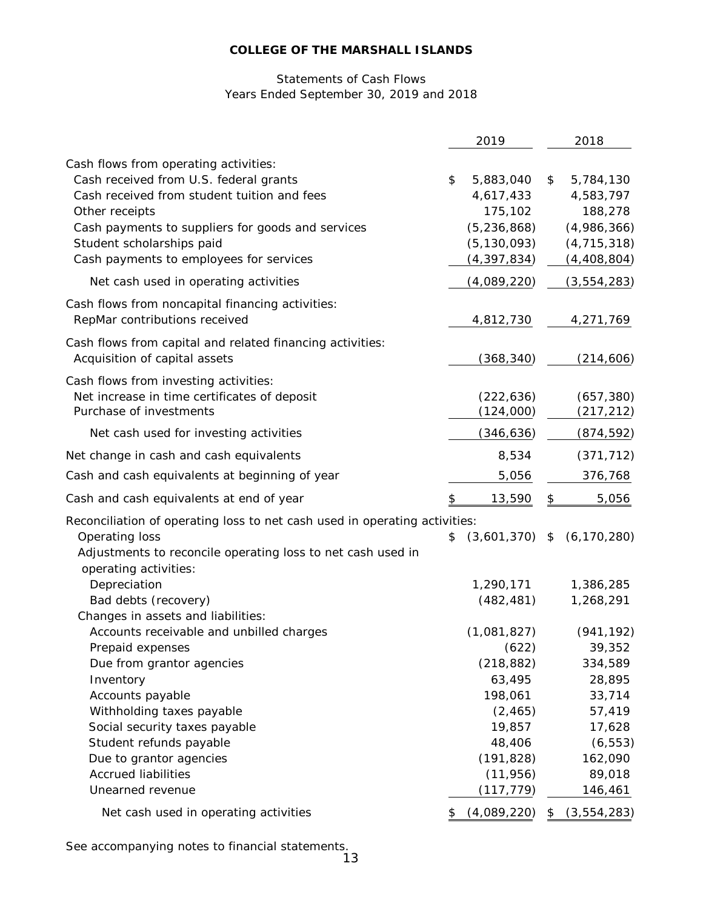# COLLEGE OF THE MARSHALL ISLANDS

Statements of Cash Flows
Years Ended September 30, 2019 and 2018

| | 2019 | 2018 |
|---|---|---|
| Cash flows from operating activities: | | |
| Cash received from U.S. federal grants | $ 5,883,040 | $ 5,784,130 |
| Cash received from student tuition and fees | 4,617,433 | 4,583,797 |
| Other receipts | 175,102 | 188,278 |
| Cash payments to suppliers for goods and services | (5,236,868) | (4,986,366) |
| Student scholarships paid | (5,130,093) | (4,715,318) |
| Cash payments to employees for services | (4,397,834) | (4,408,804) |
| Net cash used in operating activities | (4,089,220) | (3,554,283) |
| Cash flows from noncapital financing activities: | | |
| RepMar contributions received | 4,812,730 | 4,271,769 |
| Cash flows from capital and related financing activities: | | |
| Acquisition of capital assets | (368,340) | (214,606) |
| Cash flows from investing activities: | | |
| Net increase in time certificates of deposit | (222,636) | (657,380) |
| Purchase of investments | (124,000) | (217,212) |
| Net cash used for investing activities | (346,636) | (874,592) |
| Net change in cash and cash equivalents | 8,534 | (371,712) |
| Cash and cash equivalents at beginning of year | 5,056 | 376,768 |
| Cash and cash equivalents at end of year | $ 13,590 | $ 5,056 |
| Reconciliation of operating loss to net cash used in operating activities: | | |
| Operating loss | $ (3,601,370) | $ (6,170,280) |
| Adjustments to reconcile operating loss to net cash used in operating activities: | | |
| Depreciation | 1,290,171 | 1,386,285 |
| Bad debts (recovery) | (482,481) | 1,268,291 |
| Changes in assets and liabilities: | | |
| Accounts receivable and unbilled charges | (1,081,827) | (941,192) |
| Prepaid expenses | (622) | 39,352 |
| Due from grantor agencies | (218,882) | 334,589 |
| Inventory | 63,495 | 28,895 |
| Accounts payable | 198,061 | 33,714 |
| Withholding taxes payable | (2,465) | 57,419 |
| Social security taxes payable | 19,857 | 17,628 |
| Student refunds payable | 48,406 | (6,553) |
| Due to grantor agencies | (191,828) | 162,090 |
| Accrued liabilities | (11,956) | 89,018 |
| Unearned revenue | (117,779) | 146,461 |
| Net cash used in operating activities | $ (4,089,220) | $ (3,554,283) |

See accompanying notes to financial statements.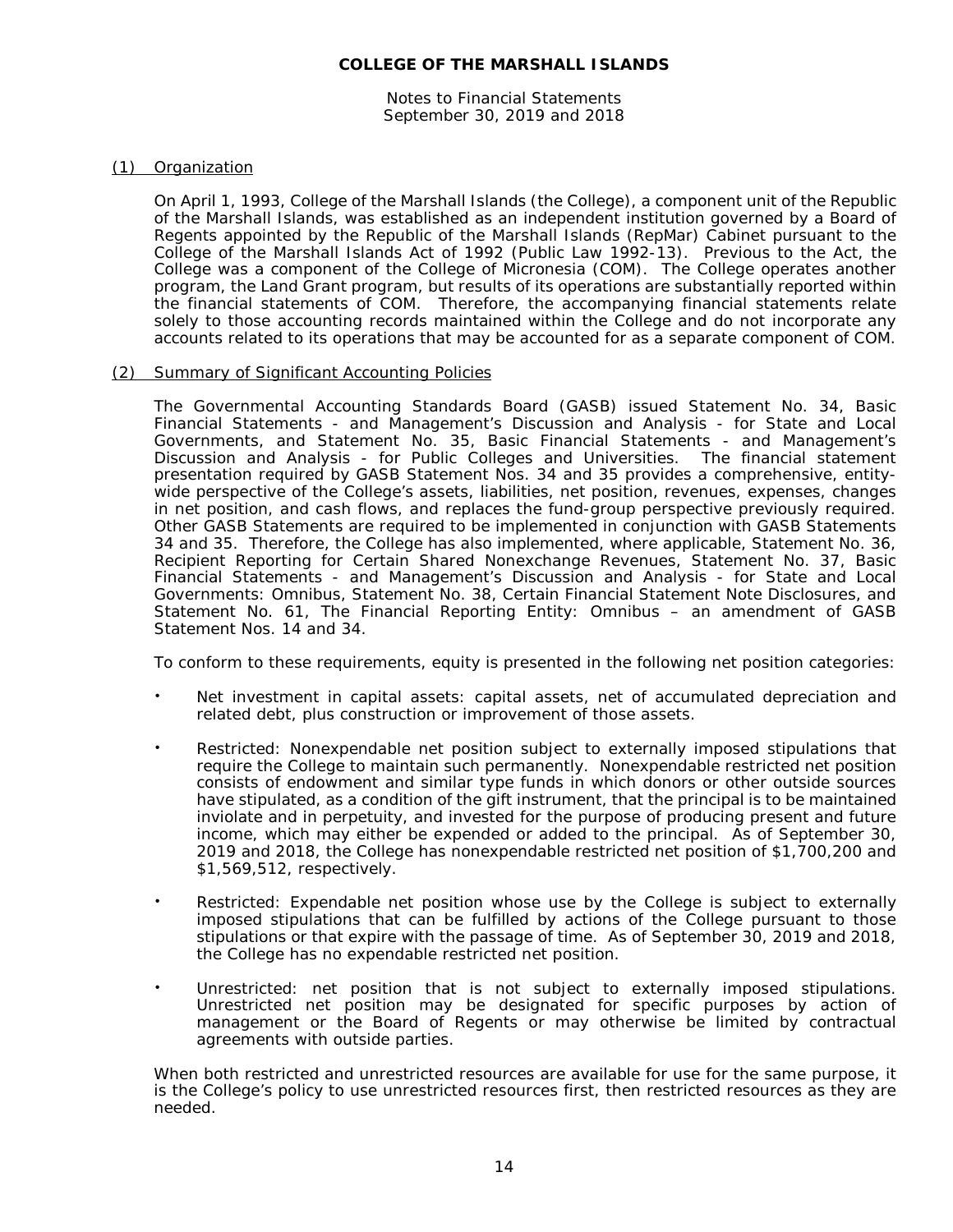**COLLEGE OF THE MARSHALL ISLANDS**

Notes to Financial Statements
September 30, 2019 and 2018

(1) Organization

On April 1, 1993, College of the Marshall Islands (the College), a component unit of the Republic of the Marshall Islands, was established as an independent institution governed by a Board of Regents appointed by the Republic of the Marshall Islands (RepMar) Cabinet pursuant to the College of the Marshall Islands Act of 1992 (Public Law 1992-13). Previous to the Act, the College was a component of the College of Micronesia (COM). The College operates another program, the Land Grant program, but results of its operations are substantially reported within the financial statements of COM. Therefore, the accompanying financial statements relate solely to those accounting records maintained within the College and do not incorporate any accounts related to its operations that may be accounted for as a separate component of COM.

(2) Summary of Significant Accounting Policies

The Governmental Accounting Standards Board (GASB) issued Statement No. 34, Basic Financial Statements - and Management's Discussion and Analysis - for State and Local Governments, and Statement No. 35, Basic Financial Statements - and Management's Discussion and Analysis - for Public Colleges and Universities. The financial statement presentation required by GASB Statement Nos. 34 and 35 provides a comprehensive, entity-wide perspective of the College's assets, liabilities, net position, revenues, expenses, changes in net position, and cash flows, and replaces the fund-group perspective previously required. Other GASB Statements are required to be implemented in conjunction with GASB Statements 34 and 35. Therefore, the College has also implemented, where applicable, Statement No. 36, Recipient Reporting for Certain Shared Nonexchange Revenues, Statement No. 37, Basic Financial Statements - and Management's Discussion and Analysis - for State and Local Governments: Omnibus, Statement No. 38, Certain Financial Statement Note Disclosures, and Statement No. 61, The Financial Reporting Entity: Omnibus – an amendment of GASB Statement Nos. 14 and 34.

To conform to these requirements, equity is presented in the following net position categories:

- Net investment in capital assets: capital assets, net of accumulated depreciation and related debt, plus construction or improvement of those assets.
- Restricted: Nonexpendable net position subject to externally imposed stipulations that require the College to maintain such permanently. Nonexpendable restricted net position consists of endowment and similar type funds in which donors or other outside sources have stipulated, as a condition of the gift instrument, that the principal is to be maintained inviolate and in perpetuity, and invested for the purpose of producing present and future income, which may either be expended or added to the principal. As of September 30, 2019 and 2018, the College has nonexpendable restricted net position of $1,700,200 and $1,569,512, respectively.
- Restricted: Expendable net position whose use by the College is subject to externally imposed stipulations that can be fulfilled by actions of the College pursuant to those stipulations or that expire with the passage of time. As of September 30, 2019 and 2018, the College has no expendable restricted net position.
- Unrestricted: net position that is not subject to externally imposed stipulations. Unrestricted net position may be designated for specific purposes by action of management or the Board of Regents or may otherwise be limited by contractual agreements with outside parties.

When both restricted and unrestricted resources are available for use for the same purpose, it is the College's policy to use unrestricted resources first, then restricted resources as they are needed.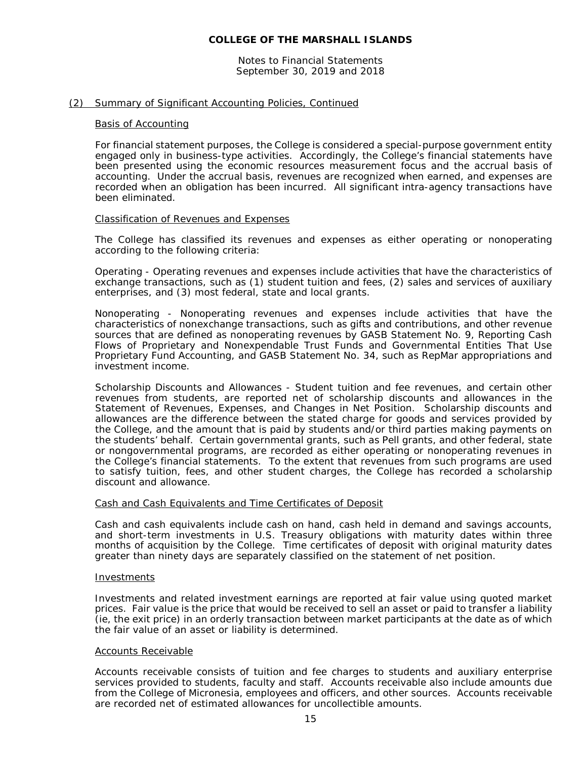## (2) Summary of Significant Accounting Policies, Continued

### Basis of Accounting

For financial statement purposes, the College is considered a special-purpose government entity engaged only in business-type activities. Accordingly, the College's financial statements have been presented using the economic resources measurement focus and the accrual basis of accounting. Under the accrual basis, revenues are recognized when earned, and expenses are recorded when an obligation has been incurred. All significant intra-agency transactions have been eliminated.

### Classification of Revenues and Expenses

The College has classified its revenues and expenses as either operating or nonoperating according to the following criteria:

Operating - Operating revenues and expenses include activities that have the characteristics of exchange transactions, such as (1) student tuition and fees, (2) sales and services of auxiliary enterprises, and (3) most federal, state and local grants.

Nonoperating - Nonoperating revenues and expenses include activities that have the characteristics of nonexchange transactions, such as gifts and contributions, and other revenue sources that are defined as nonoperating revenues by GASB Statement No. 9, Reporting Cash Flows of Proprietary and Nonexpendable Trust Funds and Governmental Entities That Use Proprietary Fund Accounting, and GASB Statement No. 34, such as RepMar appropriations and investment income.

Scholarship Discounts and Allowances - Student tuition and fee revenues, and certain other revenues from students, are reported net of scholarship discounts and allowances in the Statement of Revenues, Expenses, and Changes in Net Position. Scholarship discounts and allowances are the difference between the stated charge for goods and services provided by the College, and the amount that is paid by students and/or third parties making payments on the students' behalf. Certain governmental grants, such as Pell grants, and other federal, state or nongovernmental programs, are recorded as either operating or nonoperating revenues in the College's financial statements. To the extent that revenues from such programs are used to satisfy tuition, fees, and other student charges, the College has recorded a scholarship discount and allowance.

### Cash and Cash Equivalents and Time Certificates of Deposit

Cash and cash equivalents include cash on hand, cash held in demand and savings accounts, and short-term investments in U.S. Treasury obligations with maturity dates within three months of acquisition by the College. Time certificates of deposit with original maturity dates greater than ninety days are separately classified on the statement of net position.

### Investments

Investments and related investment earnings are reported at fair value using quoted market prices. Fair value is the price that would be received to sell an asset or paid to transfer a liability (ie, the exit price) in an orderly transaction between market participants at the date as of which the fair value of an asset or liability is determined.

### Accounts Receivable

Accounts receivable consists of tuition and fee charges to students and auxiliary enterprise services provided to students, faculty and staff. Accounts receivable also include amounts due from the College of Micronesia, employees and officers, and other sources. Accounts receivable are recorded net of estimated allowances for uncollectible amounts.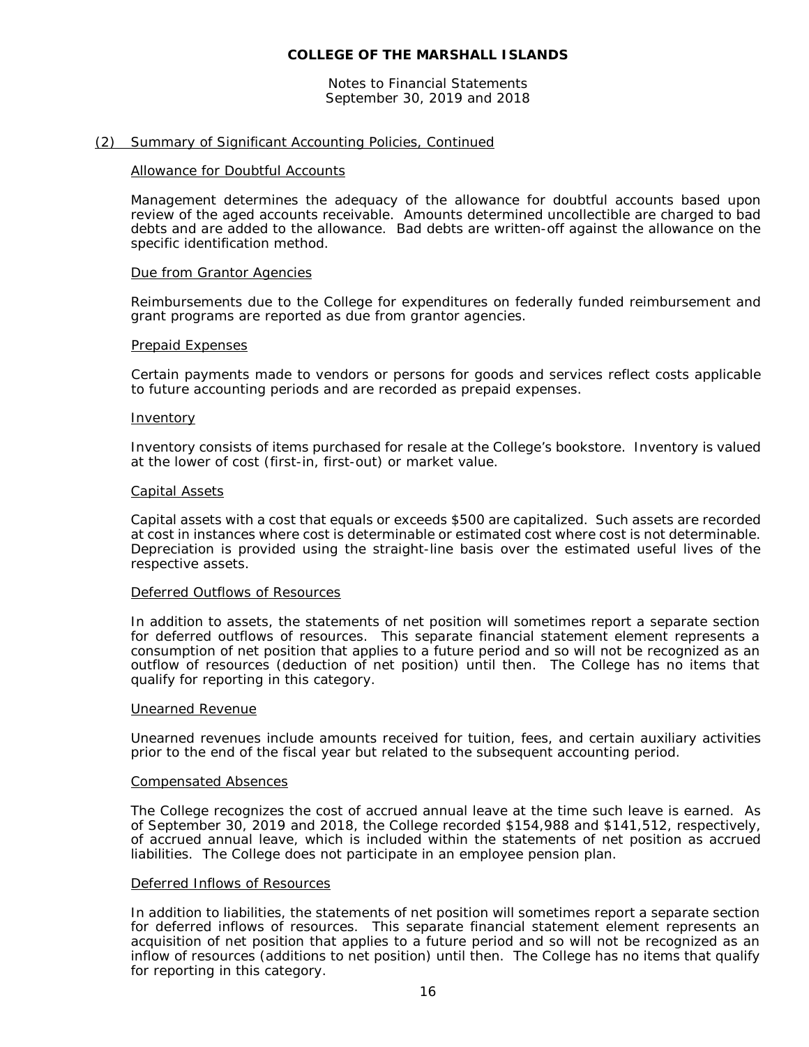# COLLEGE OF THE MARSHALL ISLANDS

Notes to Financial Statements
September 30, 2019 and 2018

## (2) Summary of Significant Accounting Policies, Continued

### Allowance for Doubtful Accounts

Management determines the adequacy of the allowance for doubtful accounts based upon review of the aged accounts receivable. Amounts determined uncollectible are charged to bad debts and are added to the allowance. Bad debts are written-off against the allowance on the specific identification method.

### Due from Grantor Agencies

Reimbursements due to the College for expenditures on federally funded reimbursement and grant programs are reported as due from grantor agencies.

### Prepaid Expenses

Certain payments made to vendors or persons for goods and services reflect costs applicable to future accounting periods and are recorded as prepaid expenses.

### Inventory

Inventory consists of items purchased for resale at the College's bookstore. Inventory is valued at the lower of cost (first-in, first-out) or market value.

### Capital Assets

Capital assets with a cost that equals or exceeds $500 are capitalized. Such assets are recorded at cost in instances where cost is determinable or estimated cost where cost is not determinable. Depreciation is provided using the straight-line basis over the estimated useful lives of the respective assets.

### Deferred Outflows of Resources

In addition to assets, the statements of net position will sometimes report a separate section for deferred outflows of resources. This separate financial statement element represents a consumption of net position that applies to a future period and so will not be recognized as an outflow of resources (deduction of net position) until then. The College has no items that qualify for reporting in this category.

### Unearned Revenue

Unearned revenues include amounts received for tuition, fees, and certain auxiliary activities prior to the end of the fiscal year but related to the subsequent accounting period.

### Compensated Absences

The College recognizes the cost of accrued annual leave at the time such leave is earned. As of September 30, 2019 and 2018, the College recorded $154,988 and $141,512, respectively, of accrued annual leave, which is included within the statements of net position as accrued liabilities. The College does not participate in an employee pension plan.

### Deferred Inflows of Resources

In addition to liabilities, the statements of net position will sometimes report a separate section for deferred inflows of resources. This separate financial statement element represents an acquisition of net position that applies to a future period and so will not be recognized as an inflow of resources (additions to net position) until then. The College has no items that qualify for reporting in this category.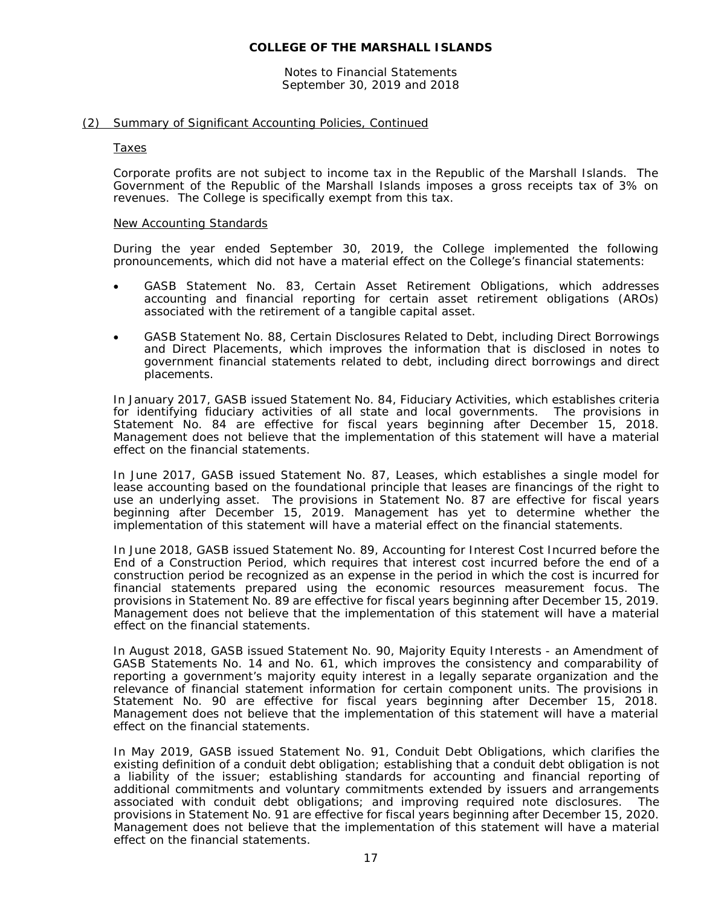## (2) Summary of Significant Accounting Policies, Continued

### Taxes

Corporate profits are not subject to income tax in the Republic of the Marshall Islands. The Government of the Republic of the Marshall Islands imposes a gross receipts tax of 3% on revenues. The College is specifically exempt from this tax.

### New Accounting Standards

During the year ended September 30, 2019, the College implemented the following pronouncements, which did not have a material effect on the College's financial statements:

- GASB Statement No. 83, Certain Asset Retirement Obligations, which addresses accounting and financial reporting for certain asset retirement obligations (AROs) associated with the retirement of a tangible capital asset.
- GASB Statement No. 88, Certain Disclosures Related to Debt, including Direct Borrowings and Direct Placements, which improves the information that is disclosed in notes to government financial statements related to debt, including direct borrowings and direct placements.

In January 2017, GASB issued Statement No. 84, Fiduciary Activities, which establishes criteria for identifying fiduciary activities of all state and local governments. The provisions in Statement No. 84 are effective for fiscal years beginning after December 15, 2018. Management does not believe that the implementation of this statement will have a material effect on the financial statements.

In June 2017, GASB issued Statement No. 87, Leases, which establishes a single model for lease accounting based on the foundational principle that leases are financings of the right to use an underlying asset. The provisions in Statement No. 87 are effective for fiscal years beginning after December 15, 2019. Management has yet to determine whether the implementation of this statement will have a material effect on the financial statements.

In June 2018, GASB issued Statement No. 89, Accounting for Interest Cost Incurred before the End of a Construction Period, which requires that interest cost incurred before the end of a construction period be recognized as an expense in the period in which the cost is incurred for financial statements prepared using the economic resources measurement focus. The provisions in Statement No. 89 are effective for fiscal years beginning after December 15, 2019. Management does not believe that the implementation of this statement will have a material effect on the financial statements.

In August 2018, GASB issued Statement No. 90, Majority Equity Interests - an Amendment of GASB Statements No. 14 and No. 61, which improves the consistency and comparability of reporting a government's majority equity interest in a legally separate organization and the relevance of financial statement information for certain component units. The provisions in Statement No. 90 are effective for fiscal years beginning after December 15, 2018. Management does not believe that the implementation of this statement will have a material effect on the financial statements.

In May 2019, GASB issued Statement No. 91, Conduit Debt Obligations, which clarifies the existing definition of a conduit debt obligation; establishing that a conduit debt obligation is not a liability of the issuer; establishing standards for accounting and financial reporting of additional commitments and voluntary commitments extended by issuers and arrangements associated with conduit debt obligations; and improving required note disclosures. The provisions in Statement No. 91 are effective for fiscal years beginning after December 15, 2020. Management does not believe that the implementation of this statement will have a material effect on the financial statements.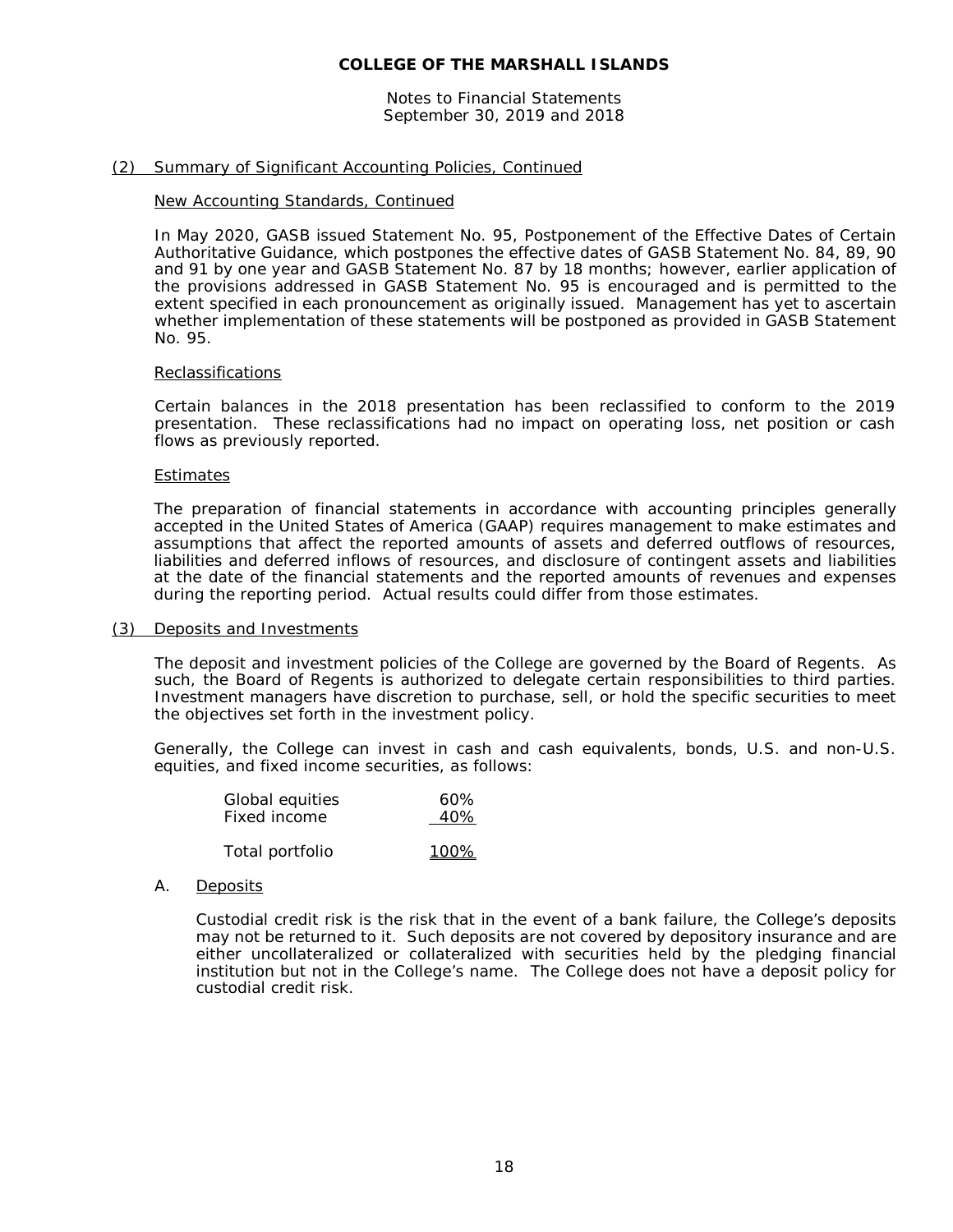**COLLEGE OF THE MARSHALL ISLANDS**

Notes to Financial Statements
September 30, 2019 and 2018

(2) Summary of Significant Accounting Policies, Continued

New Accounting Standards, Continued

In May 2020, GASB issued Statement No. 95, Postponement of the Effective Dates of Certain Authoritative Guidance, which postpones the effective dates of GASB Statement No. 84, 89, 90 and 91 by one year and GASB Statement No. 87 by 18 months; however, earlier application of the provisions addressed in GASB Statement No. 95 is encouraged and is permitted to the extent specified in each pronouncement as originally issued. Management has yet to ascertain whether implementation of these statements will be postponed as provided in GASB Statement No. 95.

Reclassifications

Certain balances in the 2018 presentation has been reclassified to conform to the 2019 presentation. These reclassifications had no impact on operating loss, net position or cash flows as previously reported.

Estimates

The preparation of financial statements in accordance with accounting principles generally accepted in the United States of America (GAAP) requires management to make estimates and assumptions that affect the reported amounts of assets and deferred outflows of resources, liabilities and deferred inflows of resources, and disclosure of contingent assets and liabilities at the date of the financial statements and the reported amounts of revenues and expenses during the reporting period. Actual results could differ from those estimates.

(3) Deposits and Investments

The deposit and investment policies of the College are governed by the Board of Regents. As such, the Board of Regents is authorized to delegate certain responsibilities to third parties. Investment managers have discretion to purchase, sell, or hold the specific securities to meet the objectives set forth in the investment policy.

Generally, the College can invest in cash and cash equivalents, bonds, U.S. and non-U.S. equities, and fixed income securities, as follows:

| | |
|---|---|
| Global equities | 60% |
| Fixed income | 40% |
| Total portfolio | 100% |

A. Deposits

Custodial credit risk is the risk that in the event of a bank failure, the College's deposits may not be returned to it. Such deposits are not covered by depository insurance and are either uncollateralized or collateralized with securities held by the pledging financial institution but not in the College's name. The College does not have a deposit policy for custodial credit risk.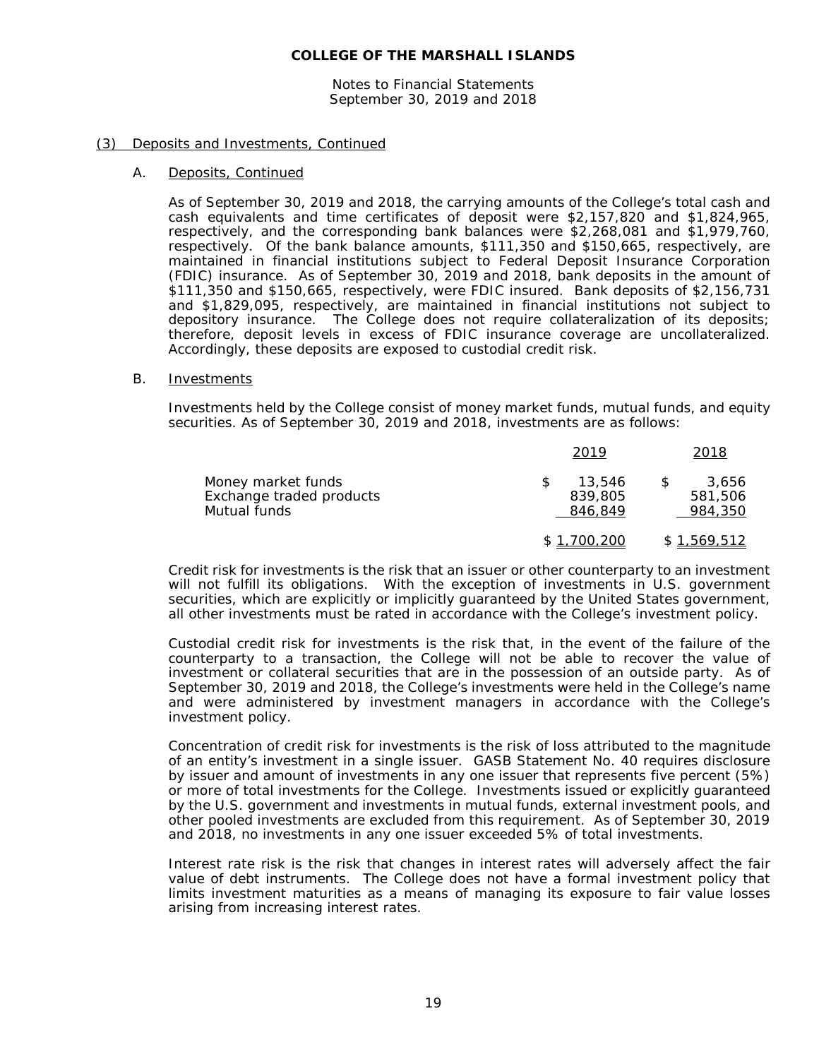# COLLEGE OF THE MARSHALL ISLANDS

Notes to Financial Statements
September 30, 2019 and 2018

## (3) Deposits and Investments, Continued

### A. Deposits, Continued

As of September 30, 2019 and 2018, the carrying amounts of the College's total cash and cash equivalents and time certificates of deposit were $2,157,820 and $1,824,965, respectively, and the corresponding bank balances were $2,268,081 and $1,979,760, respectively. Of the bank balance amounts, $111,350 and $150,665, respectively, are maintained in financial institutions subject to Federal Deposit Insurance Corporation (FDIC) insurance. As of September 30, 2019 and 2018, bank deposits in the amount of $111,350 and $150,665, respectively, were FDIC insured. Bank deposits of $2,156,731 and $1,829,095, respectively, are maintained in financial institutions not subject to depository insurance. The College does not require collateralization of its deposits; therefore, deposit levels in excess of FDIC insurance coverage are uncollateralized. Accordingly, these deposits are exposed to custodial credit risk.

### B. Investments

Investments held by the College consist of money market funds, mutual funds, and equity securities. As of September 30, 2019 and 2018, investments are as follows:

| | 2019 | 2018 |
|---|---|---|
| Money market funds | $ 13,546 | $ 3,656 |
| Exchange traded products | 839,805 | 581,506 |
| Mutual funds | 846,849 | 984,350 |
| | $ 1,700,200 | $ 1,569,512 |

Credit risk for investments is the risk that an issuer or other counterparty to an investment will not fulfill its obligations. With the exception of investments in U.S. government securities, which are explicitly or implicitly guaranteed by the United States government, all other investments must be rated in accordance with the College's investment policy.

Custodial credit risk for investments is the risk that, in the event of the failure of the counterparty to a transaction, the College will not be able to recover the value of investment or collateral securities that are in the possession of an outside party. As of September 30, 2019 and 2018, the College's investments were held in the College's name and were administered by investment managers in accordance with the College's investment policy.

Concentration of credit risk for investments is the risk of loss attributed to the magnitude of an entity's investment in a single issuer. GASB Statement No. 40 requires disclosure by issuer and amount of investments in any one issuer that represents five percent (5%) or more of total investments for the College. Investments issued or explicitly guaranteed by the U.S. government and investments in mutual funds, external investment pools, and other pooled investments are excluded from this requirement. As of September 30, 2019 and 2018, no investments in any one issuer exceeded 5% of total investments.

Interest rate risk is the risk that changes in interest rates will adversely affect the fair value of debt instruments. The College does not have a formal investment policy that limits investment maturities as a means of managing its exposure to fair value losses arising from increasing interest rates.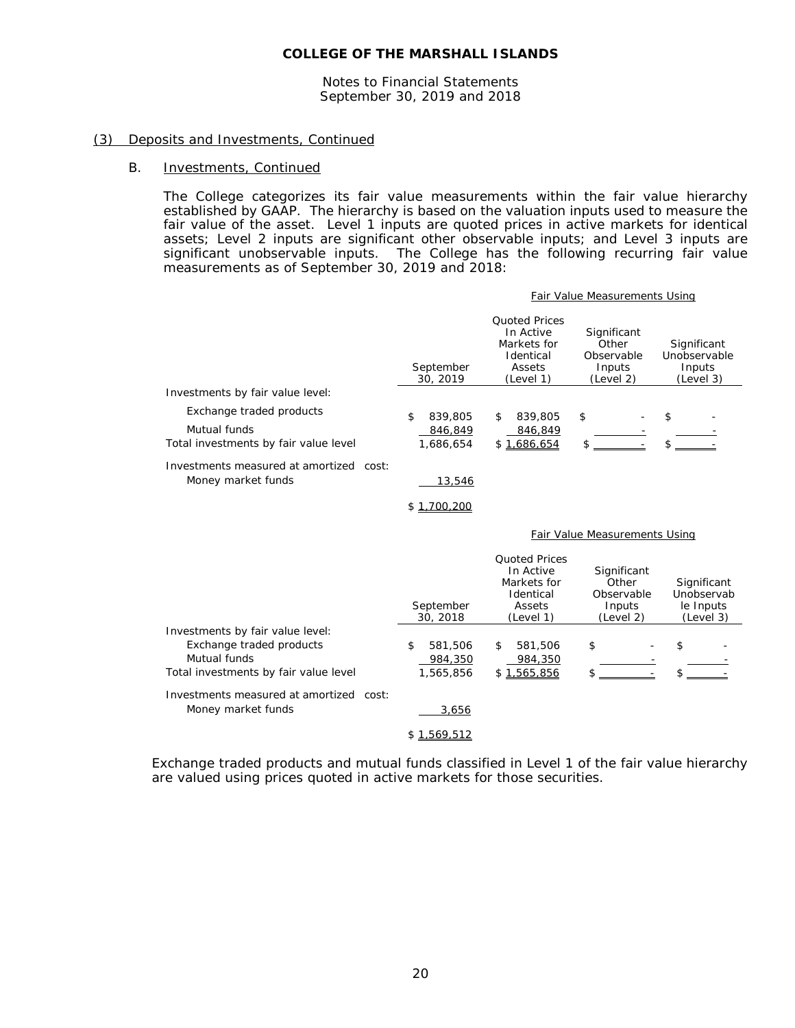**COLLEGE OF THE MARSHALL ISLANDS**

Notes to Financial Statements
September 30, 2019 and 2018

## (3) Deposits and Investments, Continued

### B. Investments, Continued

The College categorizes its fair value measurements within the fair value hierarchy established by GAAP. The hierarchy is based on the valuation inputs used to measure the fair value of the asset. Level 1 inputs are quoted prices in active markets for identical assets; Level 2 inputs are significant other observable inputs; and Level 3 inputs are significant unobservable inputs. The College has the following recurring fair value measurements as of September 30, 2019 and 2018:

| | | Fair Value Measurements Using | | |
|---|---|---|---|---|
| | September 30, 2019 | Quoted Prices In Active Markets for Identical Assets (Level 1) | Significant Other Observable Inputs (Level 2) | Significant Unobservable Inputs (Level 3) |
| Investments by fair value level: | | | | |
| Exchange traded products | $ 839,805 | $ 839,805 | $ - | $ - |
| Mutual funds | 846,849 | 846,849 | - | - |
| Total investments by fair value level | 1,686,654 | $ 1,686,654 | $ - | $ - |
| Investments measured at amortized cost: | | | | |
| Money market funds | 13,546 | | | |
| | $ 1,700,200 | | | |

| | | Fair Value Measurements Using | | |
|---|---|---|---|---|
| | September 30, 2018 | Quoted Prices In Active Markets for Identical Assets (Level 1) | Significant Other Observable Inputs (Level 2) | Significant Unobservable Inputs (Level 3) |
| Investments by fair value level: | | | | |
| Exchange traded products | $ 581,506 | $ 581,506 | $ - | $ - |
| Mutual funds | 984,350 | 984,350 | - | - |
| Total investments by fair value level | 1,565,856 | $ 1,565,856 | $ - | $ - |
| Investments measured at amortized cost: | | | | |
| Money market funds | 3,656 | | | |
| | $ 1,569,512 | | | |

Exchange traded products and mutual funds classified in Level 1 of the fair value hierarchy are valued using prices quoted in active markets for those securities.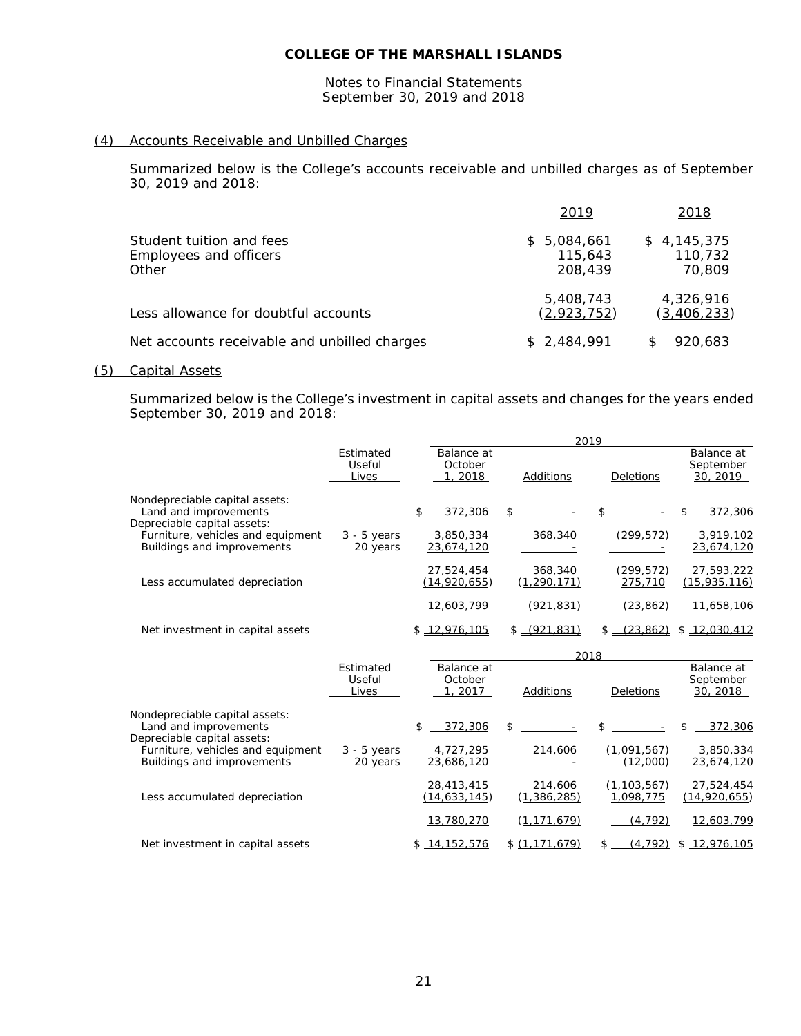**COLLEGE OF THE MARSHALL ISLANDS**

Notes to Financial Statements
September 30, 2019 and 2018

## (4) Accounts Receivable and Unbilled Charges

Summarized below is the College's accounts receivable and unbilled charges as of September 30, 2019 and 2018:

| | 2019 | 2018 |
|---|---|---|
| Student tuition and fees | $ 5,084,661 | $ 4,145,375 |
| Employees and officers | 115,643 | 110,732 |
| Other | 208,439 | 70,809 |
| | 5,408,743 | 4,326,916 |
| Less allowance for doubtful accounts | (2,923,752) | (3,406,233) |
| Net accounts receivable and unbilled charges | $ 2,484,991 | $ 920,683 |

## (5) Capital Assets

Summarized below is the College's investment in capital assets and changes for the years ended September 30, 2019 and 2018:

| | | 2019 | | | |
|---|---|---|---|---|---|
| | Estimated Useful Lives | Balance at October 1, 2018 | Additions | Deletions | Balance at September 30, 2019 |
| Nondepreciable capital assets: | | | | | |
| Land and improvements | | $ 372,306 | $ - | $ - | $ 372,306 |
| Depreciable capital assets: | | | | | |
| Furniture, vehicles and equipment | 3 - 5 years | 3,850,334 | 368,340 | (299,572) | 3,919,102 |
| Buildings and improvements | 20 years | 23,674,120 | - | - | 23,674,120 |
| | | 27,524,454 | 368,340 | (299,572) | 27,593,222 |
| Less accumulated depreciation | | (14,920,655) | (1,290,171) | 275,710 | (15,935,116) |
| | | 12,603,799 | (921,831) | (23,862) | 11,658,106 |
| Net investment in capital assets | | $ 12,976,105 | $ (921,831) | $ (23,862) | $ 12,030,412 |

| | | 2018 | | | |
|---|---|---|---|---|---|
| | Estimated Useful Lives | Balance at October 1, 2017 | Additions | Deletions | Balance at September 30, 2018 |
| Nondepreciable capital assets: | | | | | |
| Land and improvements | | $ 372,306 | $ - | $ - | $ 372,306 |
| Depreciable capital assets: | | | | | |
| Furniture, vehicles and equipment | 3 - 5 years | 4,727,295 | 214,606 | (1,091,567) | 3,850,334 |
| Buildings and improvements | 20 years | 23,686,120 | - | (12,000) | 23,674,120 |
| | | 28,413,415 | 214,606 | (1,103,567) | 27,524,454 |
| Less accumulated depreciation | | (14,633,145) | (1,386,285) | 1,098,775 | (14,920,655) |
| | | 13,780,270 | (1,171,679) | (4,792) | 12,603,799 |
| Net investment in capital assets | | $ 14,152,576 | $ (1,171,679) | $ (4,792) | $ 12,976,105 |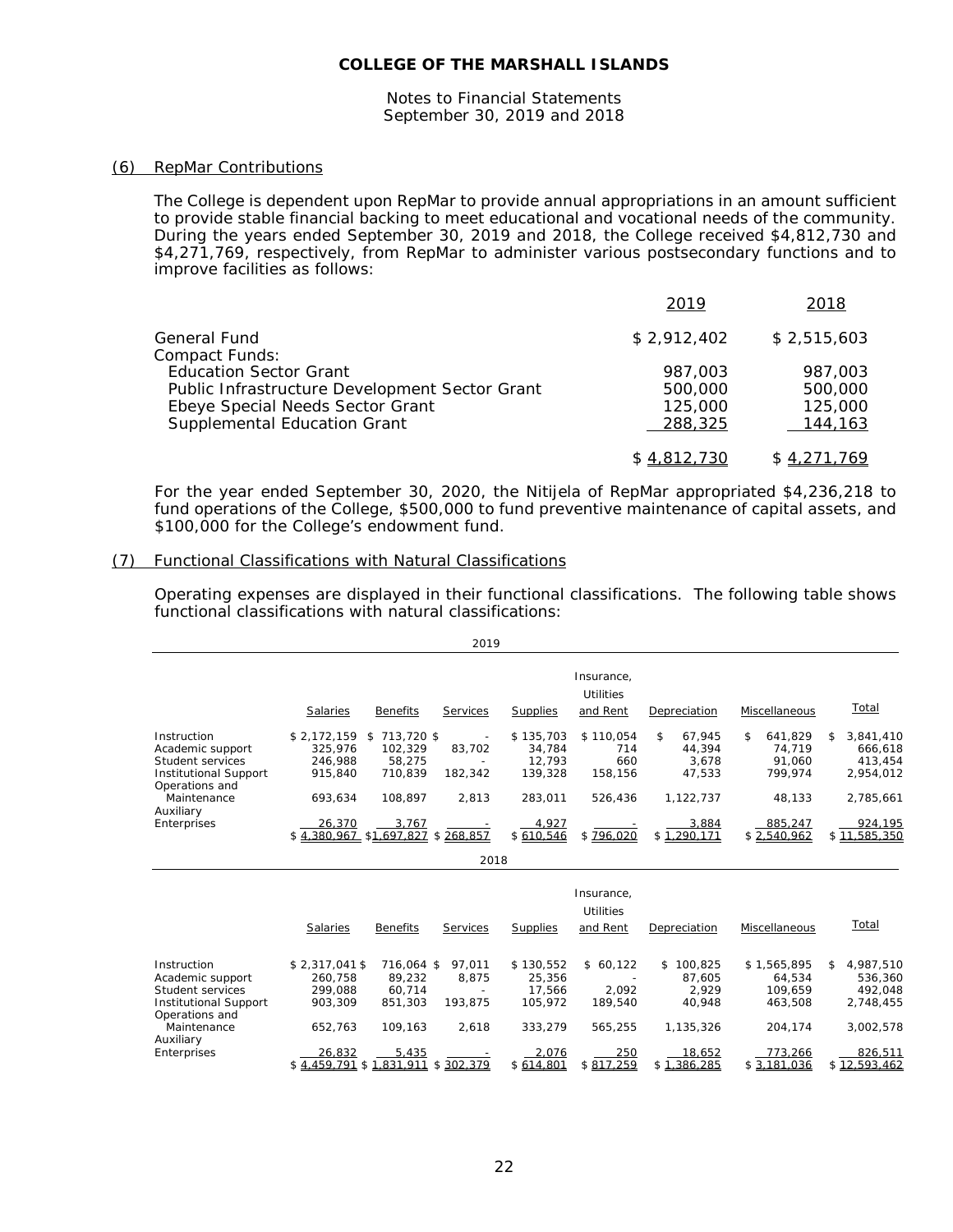## (6) RepMar Contributions

The College is dependent upon RepMar to provide annual appropriations in an amount sufficient to provide stable financial backing to meet educational and vocational needs of the community. During the years ended September 30, 2019 and 2018, the College received $4,812,730 and $4,271,769, respectively, from RepMar to administer various postsecondary functions and to improve facilities as follows:

| | 2019 | 2018 |
|---|---|---|
| General Fund | $ 2,912,402 | $ 2,515,603 |
| Compact Funds: | | |
| Education Sector Grant | 987,003 | 987,003 |
| Public Infrastructure Development Sector Grant | 500,000 | 500,000 |
| Ebeye Special Needs Sector Grant | 125,000 | 125,000 |
| Supplemental Education Grant | 288,325 | 144,163 |
| | $ 4,812,730 | $ 4,271,769 |

For the year ended September 30, 2020, the Nitijela of RepMar appropriated $4,236,218 to fund operations of the College, $500,000 to fund preventive maintenance of capital assets, and $100,000 for the College's endowment fund.

## (7) Functional Classifications with Natural Classifications

Operating expenses are displayed in their functional classifications. The following table shows functional classifications with natural classifications:

**2019**

| | Salaries | Benefits | Services | Supplies | Insurance, Utilities and Rent | Depreciation | Miscellaneous | Total |
|---|---|---|---|---|---|---|---|---|
| Instruction | $ 2,172,159 | $ 713,720 | $ - | $ 135,703 | $ 110,054 | $ 67,945 | $ 641,829 | $ 3,841,410 |
| Academic support | 325,976 | 102,329 | 83,702 | 34,784 | 714 | 44,394 | 74,719 | 666,618 |
| Student services | 246,988 | 58,275 | - | 12,793 | 660 | 3,678 | 91,060 | 413,454 |
| Institutional Support | 915,840 | 710,839 | 182,342 | 139,328 | 158,156 | 47,533 | 799,974 | 2,954,012 |
| Operations and Maintenance | 693,634 | 108,897 | 2,813 | 283,011 | 526,436 | 1,122,737 | 48,133 | 2,785,661 |
| Auxiliary Enterprises | 26,370 | 3,767 | - | 4,927 | - | 3,884 | 885,247 | 924,195 |
| | $ 4,380,967 | $ 1,697,827 | $ 268,857 | $ 610,546 | $ 796,020 | $ 1,290,171 | $ 2,540,962 | $ 11,585,350 |

**2018**

| | Salaries | Benefits | Services | Supplies | Insurance, Utilities and Rent | Depreciation | Miscellaneous | Total |
|---|---|---|---|---|---|---|---|---|
| Instruction | $ 2,317,041 | $ 716,064 | $ 97,011 | $ 130,552 | $ 60,122 | $ 100,825 | $ 1,565,895 | $ 4,987,510 |
| Academic support | 260,758 | 89,232 | 8,875 | 25,356 | - | 87,605 | 64,534 | 536,360 |
| Student services | 299,088 | 60,714 | - | 17,566 | 2,092 | 2,929 | 109,659 | 492,048 |
| Institutional Support | 903,309 | 851,303 | 193,875 | 105,972 | 189,540 | 40,948 | 463,508 | 2,748,455 |
| Operations and Maintenance | 652,763 | 109,163 | 2,618 | 333,279 | 565,255 | 1,135,326 | 204,174 | 3,002,578 |
| Auxiliary Enterprises | 26,832 | 5,435 | - | 2,076 | 250 | 18,652 | 773,266 | 826,511 |
| | $ 4,459,791 | $ 1,831,911 | $ 302,379 | $ 614,801 | $ 817,259 | $ 1,386,285 | $ 3,181,036 | $ 12,593,462 |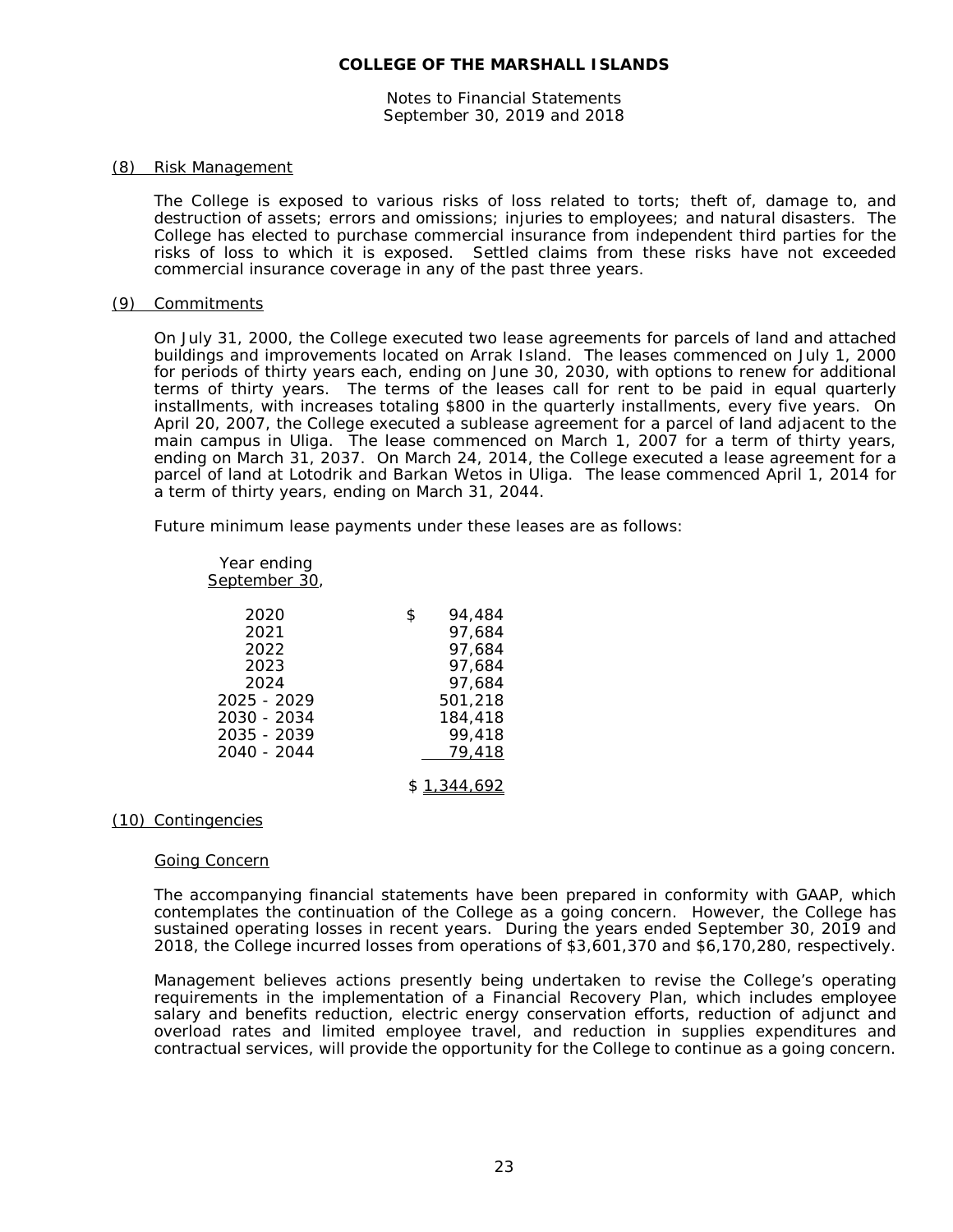# COLLEGE OF THE MARSHALL ISLANDS

Notes to Financial Statements
September 30, 2019 and 2018

## (8) Risk Management

The College is exposed to various risks of loss related to torts; theft of, damage to, and destruction of assets; errors and omissions; injuries to employees; and natural disasters. The College has elected to purchase commercial insurance from independent third parties for the risks of loss to which it is exposed. Settled claims from these risks have not exceeded commercial insurance coverage in any of the past three years.

## (9) Commitments

On July 31, 2000, the College executed two lease agreements for parcels of land and attached buildings and improvements located on Arrak Island. The leases commenced on July 1, 2000 for periods of thirty years each, ending on June 30, 2030, with options to renew for additional terms of thirty years. The terms of the leases call for rent to be paid in equal quarterly installments, with increases totaling $800 in the quarterly installments, every five years. On April 20, 2007, the College executed a sublease agreement for a parcel of land adjacent to the main campus in Uliga. The lease commenced on March 1, 2007 for a term of thirty years, ending on March 31, 2037. On March 24, 2014, the College executed a lease agreement for a parcel of land at Lotodrik and Barkan Wetos in Uliga. The lease commenced April 1, 2014 for a term of thirty years, ending on March 31, 2044.

Future minimum lease payments under these leases are as follows:

| Year ending September 30, | |
|---|---|
| 2020 | $ 94,484 |
| 2021 | 97,684 |
| 2022 | 97,684 |
| 2023 | 97,684 |
| 2024 | 97,684 |
| 2025 - 2029 | 501,218 |
| 2030 - 2034 | 184,418 |
| 2035 - 2039 | 99,418 |
| 2040 - 2044 | 79,418 |
| | $ 1,344,692 |

## (10) Contingencies

### Going Concern

The accompanying financial statements have been prepared in conformity with GAAP, which contemplates the continuation of the College as a going concern. However, the College has sustained operating losses in recent years. During the years ended September 30, 2019 and 2018, the College incurred losses from operations of $3,601,370 and $6,170,280, respectively.

Management believes actions presently being undertaken to revise the College's operating requirements in the implementation of a Financial Recovery Plan, which includes employee salary and benefits reduction, electric energy conservation efforts, reduction of adjunct and overload rates and limited employee travel, and reduction in supplies expenditures and contractual services, will provide the opportunity for the College to continue as a going concern.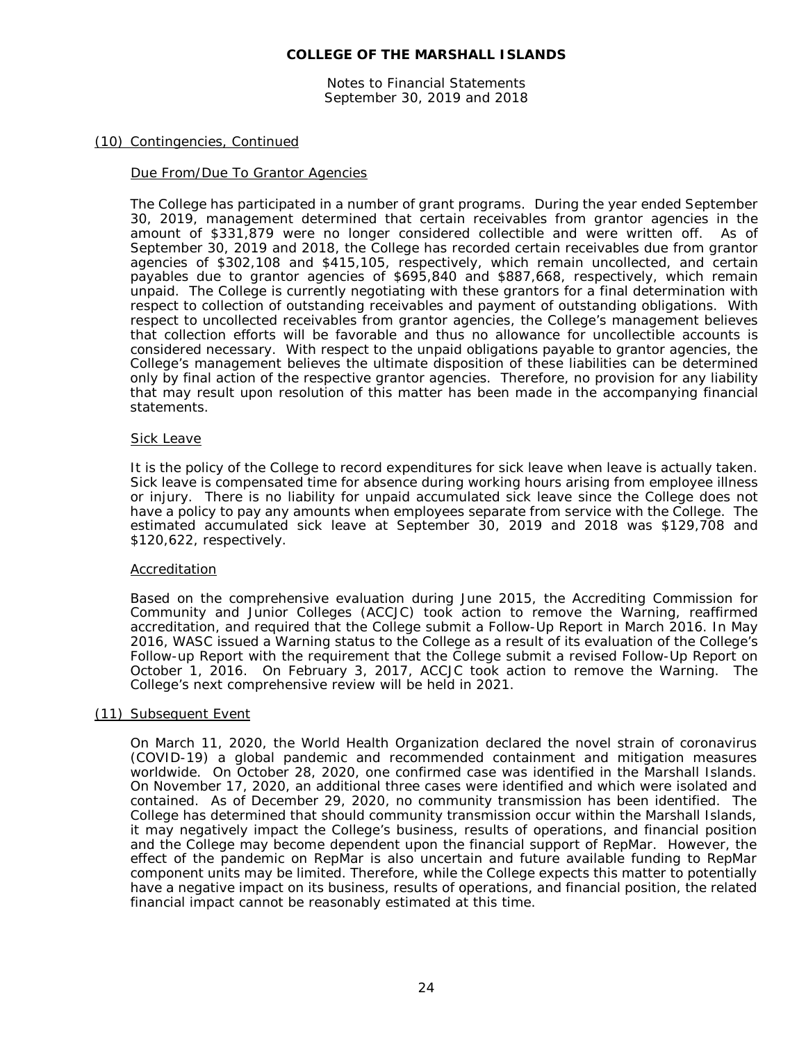## (10) Contingencies, Continued

### Due From/Due To Grantor Agencies

The College has participated in a number of grant programs. During the year ended September 30, 2019, management determined that certain receivables from grantor agencies in the amount of $331,879 were no longer considered collectible and were written off. As of September 30, 2019 and 2018, the College has recorded certain receivables due from grantor agencies of $302,108 and $415,105, respectively, which remain uncollected, and certain payables due to grantor agencies of $695,840 and $887,668, respectively, which remain unpaid. The College is currently negotiating with these grantors for a final determination with respect to collection of outstanding receivables and payment of outstanding obligations. With respect to uncollected receivables from grantor agencies, the College's management believes that collection efforts will be favorable and thus no allowance for uncollectible accounts is considered necessary. With respect to the unpaid obligations payable to grantor agencies, the College's management believes the ultimate disposition of these liabilities can be determined only by final action of the respective grantor agencies. Therefore, no provision for any liability that may result upon resolution of this matter has been made in the accompanying financial statements.

### Sick Leave

It is the policy of the College to record expenditures for sick leave when leave is actually taken. Sick leave is compensated time for absence during working hours arising from employee illness or injury. There is no liability for unpaid accumulated sick leave since the College does not have a policy to pay any amounts when employees separate from service with the College. The estimated accumulated sick leave at September 30, 2019 and 2018 was $129,708 and $120,622, respectively.

### Accreditation

Based on the comprehensive evaluation during June 2015, the Accrediting Commission for Community and Junior Colleges (ACCJC) took action to remove the Warning, reaffirmed accreditation, and required that the College submit a Follow-Up Report in March 2016. In May 2016, WASC issued a Warning status to the College as a result of its evaluation of the College's Follow-up Report with the requirement that the College submit a revised Follow-Up Report on October 1, 2016. On February 3, 2017, ACCJC took action to remove the Warning. The College's next comprehensive review will be held in 2021.

## (11) Subsequent Event

On March 11, 2020, the World Health Organization declared the novel strain of coronavirus (COVID-19) a global pandemic and recommended containment and mitigation measures worldwide. On October 28, 2020, one confirmed case was identified in the Marshall Islands. On November 17, 2020, an additional three cases were identified and which were isolated and contained. As of December 29, 2020, no community transmission has been identified. The College has determined that should community transmission occur within the Marshall Islands, it may negatively impact the College's business, results of operations, and financial position and the College may become dependent upon the financial support of RepMar. However, the effect of the pandemic on RepMar is also uncertain and future available funding to RepMar component units may be limited. Therefore, while the College expects this matter to potentially have a negative impact on its business, results of operations, and financial position, the related financial impact cannot be reasonably estimated at this time.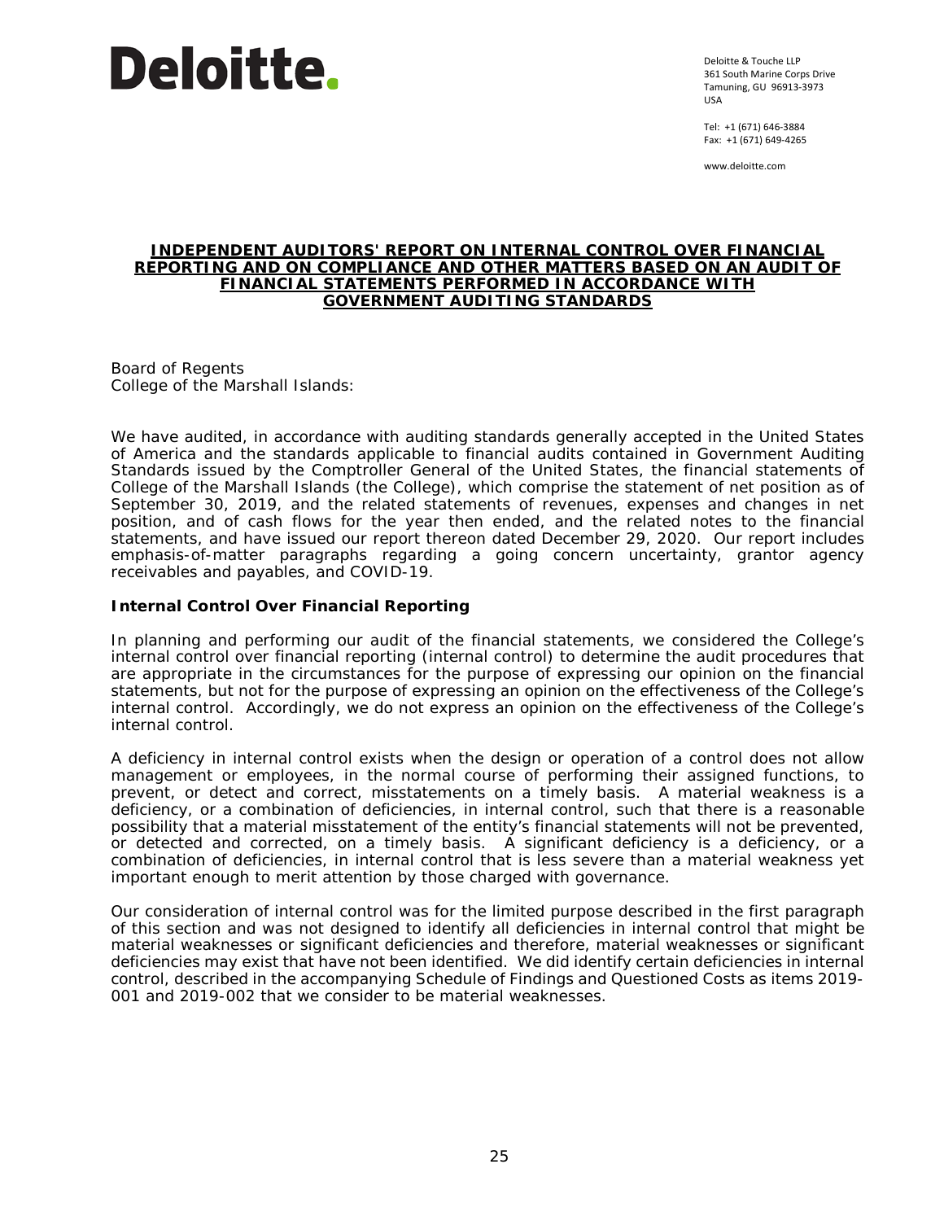Deloitte.

Deloitte & Touche LLP
361 South Marine Corps Drive
Tamuning, GU 96913-3973
USA

Tel: +1 (671) 646-3884
Fax: +1 (671) 649-4265

www.deloitte.com

# INDEPENDENT AUDITORS' REPORT ON INTERNAL CONTROL OVER FINANCIAL REPORTING AND ON COMPLIANCE AND OTHER MATTERS BASED ON AN AUDIT OF FINANCIAL STATEMENTS PERFORMED IN ACCORDANCE WITH GOVERNMENT AUDITING STANDARDS

Board of Regents
College of the Marshall Islands:

We have audited, in accordance with auditing standards generally accepted in the United States of America and the standards applicable to financial audits contained in Government Auditing Standards issued by the Comptroller General of the United States, the financial statements of College of the Marshall Islands (the College), which comprise the statement of net position as of September 30, 2019, and the related statements of revenues, expenses and changes in net position, and of cash flows for the year then ended, and the related notes to the financial statements, and have issued our report thereon dated December 29, 2020. Our report includes emphasis-of-matter paragraphs regarding a going concern uncertainty, grantor agency receivables and payables, and COVID-19.

## Internal Control Over Financial Reporting

In planning and performing our audit of the financial statements, we considered the College's internal control over financial reporting (internal control) to determine the audit procedures that are appropriate in the circumstances for the purpose of expressing our opinion on the financial statements, but not for the purpose of expressing an opinion on the effectiveness of the College's internal control. Accordingly, we do not express an opinion on the effectiveness of the College's internal control.

A deficiency in internal control exists when the design or operation of a control does not allow management or employees, in the normal course of performing their assigned functions, to prevent, or detect and correct, misstatements on a timely basis. A material weakness is a deficiency, or a combination of deficiencies, in internal control, such that there is a reasonable possibility that a material misstatement of the entity's financial statements will not be prevented, or detected and corrected, on a timely basis. A significant deficiency is a deficiency, or a combination of deficiencies, in internal control that is less severe than a material weakness yet important enough to merit attention by those charged with governance.

Our consideration of internal control was for the limited purpose described in the first paragraph of this section and was not designed to identify all deficiencies in internal control that might be material weaknesses or significant deficiencies and therefore, material weaknesses or significant deficiencies may exist that have not been identified. We did identify certain deficiencies in internal control, described in the accompanying Schedule of Findings and Questioned Costs as items 2019-001 and 2019-002 that we consider to be material weaknesses.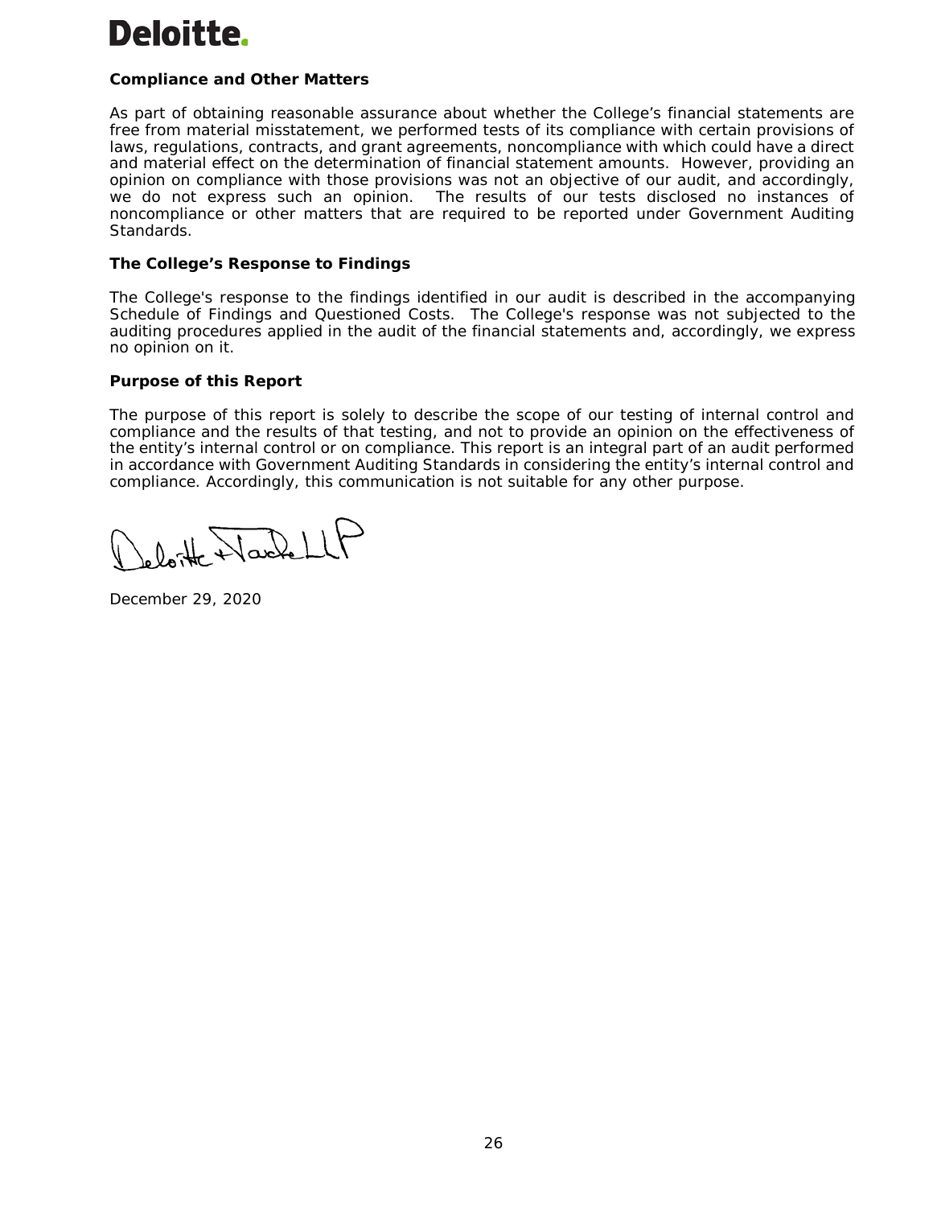**Compliance and Other Matters**

As part of obtaining reasonable assurance about whether the College's financial statements are free from material misstatement, we performed tests of its compliance with certain provisions of laws, regulations, contracts, and grant agreements, noncompliance with which could have a direct and material effect on the determination of financial statement amounts. However, providing an opinion on compliance with those provisions was not an objective of our audit, and accordingly, we do not express such an opinion. The results of our tests disclosed no instances of noncompliance or other matters that are required to be reported under Government Auditing Standards.

**The College's Response to Findings**

The College's response to the findings identified in our audit is described in the accompanying Schedule of Findings and Questioned Costs. The College's response was not subjected to the auditing procedures applied in the audit of the financial statements and, accordingly, we express no opinion on it.

**Purpose of this Report**

The purpose of this report is solely to describe the scope of our testing of internal control and compliance and the results of that testing, and not to provide an opinion on the effectiveness of the entity's internal control or on compliance. This report is an integral part of an audit performed in accordance with Government Auditing Standards in considering the entity's internal control and compliance. Accordingly, this communication is not suitable for any other purpose.

Deloitte & Touche LLP

December 29, 2020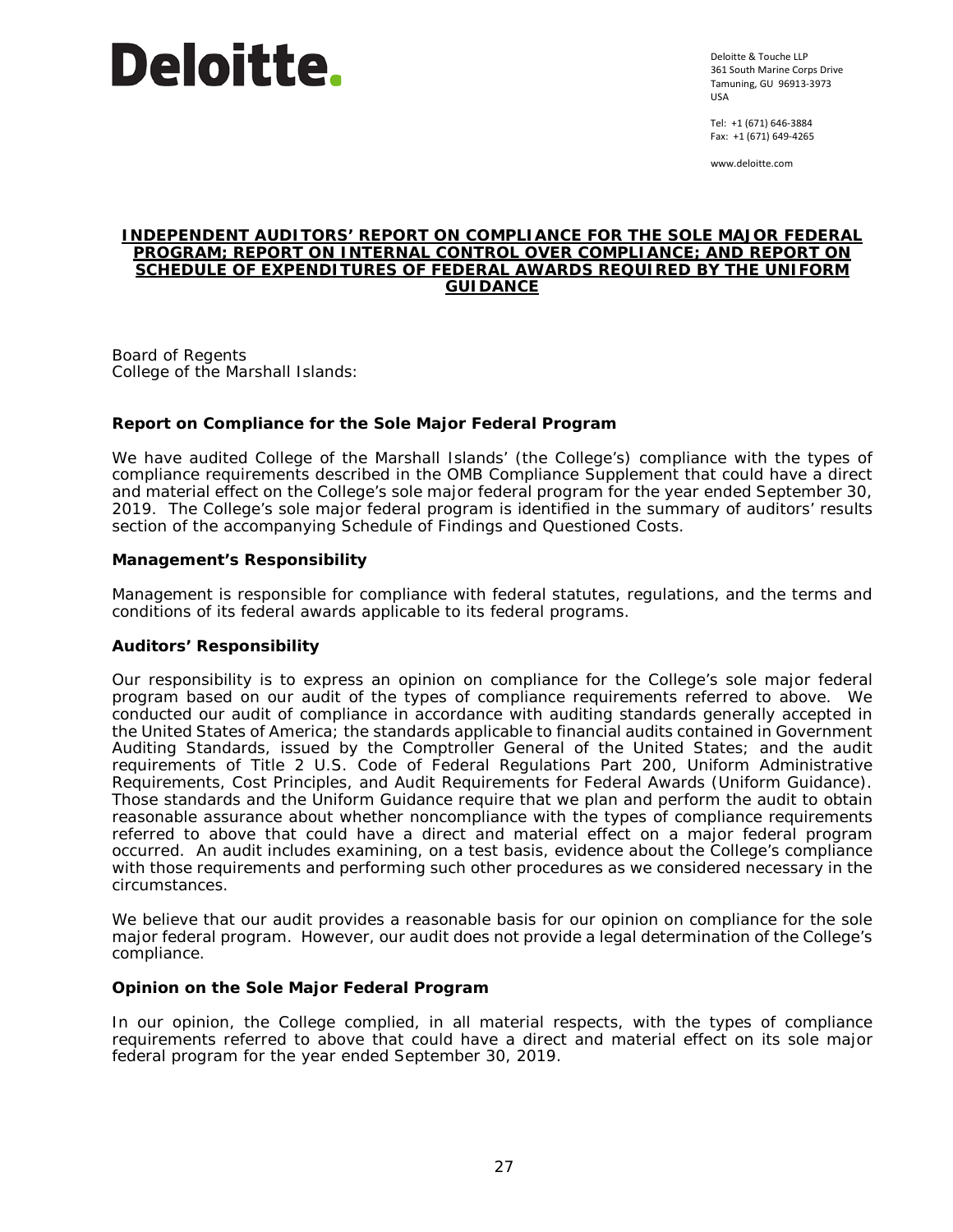Deloitte.

Deloitte & Touche LLP
361 South Marine Corps Drive
Tamuning, GU 96913-3973
USA

Tel: +1 (671) 646-3884
Fax: +1 (671) 649-4265

www.deloitte.com

# INDEPENDENT AUDITORS' REPORT ON COMPLIANCE FOR THE SOLE MAJOR FEDERAL PROGRAM; REPORT ON INTERNAL CONTROL OVER COMPLIANCE; AND REPORT ON SCHEDULE OF EXPENDITURES OF FEDERAL AWARDS REQUIRED BY THE UNIFORM GUIDANCE

Board of Regents
College of the Marshall Islands:

## Report on Compliance for the Sole Major Federal Program

We have audited College of the Marshall Islands' (the College's) compliance with the types of compliance requirements described in the *OMB Compliance Supplement* that could have a direct and material effect on the College's sole major federal program for the year ended September 30, 2019. The College's sole major federal program is identified in the summary of auditors' results section of the accompanying Schedule of Findings and Questioned Costs.

### Management's Responsibility

Management is responsible for compliance with federal statutes, regulations, and the terms and conditions of its federal awards applicable to its federal programs.

### Auditors' Responsibility

Our responsibility is to express an opinion on compliance for the College's sole major federal program based on our audit of the types of compliance requirements referred to above. We conducted our audit of compliance in accordance with auditing standards generally accepted in the United States of America; the standards applicable to financial audits contained in *Government Auditing Standards*, issued by the Comptroller General of the United States; and the audit requirements of Title 2 U.S. *Code of Federal Regulations* Part 200, *Uniform Administrative Requirements, Cost Principles, and Audit Requirements for Federal Awards* (Uniform Guidance). Those standards and the Uniform Guidance require that we plan and perform the audit to obtain reasonable assurance about whether noncompliance with the types of compliance requirements referred to above that could have a direct and material effect on a major federal program occurred. An audit includes examining, on a test basis, evidence about the College's compliance with those requirements and performing such other procedures as we considered necessary in the circumstances.

We believe that our audit provides a reasonable basis for our opinion on compliance for the sole major federal program. However, our audit does not provide a legal determination of the College's compliance.

### Opinion on the Sole Major Federal Program

In our opinion, the College complied, in all material respects, with the types of compliance requirements referred to above that could have a direct and material effect on its sole major federal program for the year ended September 30, 2019.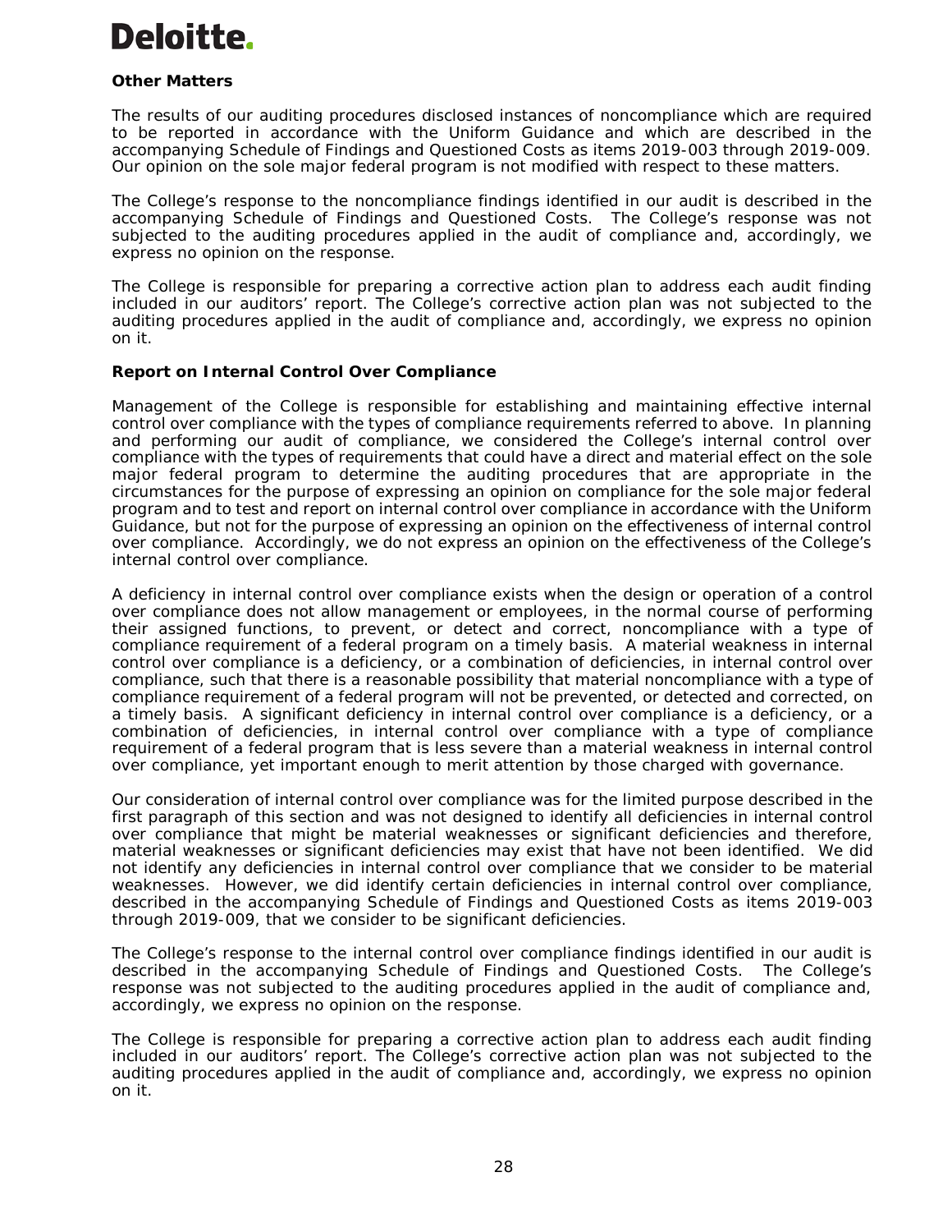### Other Matters

The results of our auditing procedures disclosed instances of noncompliance which are required to be reported in accordance with the Uniform Guidance and which are described in the accompanying Schedule of Findings and Questioned Costs as items 2019-003 through 2019-009. Our opinion on the sole major federal program is not modified with respect to these matters.

The College's response to the noncompliance findings identified in our audit is described in the accompanying Schedule of Findings and Questioned Costs. The College's response was not subjected to the auditing procedures applied in the audit of compliance and, accordingly, we express no opinion on the response.

The College is responsible for preparing a corrective action plan to address each audit finding included in our auditors' report. The College's corrective action plan was not subjected to the auditing procedures applied in the audit of compliance and, accordingly, we express no opinion on it.

### Report on Internal Control Over Compliance

Management of the College is responsible for establishing and maintaining effective internal control over compliance with the types of compliance requirements referred to above. In planning and performing our audit of compliance, we considered the College's internal control over compliance with the types of requirements that could have a direct and material effect on the sole major federal program to determine the auditing procedures that are appropriate in the circumstances for the purpose of expressing an opinion on compliance for the sole major federal program and to test and report on internal control over compliance in accordance with the Uniform Guidance, but not for the purpose of expressing an opinion on the effectiveness of internal control over compliance. Accordingly, we do not express an opinion on the effectiveness of the College's internal control over compliance.

A deficiency in internal control over compliance exists when the design or operation of a control over compliance does not allow management or employees, in the normal course of performing their assigned functions, to prevent, or detect and correct, noncompliance with a type of compliance requirement of a federal program on a timely basis. A material weakness in internal control over compliance is a deficiency, or a combination of deficiencies, in internal control over compliance, such that there is a reasonable possibility that material noncompliance with a type of compliance requirement of a federal program will not be prevented, or detected and corrected, on a timely basis. A significant deficiency in internal control over compliance is a deficiency, or a combination of deficiencies, in internal control over compliance with a type of compliance requirement of a federal program that is less severe than a material weakness in internal control over compliance, yet important enough to merit attention by those charged with governance.

Our consideration of internal control over compliance was for the limited purpose described in the first paragraph of this section and was not designed to identify all deficiencies in internal control over compliance that might be material weaknesses or significant deficiencies and therefore, material weaknesses or significant deficiencies may exist that have not been identified. We did not identify any deficiencies in internal control over compliance that we consider to be material weaknesses. However, we did identify certain deficiencies in internal control over compliance, described in the accompanying Schedule of Findings and Questioned Costs as items 2019-003 through 2019-009, that we consider to be significant deficiencies.

The College's response to the internal control over compliance findings identified in our audit is described in the accompanying Schedule of Findings and Questioned Costs. The College's response was not subjected to the auditing procedures applied in the audit of compliance and, accordingly, we express no opinion on the response.

The College is responsible for preparing a corrective action plan to address each audit finding included in our auditors' report. The College's corrective action plan was not subjected to the auditing procedures applied in the audit of compliance and, accordingly, we express no opinion on it.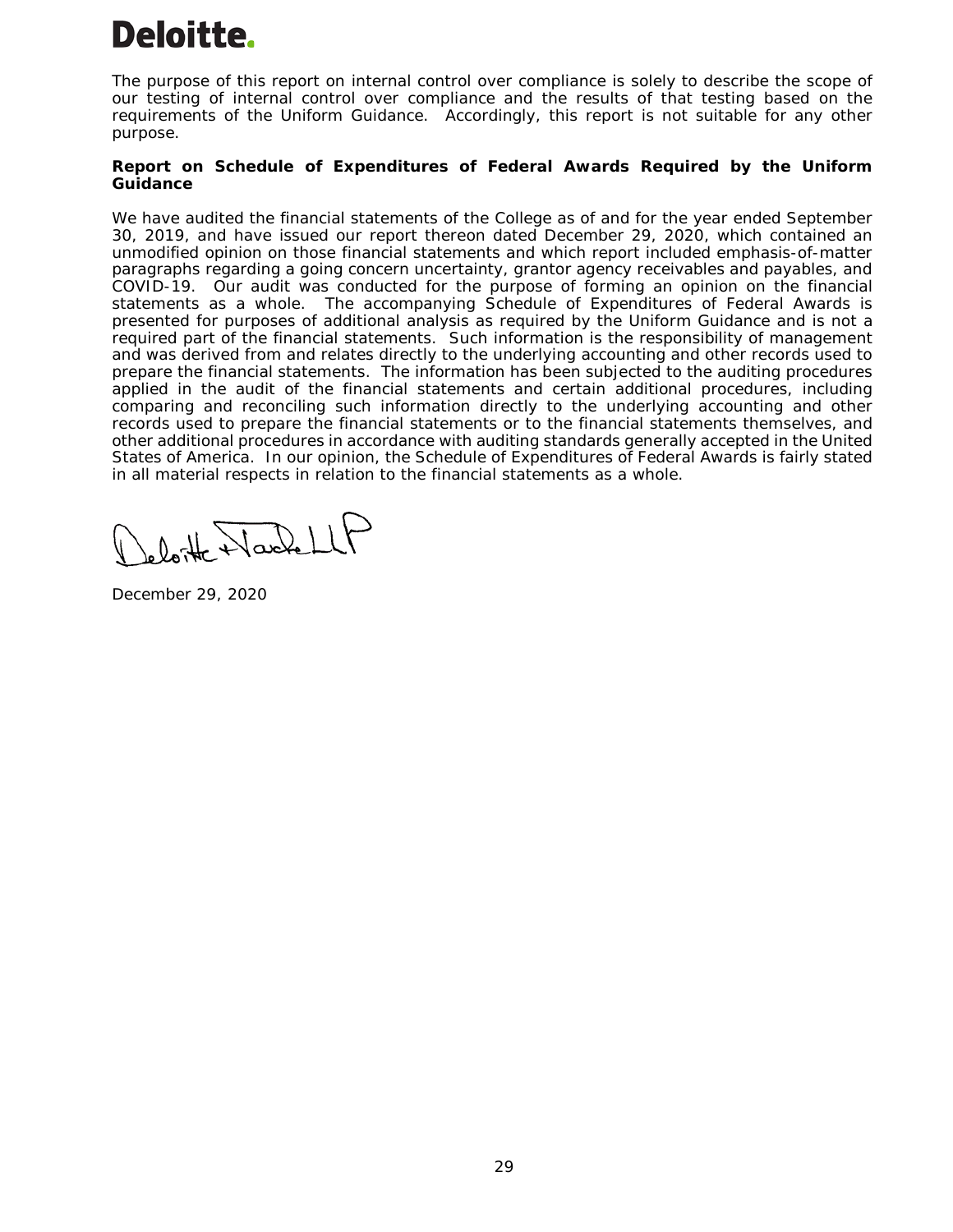# Deloitte.

The purpose of this report on internal control over compliance is solely to describe the scope of our testing of internal control over compliance and the results of that testing based on the requirements of the Uniform Guidance. Accordingly, this report is not suitable for any other purpose.

**Report on Schedule of Expenditures of Federal Awards Required by the Uniform Guidance**

We have audited the financial statements of the College as of and for the year ended September 30, 2019, and have issued our report thereon dated December 29, 2020, which contained an unmodified opinion on those financial statements and which report included emphasis-of-matter paragraphs regarding a going concern uncertainty, grantor agency receivables and payables, and COVID-19. Our audit was conducted for the purpose of forming an opinion on the financial statements as a whole. The accompanying Schedule of Expenditures of Federal Awards is presented for purposes of additional analysis as required by the Uniform Guidance and is not a required part of the financial statements. Such information is the responsibility of management and was derived from and relates directly to the underlying accounting and other records used to prepare the financial statements. The information has been subjected to the auditing procedures applied in the audit of the financial statements and certain additional procedures, including comparing and reconciling such information directly to the underlying accounting and other records used to prepare the financial statements or to the financial statements themselves, and other additional procedures in accordance with auditing standards generally accepted in the United States of America. In our opinion, the Schedule of Expenditures of Federal Awards is fairly stated in all material respects in relation to the financial statements as a whole.

Deloitte & Touche LLP

December 29, 2020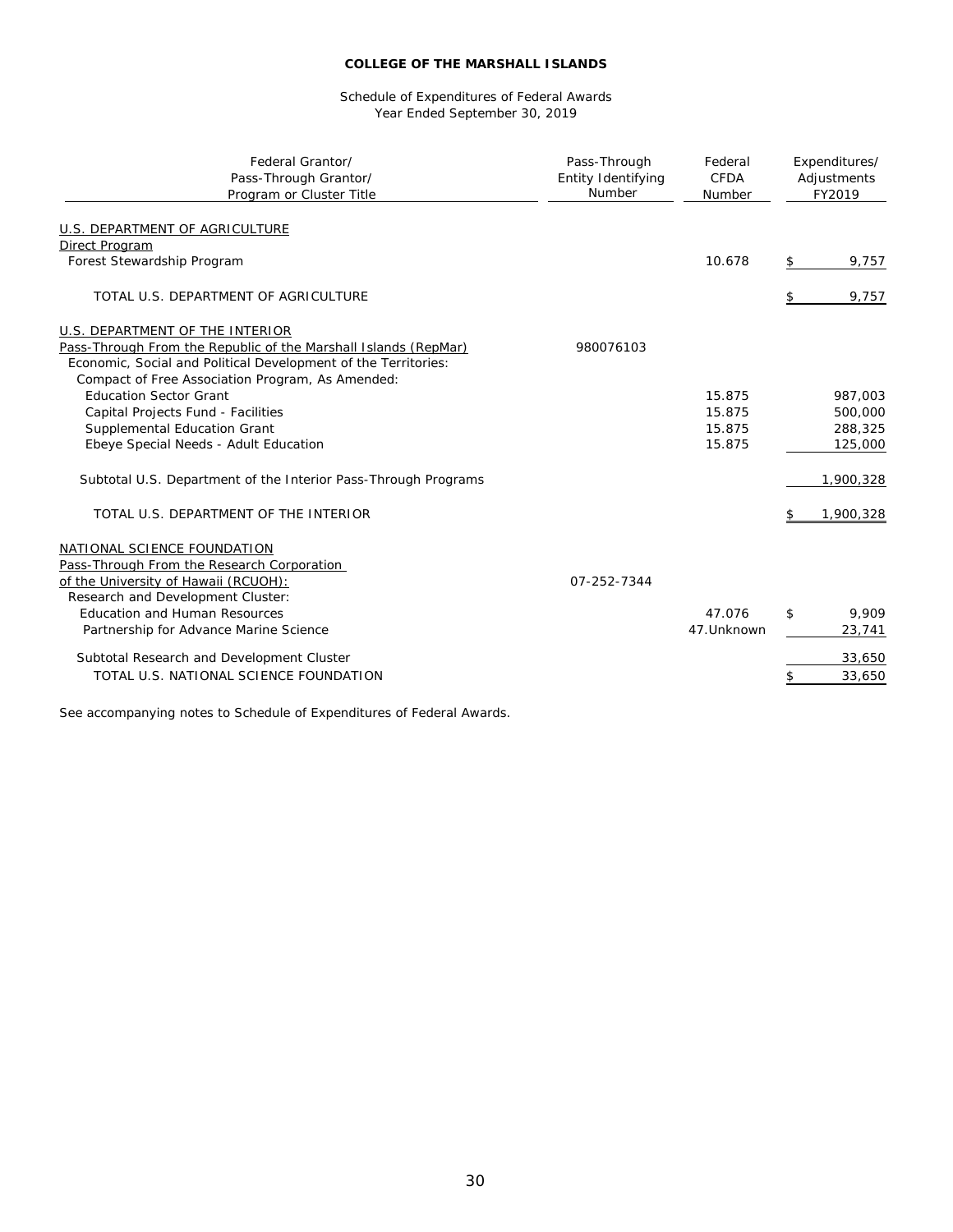**COLLEGE OF THE MARSHALL ISLANDS**

Schedule of Expenditures of Federal Awards
Year Ended September 30, 2019

| Federal Grantor/ Pass-Through Grantor/ Program or Cluster Title | Pass-Through Entity Identifying Number | Federal CFDA Number | Expenditures/ Adjustments FY2019 |
|---|---|---|---|
| U.S. DEPARTMENT OF AGRICULTURE | | | |
| Direct Program | | | |
| Forest Stewardship Program | | 10.678 | $ 9,757 |
| TOTAL U.S. DEPARTMENT OF AGRICULTURE | | | $ 9,757 |
| U.S. DEPARTMENT OF THE INTERIOR | | | |
| Pass-Through From the Republic of the Marshall Islands (RepMar) | 980076103 | | |
| Economic, Social and Political Development of the Territories: | | | |
| Compact of Free Association Program, As Amended: | | | |
| Education Sector Grant | | 15.875 | 987,003 |
| Capital Projects Fund - Facilities | | 15.875 | 500,000 |
| Supplemental Education Grant | | 15.875 | 288,325 |
| Ebeye Special Needs - Adult Education | | 15.875 | 125,000 |
| Subtotal U.S. Department of the Interior Pass-Through Programs | | | 1,900,328 |
| TOTAL U.S. DEPARTMENT OF THE INTERIOR | | | $ 1,900,328 |
| NATIONAL SCIENCE FOUNDATION | | | |
| Pass-Through From the Research Corporation of the University of Hawaii (RCUOH): | 07-252-7344 | | |
| Research and Development Cluster: | | | |
| Education and Human Resources | | 47.076 | $ 9,909 |
| Partnership for Advance Marine Science | | 47.Unknown | 23,741 |
| Subtotal Research and Development Cluster | | | 33,650 |
| TOTAL U.S. NATIONAL SCIENCE FOUNDATION | | | $ 33,650 |

See accompanying notes to Schedule of Expenditures of Federal Awards.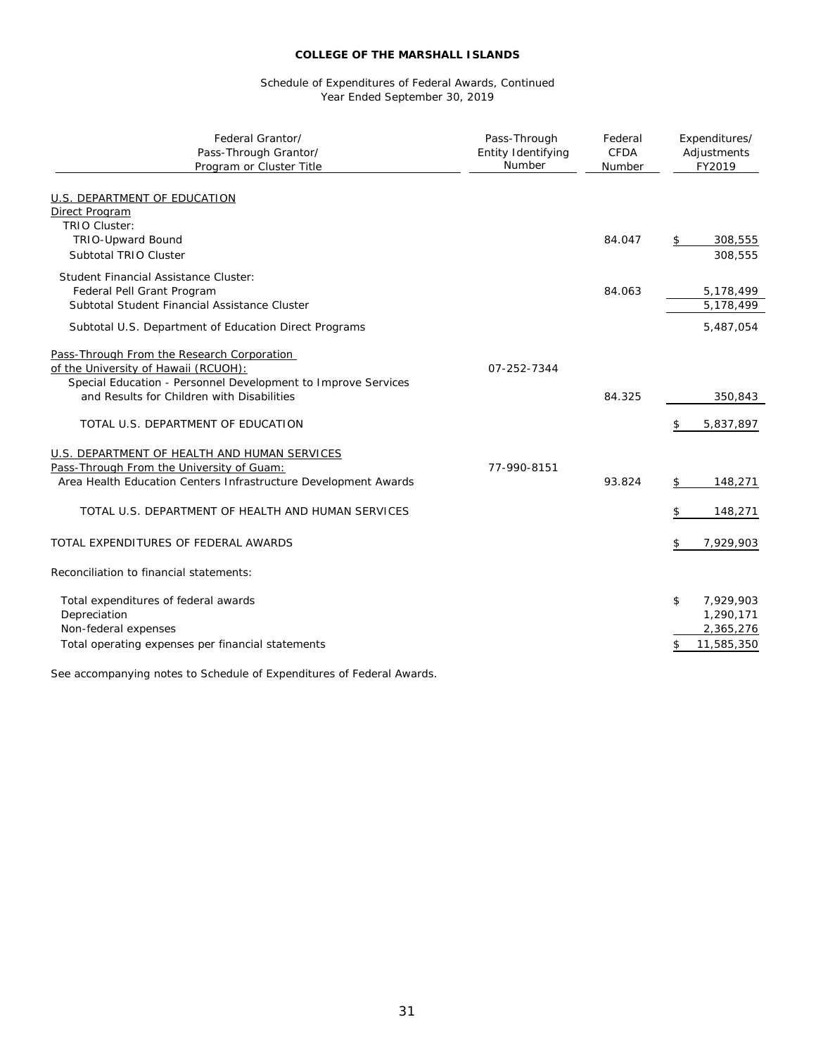**COLLEGE OF THE MARSHALL ISLANDS**

Schedule of Expenditures of Federal Awards, Continued
Year Ended September 30, 2019

| Federal Grantor/ Pass-Through Grantor/ Program or Cluster Title | Pass-Through Entity Identifying Number | Federal CFDA Number | Expenditures/ Adjustments FY2019 |
|---|---|---|---|
| U.S. DEPARTMENT OF EDUCATION | | | |
| Direct Program | | | |
| TRIO Cluster: | | | |
| TRIO-Upward Bound | | 84.047 | $ 308,555 |
| Subtotal TRIO Cluster | | | 308,555 |
| Student Financial Assistance Cluster: | | | |
| Federal Pell Grant Program | | 84.063 | 5,178,499 |
| Subtotal Student Financial Assistance Cluster | | | 5,178,499 |
| Subtotal U.S. Department of Education Direct Programs | | | 5,487,054 |
| Pass-Through From the Research Corporation of the University of Hawaii (RCUOH): | 07-252-7344 | | |
| Special Education - Personnel Development to Improve Services and Results for Children with Disabilities | | 84.325 | 350,843 |
| TOTAL U.S. DEPARTMENT OF EDUCATION | | | $ 5,837,897 |
| U.S. DEPARTMENT OF HEALTH AND HUMAN SERVICES | | | |
| Pass-Through From the University of Guam: | 77-990-8151 | | |
| Area Health Education Centers Infrastructure Development Awards | | 93.824 | $ 148,271 |
| TOTAL U.S. DEPARTMENT OF HEALTH AND HUMAN SERVICES | | | $ 148,271 |
| TOTAL EXPENDITURES OF FEDERAL AWARDS | | | $ 7,929,903 |
| Reconciliation to financial statements: | | | |
| Total expenditures of federal awards | | | $ 7,929,903 |
| Depreciation | | | 1,290,171 |
| Non-federal expenses | | | 2,365,276 |
| Total operating expenses per financial statements | | | $ 11,585,350 |

See accompanying notes to Schedule of Expenditures of Federal Awards.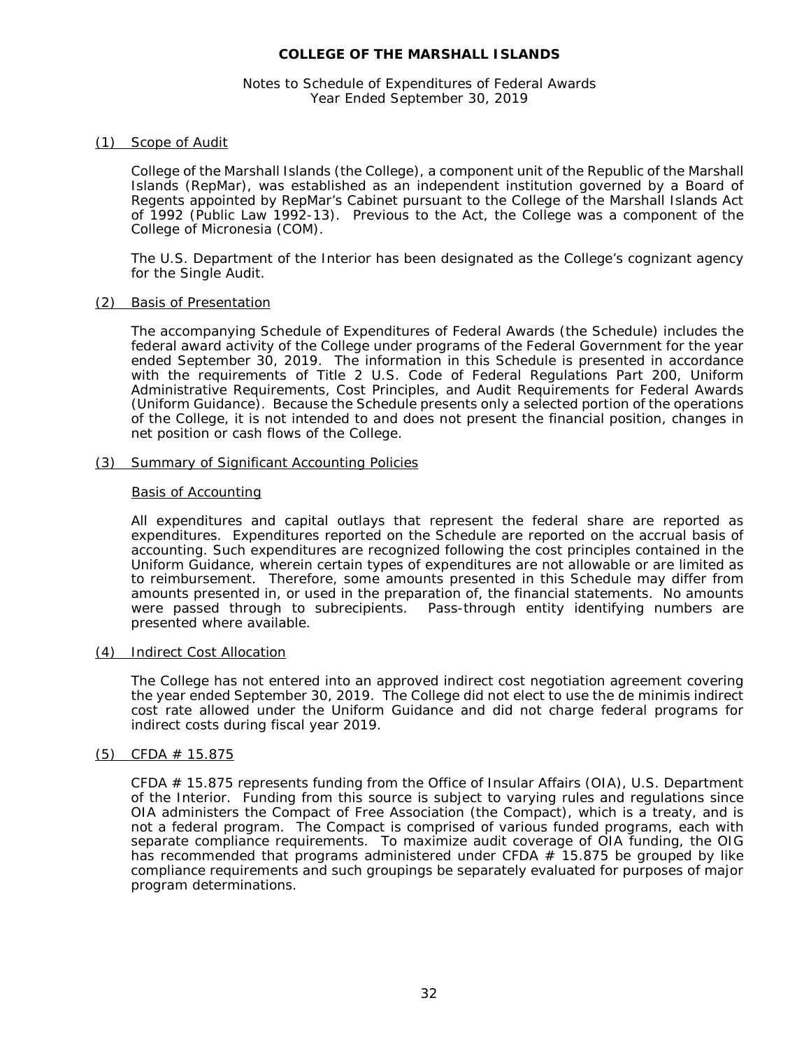# COLLEGE OF THE MARSHALL ISLANDS

Notes to Schedule of Expenditures of Federal Awards
Year Ended September 30, 2019

## (1) Scope of Audit

College of the Marshall Islands (the College), a component unit of the Republic of the Marshall Islands (RepMar), was established as an independent institution governed by a Board of Regents appointed by RepMar's Cabinet pursuant to the College of the Marshall Islands Act of 1992 (Public Law 1992-13). Previous to the Act, the College was a component of the College of Micronesia (COM).

The U.S. Department of the Interior has been designated as the College's cognizant agency for the Single Audit.

## (2) Basis of Presentation

The accompanying Schedule of Expenditures of Federal Awards (the Schedule) includes the federal award activity of the College under programs of the Federal Government for the year ended September 30, 2019. The information in this Schedule is presented in accordance with the requirements of Title 2 U.S. Code of Federal Regulations Part 200, Uniform Administrative Requirements, Cost Principles, and Audit Requirements for Federal Awards (Uniform Guidance). Because the Schedule presents only a selected portion of the operations of the College, it is not intended to and does not present the financial position, changes in net position or cash flows of the College.

## (3) Summary of Significant Accounting Policies

### Basis of Accounting

All expenditures and capital outlays that represent the federal share are reported as expenditures. Expenditures reported on the Schedule are reported on the accrual basis of accounting. Such expenditures are recognized following the cost principles contained in the Uniform Guidance, wherein certain types of expenditures are not allowable or are limited as to reimbursement. Therefore, some amounts presented in this Schedule may differ from amounts presented in, or used in the preparation of, the financial statements. No amounts were passed through to subrecipients. Pass-through entity identifying numbers are presented where available.

## (4) Indirect Cost Allocation

The College has not entered into an approved indirect cost negotiation agreement covering the year ended September 30, 2019. The College did not elect to use the de minimis indirect cost rate allowed under the Uniform Guidance and did not charge federal programs for indirect costs during fiscal year 2019.

## (5) CFDA # 15.875

CFDA # 15.875 represents funding from the Office of Insular Affairs (OIA), U.S. Department of the Interior. Funding from this source is subject to varying rules and regulations since OIA administers the Compact of Free Association (the Compact), which is a treaty, and is not a federal program. The Compact is comprised of various funded programs, each with separate compliance requirements. To maximize audit coverage of OIA funding, the OIG has recommended that programs administered under CFDA # 15.875 be grouped by like compliance requirements and such groupings be separately evaluated for purposes of major program determinations.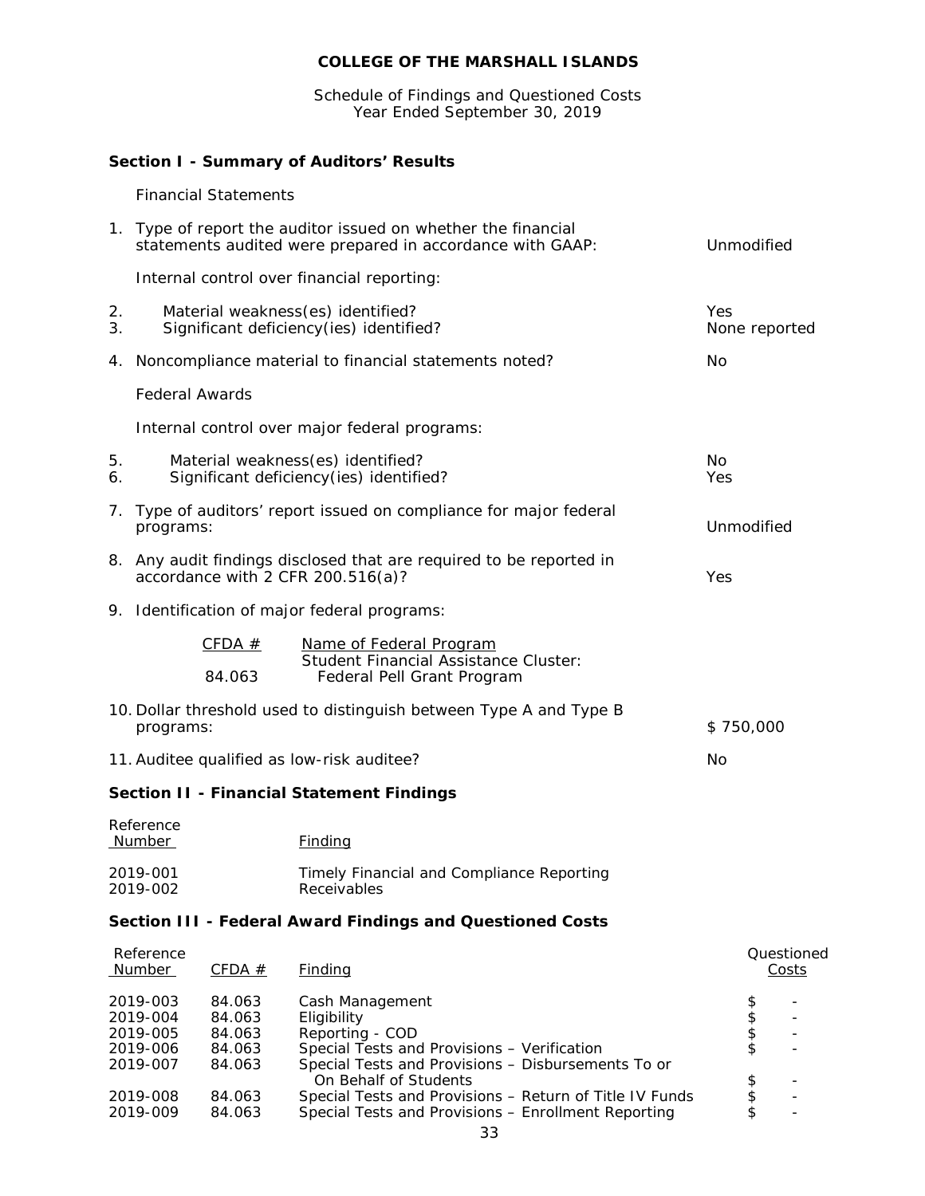# COLLEGE OF THE MARSHALL ISLANDS

Schedule of Findings and Questioned Costs
Year Ended September 30, 2019

## Section I - Summary of Auditors' Results

Financial Statements

| | | |
|---|---|---|
| 1. | Type of report the auditor issued on whether the financial statements audited were prepared in accordance with GAAP: | Unmodified |
| | Internal control over financial reporting: | |
| 2. | Material weakness(es) identified? | Yes |
| 3. | Significant deficiency(ies) identified? | None reported |
| 4. | Noncompliance material to financial statements noted? | No |

Federal Awards

| | | |
|---|---|---|
| | Internal control over major federal programs: | |
| 5. | Material weakness(es) identified? | No |
| 6. | Significant deficiency(ies) identified? | Yes |
| 7. | Type of auditors' report issued on compliance for major federal programs: | Unmodified |
| 8. | Any audit findings disclosed that are required to be reported in accordance with 2 CFR 200.516(a)? | Yes |
| 9. | Identification of major federal programs: | |

| CFDA # | Name of Federal Program |
|---|---|
| | Student Financial Assistance Cluster: |
| 84.063 | Federal Pell Grant Program |

| | | |
|---|---|---|
| 10. | Dollar threshold used to distinguish between Type A and Type B programs: | $ 750,000 |
| 11. | Auditee qualified as low-risk auditee? | No |

## Section II - Financial Statement Findings

| Reference Number | Finding |
|---|---|
| 2019-001 | Timely Financial and Compliance Reporting |
| 2019-002 | Receivables |

## Section III - Federal Award Findings and Questioned Costs

| Reference Number | CFDA # | Finding | Questioned Costs |
|---|---|---|---|
| 2019-003 | 84.063 | Cash Management | $ - |
| 2019-004 | 84.063 | Eligibility | $ - |
| 2019-005 | 84.063 | Reporting - COD | $ - |
| 2019-006 | 84.063 | Special Tests and Provisions – Verification | $ - |
| 2019-007 | 84.063 | Special Tests and Provisions – Disbursements To or On Behalf of Students | $ - |
| 2019-008 | 84.063 | Special Tests and Provisions – Return of Title IV Funds | $ - |
| 2019-009 | 84.063 | Special Tests and Provisions – Enrollment Reporting | $ - |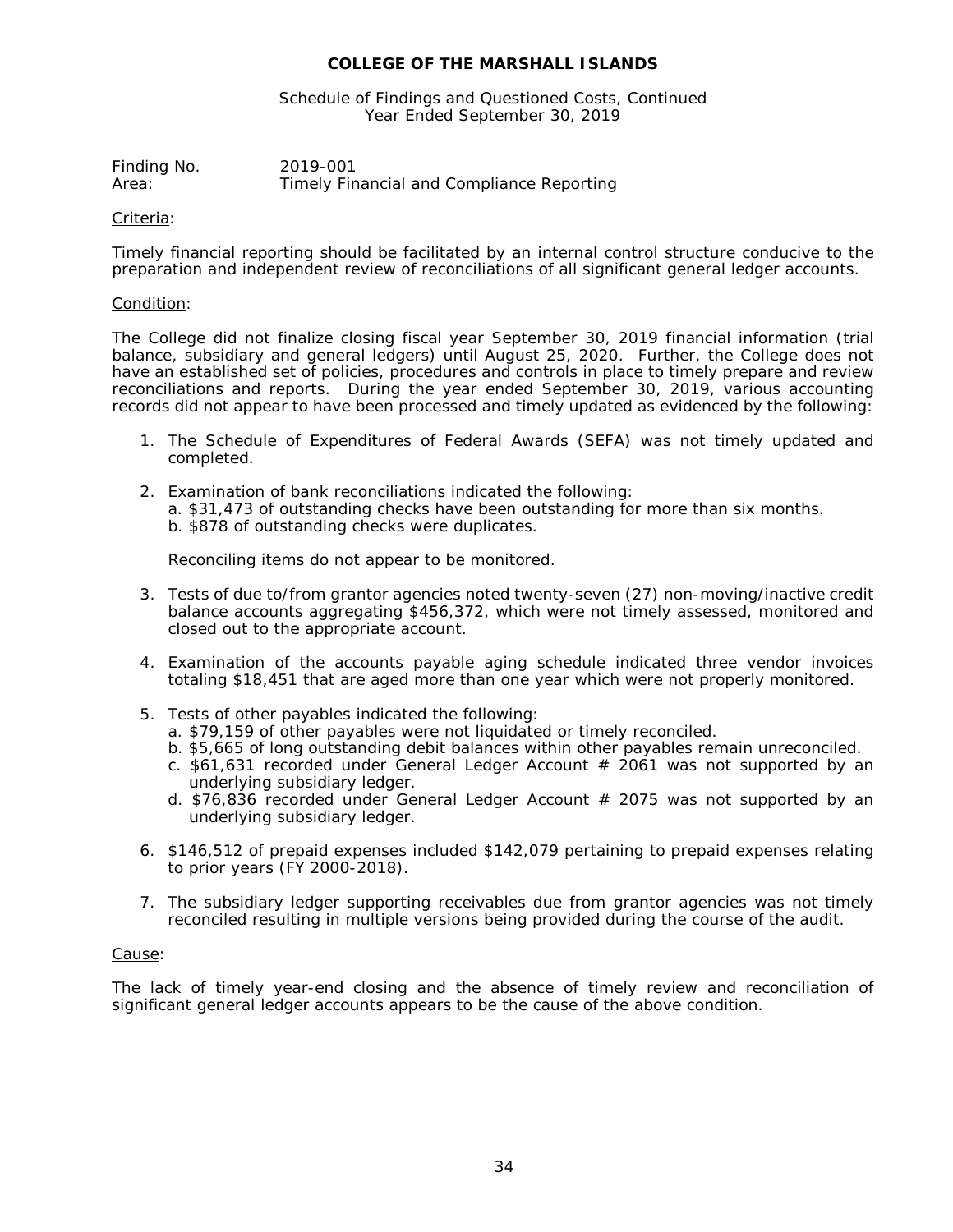**COLLEGE OF THE MARSHALL ISLANDS**

Schedule of Findings and Questioned Costs, Continued
Year Ended September 30, 2019

Finding No. 2019-001
Area: Timely Financial and Compliance Reporting

Criteria:

Timely financial reporting should be facilitated by an internal control structure conducive to the preparation and independent review of reconciliations of all significant general ledger accounts.

Condition:

The College did not finalize closing fiscal year September 30, 2019 financial information (trial balance, subsidiary and general ledgers) until August 25, 2020. Further, the College does not have an established set of policies, procedures and controls in place to timely prepare and review reconciliations and reports. During the year ended September 30, 2019, various accounting records did not appear to have been processed and timely updated as evidenced by the following:

1. The Schedule of Expenditures of Federal Awards (SEFA) was not timely updated and completed.

2. Examination of bank reconciliations indicated the following:
   a. $31,473 of outstanding checks have been outstanding for more than six months.
   b. $878 of outstanding checks were duplicates.

   Reconciling items do not appear to be monitored.

3. Tests of due to/from grantor agencies noted twenty-seven (27) non-moving/inactive credit balance accounts aggregating $456,372, which were not timely assessed, monitored and closed out to the appropriate account.

4. Examination of the accounts payable aging schedule indicated three vendor invoices totaling $18,451 that are aged more than one year which were not properly monitored.

5. Tests of other payables indicated the following:
   a. $79,159 of other payables were not liquidated or timely reconciled.
   b. $5,665 of long outstanding debit balances within other payables remain unreconciled.
   c. $61,631 recorded under General Ledger Account # 2061 was not supported by an underlying subsidiary ledger.
   d. $76,836 recorded under General Ledger Account # 2075 was not supported by an underlying subsidiary ledger.

6. $146,512 of prepaid expenses included $142,079 pertaining to prepaid expenses relating to prior years (FY 2000-2018).

7. The subsidiary ledger supporting receivables due from grantor agencies was not timely reconciled resulting in multiple versions being provided during the course of the audit.

Cause:

The lack of timely year-end closing and the absence of timely review and reconciliation of significant general ledger accounts appears to be the cause of the above condition.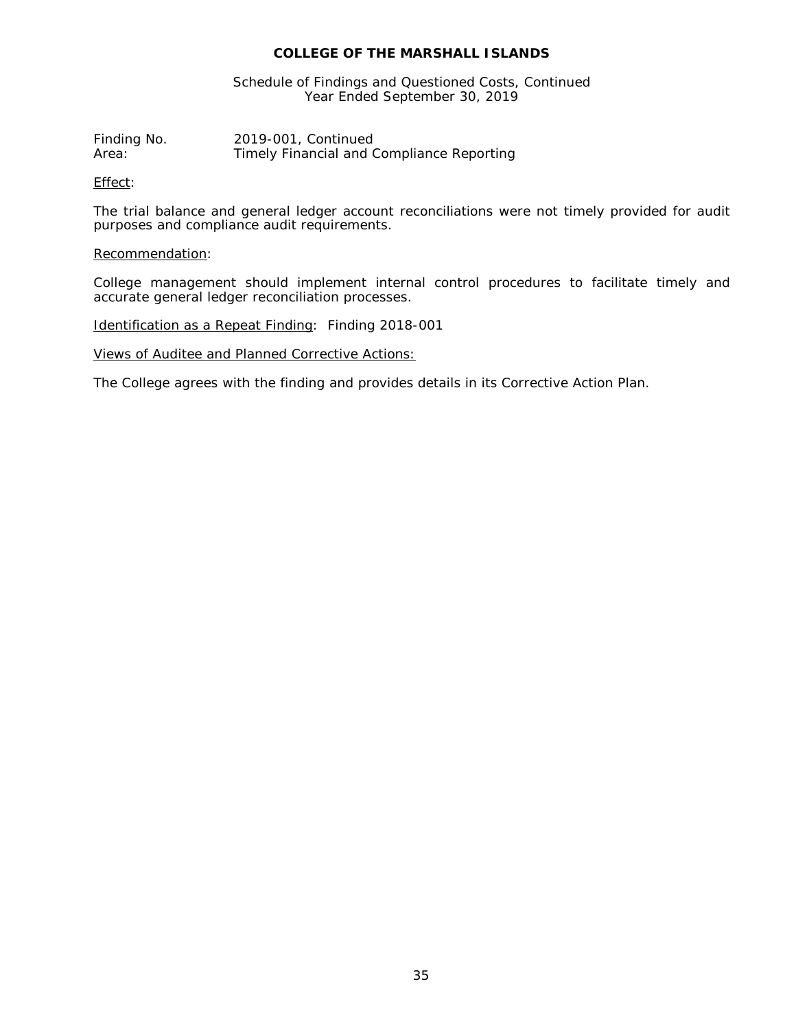# COLLEGE OF THE MARSHALL ISLANDS

Schedule of Findings and Questioned Costs, Continued
Year Ended September 30, 2019

Finding No. 2019-001, Continued
Area: Timely Financial and Compliance Reporting

Effect:

The trial balance and general ledger account reconciliations were not timely provided for audit purposes and compliance audit requirements.

Recommendation:

College management should implement internal control procedures to facilitate timely and accurate general ledger reconciliation processes.

Identification as a Repeat Finding: Finding 2018-001

Views of Auditee and Planned Corrective Actions:

The College agrees with the finding and provides details in its Corrective Action Plan.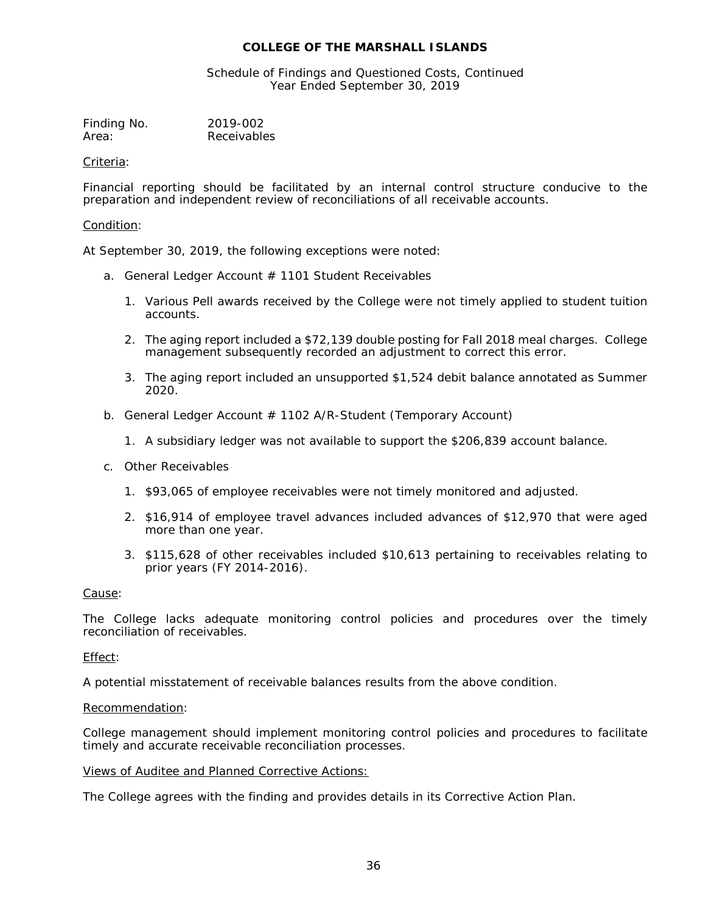**COLLEGE OF THE MARSHALL ISLANDS**

Schedule of Findings and Questioned Costs, Continued
Year Ended September 30, 2019

Finding No. 2019-002
Area: Receivables

Criteria:

Financial reporting should be facilitated by an internal control structure conducive to the preparation and independent review of reconciliations of all receivable accounts.

Condition:

At September 30, 2019, the following exceptions were noted:

a. General Ledger Account # 1101 Student Receivables

   1. Various Pell awards received by the College were not timely applied to student tuition accounts.

   2. The aging report included a $72,139 double posting for Fall 2018 meal charges. College management subsequently recorded an adjustment to correct this error.

   3. The aging report included an unsupported $1,524 debit balance annotated as Summer 2020.

b. General Ledger Account # 1102 A/R-Student (Temporary Account)

   1. A subsidiary ledger was not available to support the $206,839 account balance.

c. Other Receivables

   1. $93,065 of employee receivables were not timely monitored and adjusted.

   2. $16,914 of employee travel advances included advances of $12,970 that were aged more than one year.

   3. $115,628 of other receivables included $10,613 pertaining to receivables relating to prior years (FY 2014-2016).

Cause:

The College lacks adequate monitoring control policies and procedures over the timely reconciliation of receivables.

Effect:

A potential misstatement of receivable balances results from the above condition.

Recommendation:

College management should implement monitoring control policies and procedures to facilitate timely and accurate receivable reconciliation processes.

Views of Auditee and Planned Corrective Actions:

The College agrees with the finding and provides details in its Corrective Action Plan.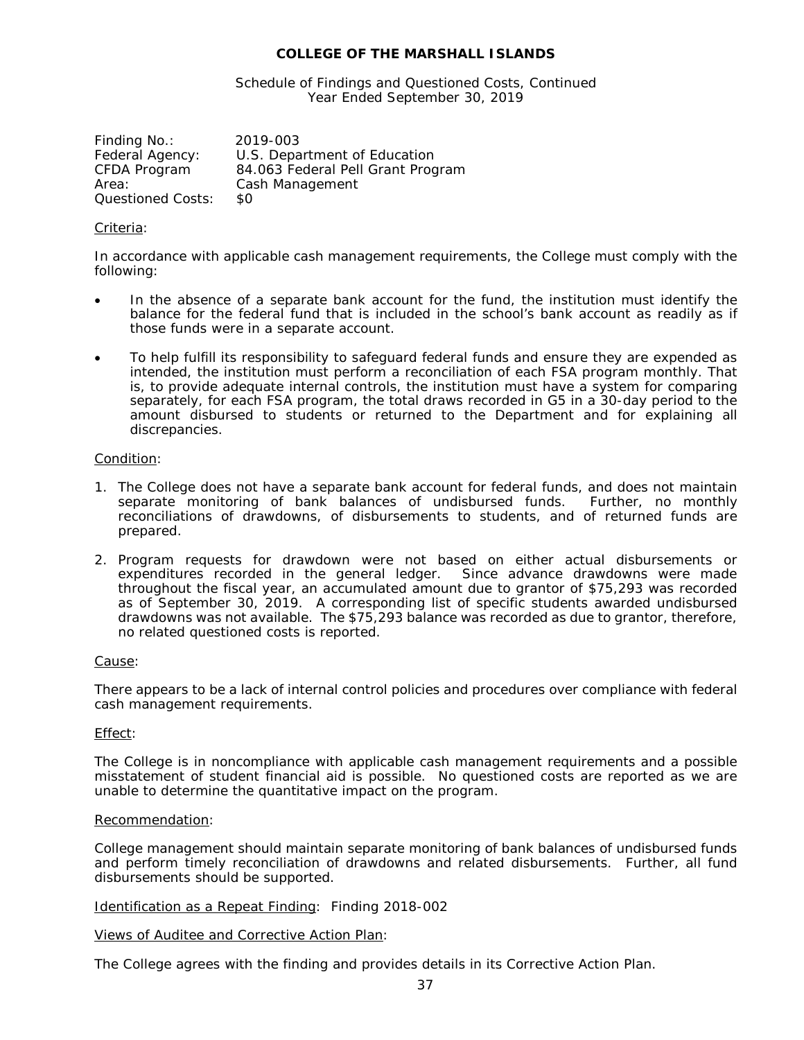# COLLEGE OF THE MARSHALL ISLANDS

Schedule of Findings and Questioned Costs, Continued
Year Ended September 30, 2019

| | |
|---|---|
| Finding No.: | 2019-003 |
| Federal Agency: | U.S. Department of Education |
| CFDA Program | 84.063 Federal Pell Grant Program |
| Area: | Cash Management |
| Questioned Costs: | $0 |

Criteria:

In accordance with applicable cash management requirements, the College must comply with the following:

- In the absence of a separate bank account for the fund, the institution must identify the balance for the federal fund that is included in the school's bank account as readily as if those funds were in a separate account.
- To help fulfill its responsibility to safeguard federal funds and ensure they are expended as intended, the institution must perform a reconciliation of each FSA program monthly. That is, to provide adequate internal controls, the institution must have a system for comparing separately, for each FSA program, the total draws recorded in G5 in a 30-day period to the amount disbursed to students or returned to the Department and for explaining all discrepancies.

Condition:

1. The College does not have a separate bank account for federal funds, and does not maintain separate monitoring of bank balances of undisbursed funds. Further, no monthly reconciliations of drawdowns, of disbursements to students, and of returned funds are prepared.
2. Program requests for drawdown were not based on either actual disbursements or expenditures recorded in the general ledger. Since advance drawdowns were made throughout the fiscal year, an accumulated amount due to grantor of $75,293 was recorded as of September 30, 2019. A corresponding list of specific students awarded undisbursed drawdowns was not available. The $75,293 balance was recorded as due to grantor, therefore, no related questioned costs is reported.

Cause:

There appears to be a lack of internal control policies and procedures over compliance with federal cash management requirements.

Effect:

The College is in noncompliance with applicable cash management requirements and a possible misstatement of student financial aid is possible. No questioned costs are reported as we are unable to determine the quantitative impact on the program.

Recommendation:

College management should maintain separate monitoring of bank balances of undisbursed funds and perform timely reconciliation of drawdowns and related disbursements. Further, all fund disbursements should be supported.

Identification as a Repeat Finding: Finding 2018-002

Views of Auditee and Corrective Action Plan:

The College agrees with the finding and provides details in its Corrective Action Plan.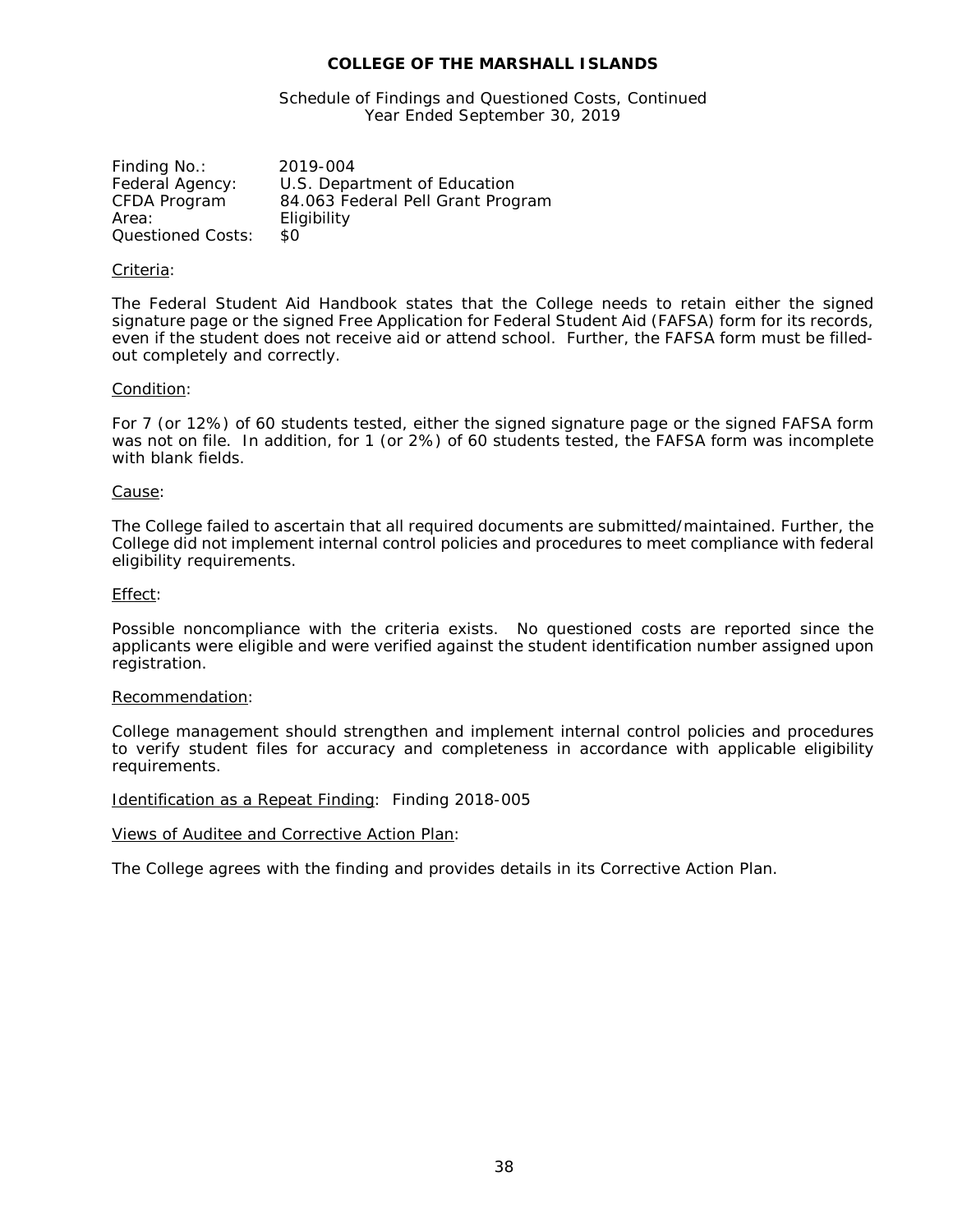**COLLEGE OF THE MARSHALL ISLANDS**

Schedule of Findings and Questioned Costs, Continued
Year Ended September 30, 2019

| | |
|---|---|
| Finding No.: | 2019-004 |
| Federal Agency: | U.S. Department of Education |
| CFDA Program | 84.063 Federal Pell Grant Program |
| Area: | Eligibility |
| Questioned Costs: | $0 |

Criteria:

The Federal Student Aid Handbook states that the College needs to retain either the signed signature page or the signed Free Application for Federal Student Aid (FAFSA) form for its records, even if the student does not receive aid or attend school. Further, the FAFSA form must be filled-out completely and correctly.

Condition:

For 7 (or 12%) of 60 students tested, either the signed signature page or the signed FAFSA form was not on file. In addition, for 1 (or 2%) of 60 students tested, the FAFSA form was incomplete with blank fields.

Cause:

The College failed to ascertain that all required documents are submitted/maintained. Further, the College did not implement internal control policies and procedures to meet compliance with federal eligibility requirements.

Effect:

Possible noncompliance with the criteria exists. No questioned costs are reported since the applicants were eligible and were verified against the student identification number assigned upon registration.

Recommendation:

College management should strengthen and implement internal control policies and procedures to verify student files for accuracy and completeness in accordance with applicable eligibility requirements.

Identification as a Repeat Finding: Finding 2018-005

Views of Auditee and Corrective Action Plan:

The College agrees with the finding and provides details in its Corrective Action Plan.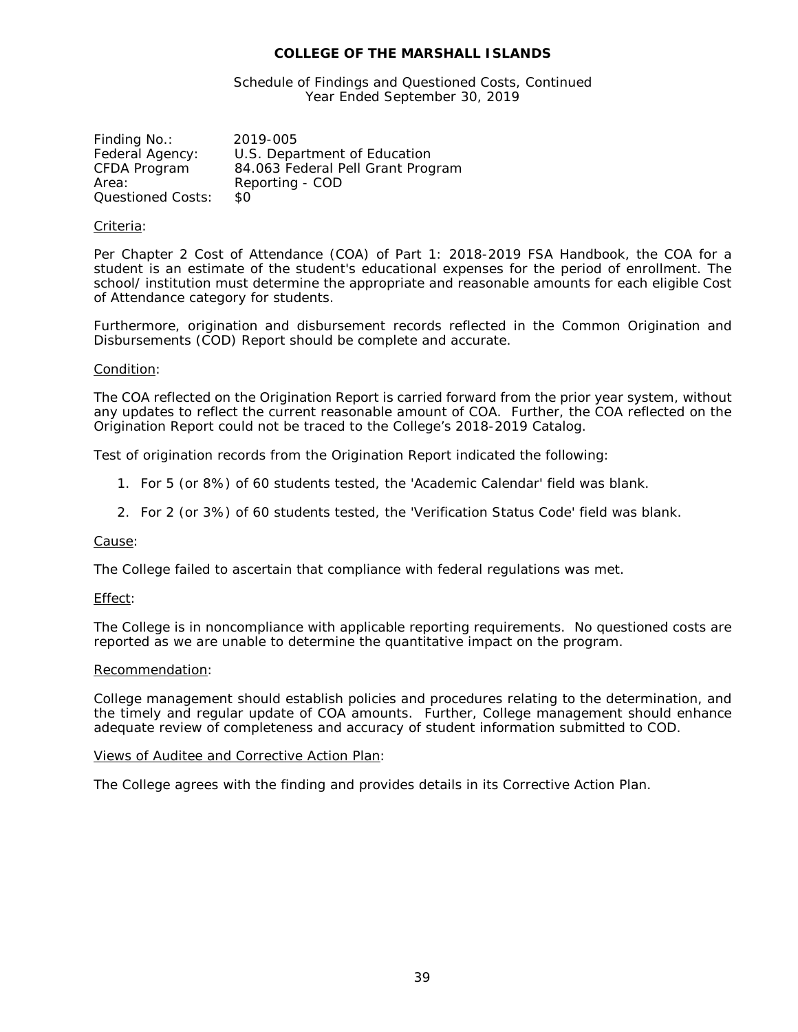**COLLEGE OF THE MARSHALL ISLANDS**

Schedule of Findings and Questioned Costs, Continued
Year Ended September 30, 2019

Finding No.: 2019-005
Federal Agency: U.S. Department of Education
CFDA Program 84.063 Federal Pell Grant Program
Area: Reporting - COD
Questioned Costs: $0

Criteria:

Per Chapter 2 Cost of Attendance (COA) of Part 1: 2018-2019 FSA Handbook, the COA for a student is an estimate of the student's educational expenses for the period of enrollment. The school/ institution must determine the appropriate and reasonable amounts for each eligible Cost of Attendance category for students.

Furthermore, origination and disbursement records reflected in the Common Origination and Disbursements (COD) Report should be complete and accurate.

Condition:

The COA reflected on the Origination Report is carried forward from the prior year system, without any updates to reflect the current reasonable amount of COA. Further, the COA reflected on the Origination Report could not be traced to the College's 2018-2019 Catalog.

Test of origination records from the Origination Report indicated the following:

1. For 5 (or 8%) of 60 students tested, the 'Academic Calendar' field was blank.
2. For 2 (or 3%) of 60 students tested, the 'Verification Status Code' field was blank.

Cause:

The College failed to ascertain that compliance with federal regulations was met.

Effect:

The College is in noncompliance with applicable reporting requirements. No questioned costs are reported as we are unable to determine the quantitative impact on the program.

Recommendation:

College management should establish policies and procedures relating to the determination, and the timely and regular update of COA amounts. Further, College management should enhance adequate review of completeness and accuracy of student information submitted to COD.

Views of Auditee and Corrective Action Plan:

The College agrees with the finding and provides details in its Corrective Action Plan.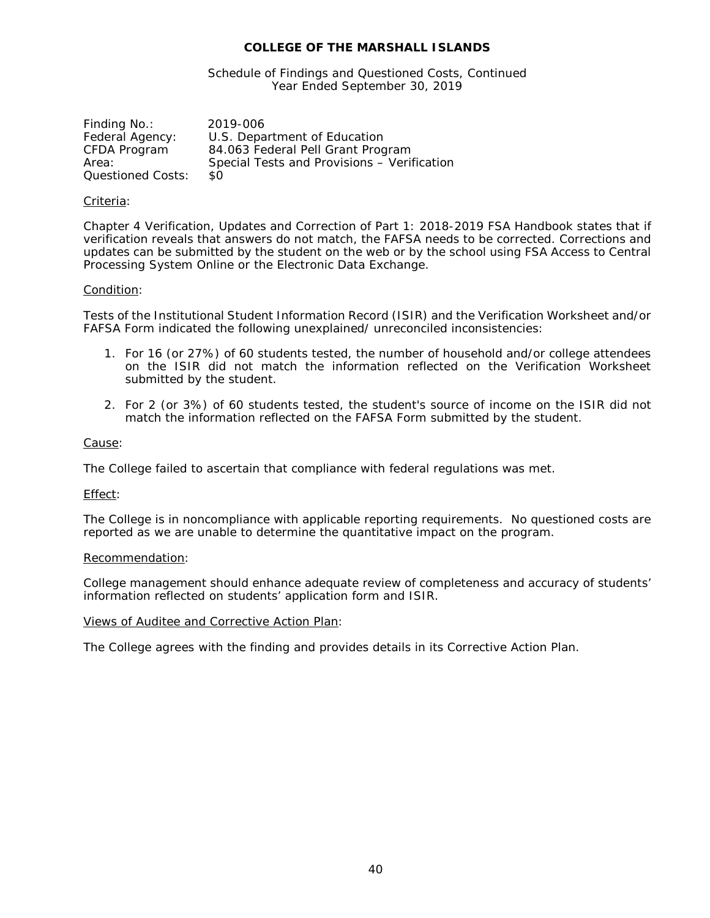# COLLEGE OF THE MARSHALL ISLANDS

Schedule of Findings and Questioned Costs, Continued
Year Ended September 30, 2019

| | |
|---|---|
| Finding No.: | 2019-006 |
| Federal Agency: | U.S. Department of Education |
| CFDA Program | 84.063 Federal Pell Grant Program |
| Area: | Special Tests and Provisions – Verification |
| Questioned Costs: | $0 |

Criteria:

Chapter 4 Verification, Updates and Correction of Part 1: 2018-2019 FSA Handbook states that if verification reveals that answers do not match, the FAFSA needs to be corrected. Corrections and updates can be submitted by the student on the web or by the school using FSA Access to Central Processing System Online or the Electronic Data Exchange.

Condition:

Tests of the Institutional Student Information Record (ISIR) and the Verification Worksheet and/or FAFSA Form indicated the following unexplained/ unreconciled inconsistencies:

1. For 16 (or 27%) of 60 students tested, the number of household and/or college attendees on the ISIR did not match the information reflected on the Verification Worksheet submitted by the student.

2. For 2 (or 3%) of 60 students tested, the student's source of income on the ISIR did not match the information reflected on the FAFSA Form submitted by the student.

Cause:

The College failed to ascertain that compliance with federal regulations was met.

Effect:

The College is in noncompliance with applicable reporting requirements. No questioned costs are reported as we are unable to determine the quantitative impact on the program.

Recommendation:

College management should enhance adequate review of completeness and accuracy of students' information reflected on students' application form and ISIR.

Views of Auditee and Corrective Action Plan:

The College agrees with the finding and provides details in its Corrective Action Plan.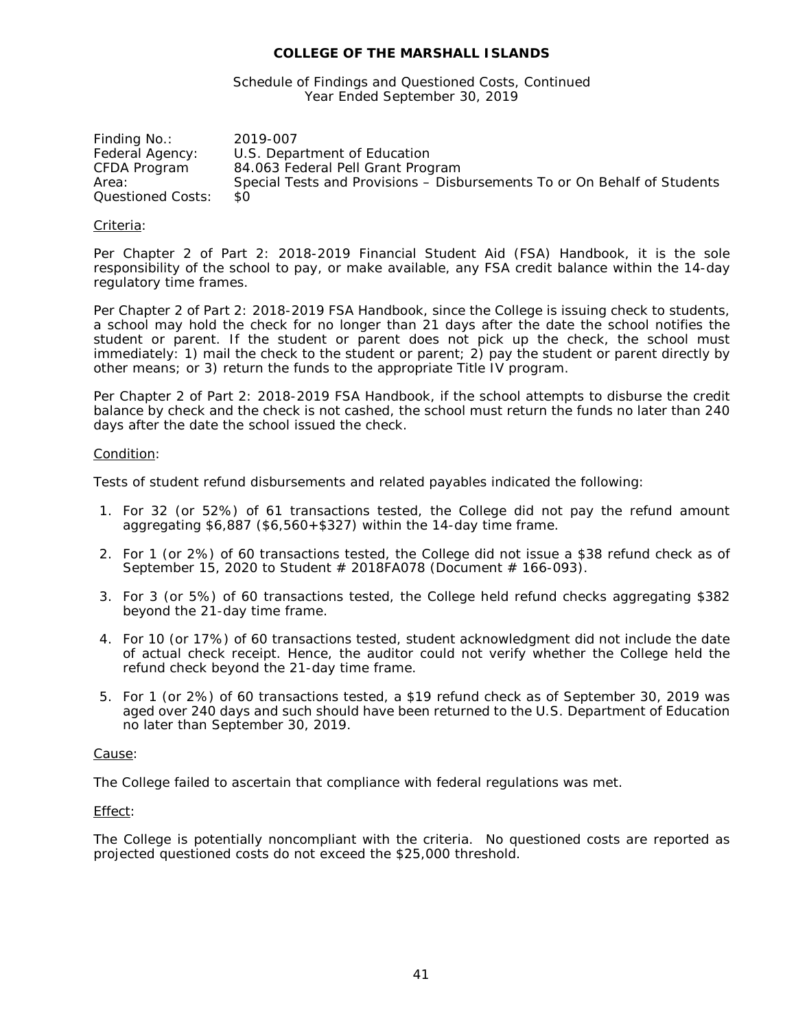**COLLEGE OF THE MARSHALL ISLANDS**

Schedule of Findings and Questioned Costs, Continued
Year Ended September 30, 2019

| | |
|---|---|
| Finding No.: | 2019-007 |
| Federal Agency: | U.S. Department of Education |
| CFDA Program | 84.063 Federal Pell Grant Program |
| Area: | Special Tests and Provisions – Disbursements To or On Behalf of Students |
| Questioned Costs: | $0 |

Criteria:

Per Chapter 2 of Part 2: 2018-2019 Financial Student Aid (FSA) Handbook, it is the sole responsibility of the school to pay, or make available, any FSA credit balance within the 14-day regulatory time frames.

Per Chapter 2 of Part 2: 2018-2019 FSA Handbook, since the College is issuing check to students, a school may hold the check for no longer than 21 days after the date the school notifies the student or parent. If the student or parent does not pick up the check, the school must immediately: 1) mail the check to the student or parent; 2) pay the student or parent directly by other means; or 3) return the funds to the appropriate Title IV program.

Per Chapter 2 of Part 2: 2018-2019 FSA Handbook, if the school attempts to disburse the credit balance by check and the check is not cashed, the school must return the funds no later than 240 days after the date the school issued the check.

Condition:

Tests of student refund disbursements and related payables indicated the following:

1. For 32 (or 52%) of 61 transactions tested, the College did not pay the refund amount aggregating $6,887 ($6,560+$327) within the 14-day time frame.

2. For 1 (or 2%) of 60 transactions tested, the College did not issue a $38 refund check as of September 15, 2020 to Student # 2018FA078 (Document # 166-093).

3. For 3 (or 5%) of 60 transactions tested, the College held refund checks aggregating $382 beyond the 21-day time frame.

4. For 10 (or 17%) of 60 transactions tested, student acknowledgment did not include the date of actual check receipt. Hence, the auditor could not verify whether the College held the refund check beyond the 21-day time frame.

5. For 1 (or 2%) of 60 transactions tested, a $19 refund check as of September 30, 2019 was aged over 240 days and such should have been returned to the U.S. Department of Education no later than September 30, 2019.

Cause:

The College failed to ascertain that compliance with federal regulations was met.

Effect:

The College is potentially noncompliant with the criteria. No questioned costs are reported as projected questioned costs do not exceed the $25,000 threshold.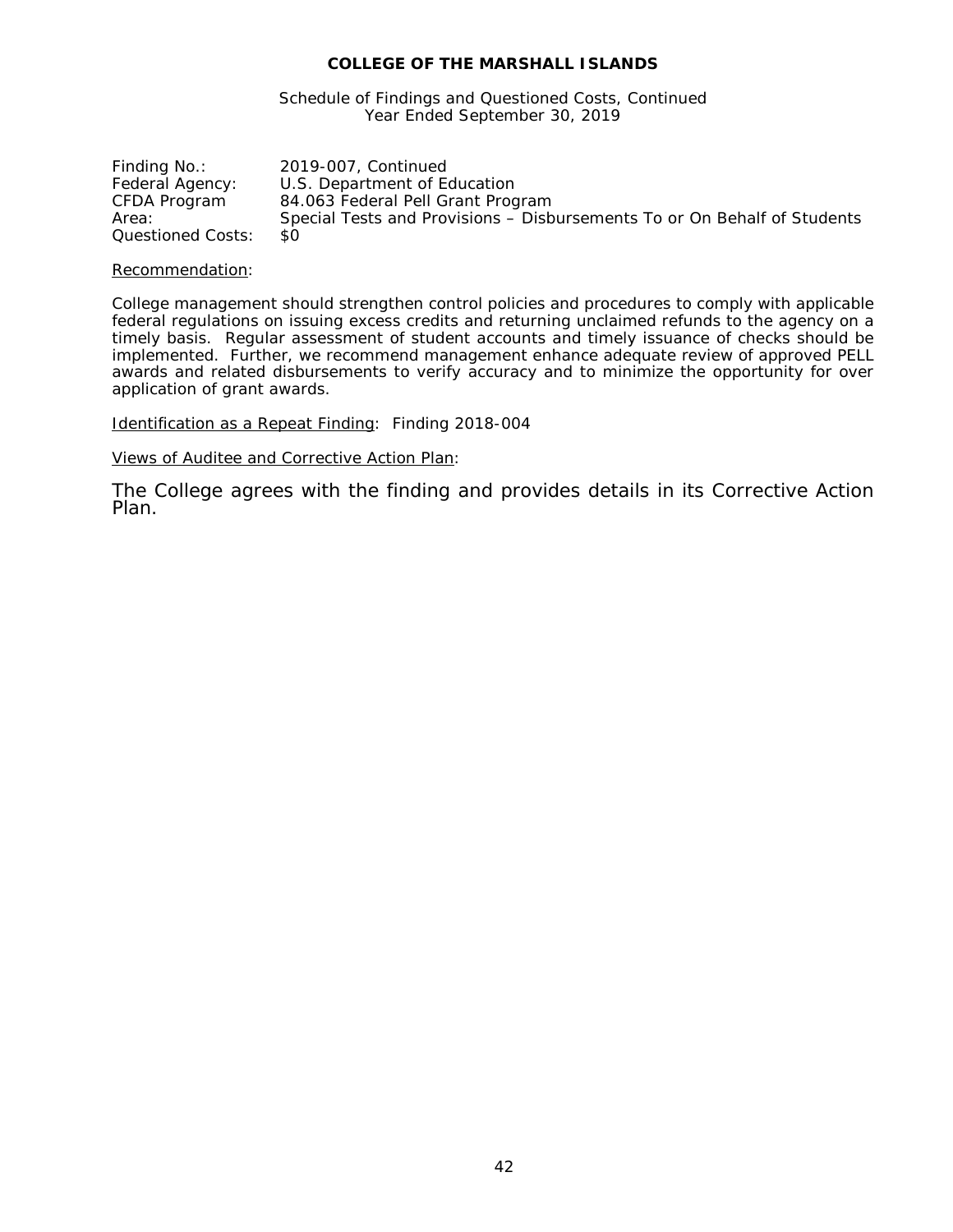**COLLEGE OF THE MARSHALL ISLANDS**

Schedule of Findings and Questioned Costs, Continued
Year Ended September 30, 2019

| | |
|---|---|
| Finding No.: | 2019-007, Continued |
| Federal Agency: | U.S. Department of Education |
| CFDA Program | 84.063 Federal Pell Grant Program |
| Area: | Special Tests and Provisions – Disbursements To or On Behalf of Students |
| Questioned Costs: | $0 |

Recommendation:

College management should strengthen control policies and procedures to comply with applicable federal regulations on issuing excess credits and returning unclaimed refunds to the agency on a timely basis. Regular assessment of student accounts and timely issuance of checks should be implemented. Further, we recommend management enhance adequate review of approved PELL awards and related disbursements to verify accuracy and to minimize the opportunity for over application of grant awards.

Identification as a Repeat Finding: Finding 2018-004

Views of Auditee and Corrective Action Plan:

The College agrees with the finding and provides details in its Corrective Action Plan.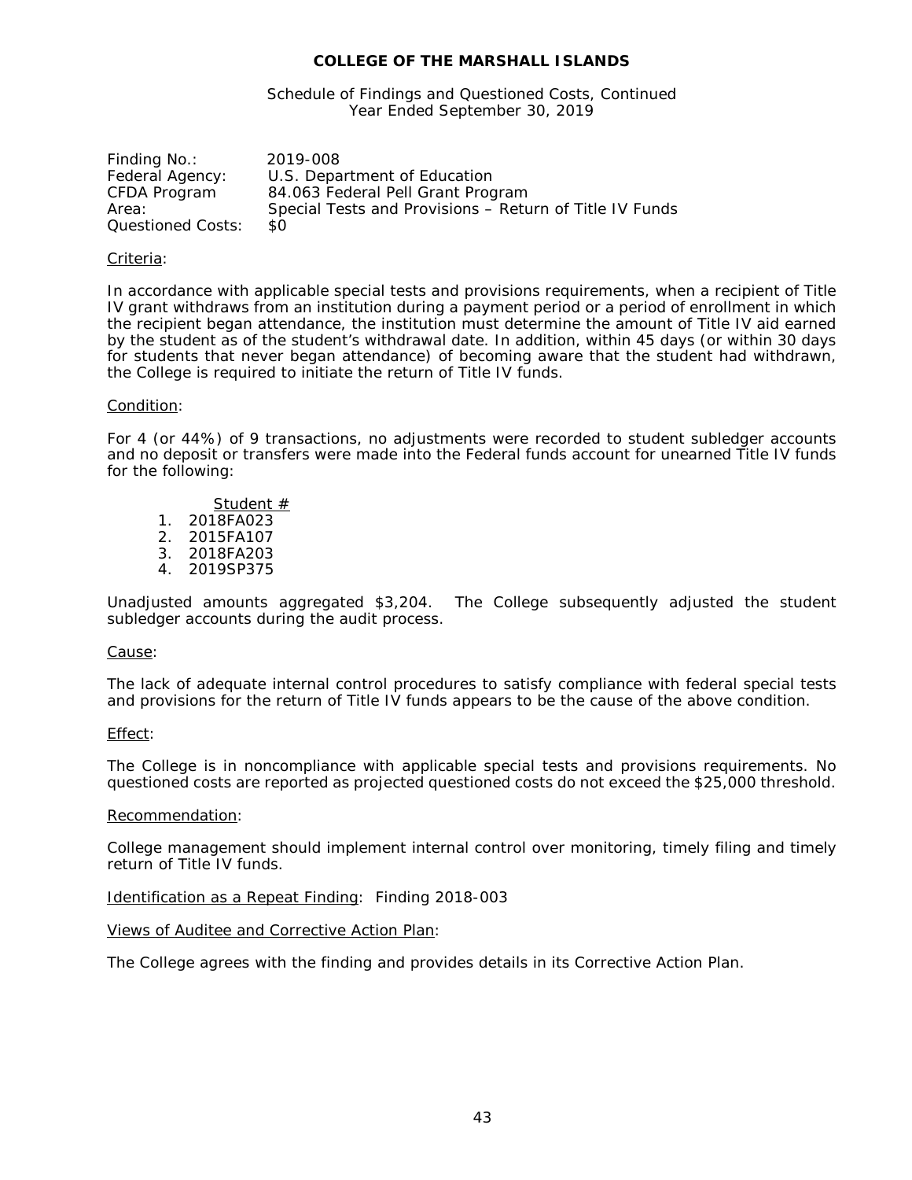# COLLEGE OF THE MARSHALL ISLANDS

Schedule of Findings and Questioned Costs, Continued
Year Ended September 30, 2019

| | |
|---|---|
| Finding No.: | 2019-008 |
| Federal Agency: | U.S. Department of Education |
| CFDA Program | 84.063 Federal Pell Grant Program |
| Area: | Special Tests and Provisions – Return of Title IV Funds |
| Questioned Costs: | $0 |

Criteria:

In accordance with applicable special tests and provisions requirements, when a recipient of Title IV grant withdraws from an institution during a payment period or a period of enrollment in which the recipient began attendance, the institution must determine the amount of Title IV aid earned by the student as of the student's withdrawal date. In addition, within 45 days (or within 30 days for students that never began attendance) of becoming aware that the student had withdrawn, the College is required to initiate the return of Title IV funds.

Condition:

For 4 (or 44%) of 9 transactions, no adjustments were recorded to student subledger accounts and no deposit or transfers were made into the Federal funds account for unearned Title IV funds for the following:

| | Student # |
|---|---|
| 1. | 2018FA023 |
| 2. | 2015FA107 |
| 3. | 2018FA203 |
| 4. | 2019SP375 |

Unadjusted amounts aggregated $3,204. The College subsequently adjusted the student subledger accounts during the audit process.

Cause:

The lack of adequate internal control procedures to satisfy compliance with federal special tests and provisions for the return of Title IV funds appears to be the cause of the above condition.

Effect:

The College is in noncompliance with applicable special tests and provisions requirements. No questioned costs are reported as projected questioned costs do not exceed the $25,000 threshold.

Recommendation:

College management should implement internal control over monitoring, timely filing and timely return of Title IV funds.

Identification as a Repeat Finding: Finding 2018-003

Views of Auditee and Corrective Action Plan:

The College agrees with the finding and provides details in its Corrective Action Plan.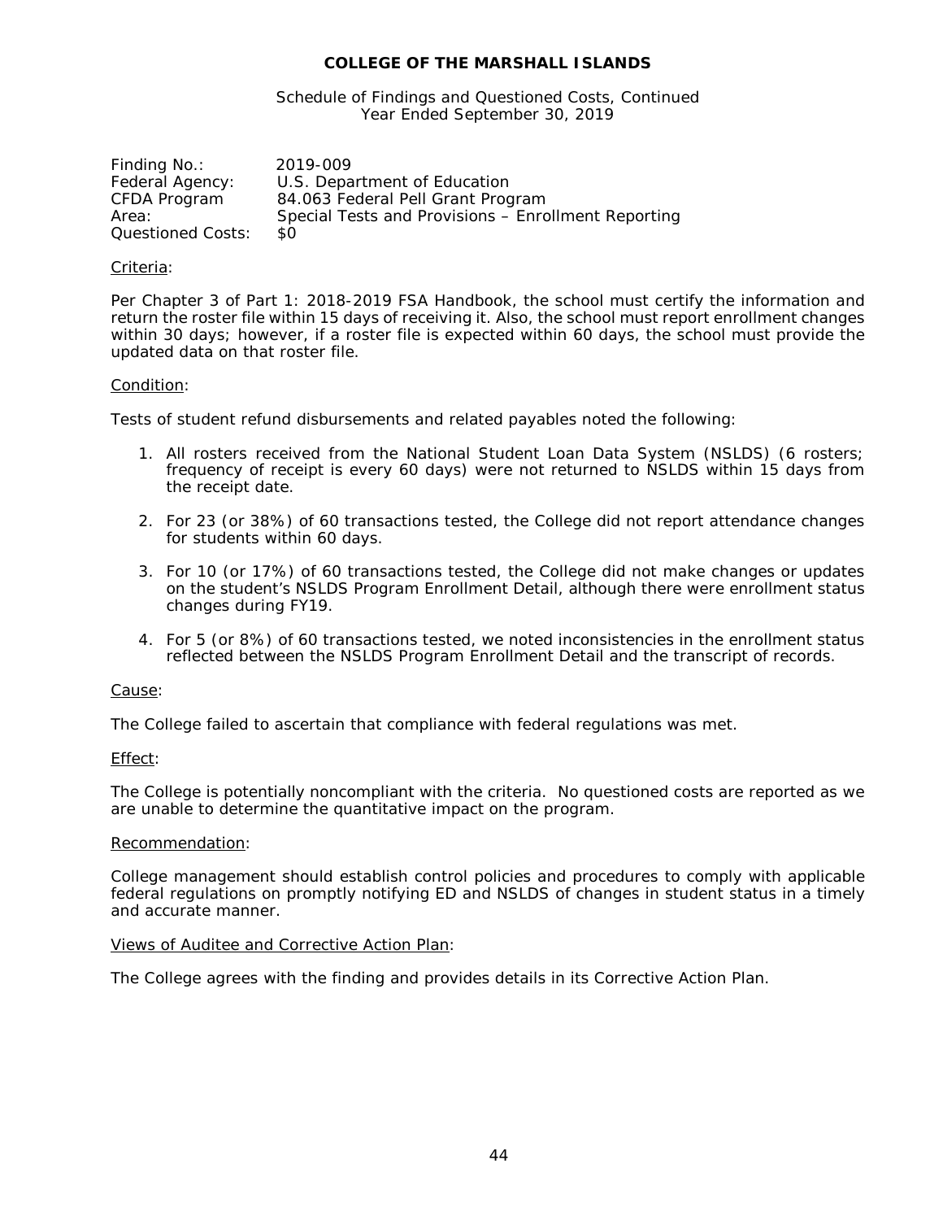**COLLEGE OF THE MARSHALL ISLANDS**

Schedule of Findings and Questioned Costs, Continued
Year Ended September 30, 2019

Finding No.: 2019-009
Federal Agency: U.S. Department of Education
CFDA Program 84.063 Federal Pell Grant Program
Area: Special Tests and Provisions – Enrollment Reporting
Questioned Costs: $0

Criteria:

Per Chapter 3 of Part 1: 2018-2019 FSA Handbook, the school must certify the information and return the roster file within 15 days of receiving it. Also, the school must report enrollment changes within 30 days; however, if a roster file is expected within 60 days, the school must provide the updated data on that roster file.

Condition:

Tests of student refund disbursements and related payables noted the following:

1. All rosters received from the National Student Loan Data System (NSLDS) (6 rosters; frequency of receipt is every 60 days) were not returned to NSLDS within 15 days from the receipt date.

2. For 23 (or 38%) of 60 transactions tested, the College did not report attendance changes for students within 60 days.

3. For 10 (or 17%) of 60 transactions tested, the College did not make changes or updates on the student's NSLDS Program Enrollment Detail, although there were enrollment status changes during FY19.

4. For 5 (or 8%) of 60 transactions tested, we noted inconsistencies in the enrollment status reflected between the NSLDS Program Enrollment Detail and the transcript of records.

Cause:

The College failed to ascertain that compliance with federal regulations was met.

Effect:

The College is potentially noncompliant with the criteria. No questioned costs are reported as we are unable to determine the quantitative impact on the program.

Recommendation:

College management should establish control policies and procedures to comply with applicable federal regulations on promptly notifying ED and NSLDS of changes in student status in a timely and accurate manner.

Views of Auditee and Corrective Action Plan:

The College agrees with the finding and provides details in its Corrective Action Plan.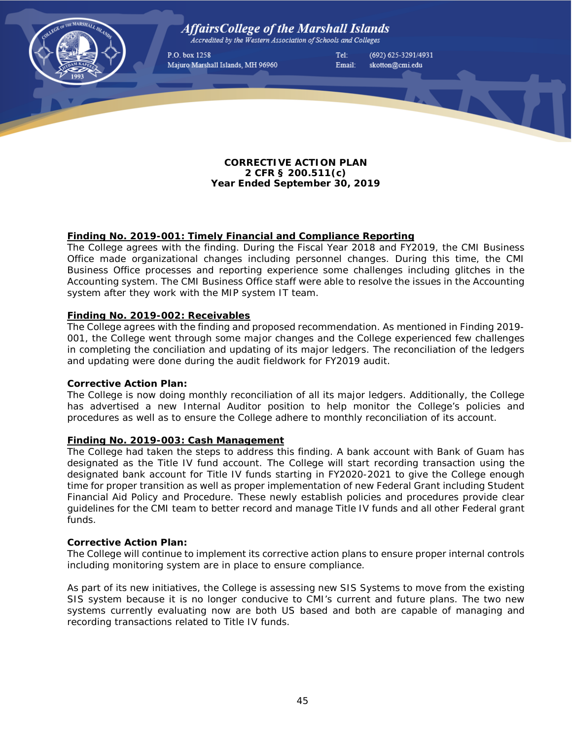AffairsCollege of the Marshall Islands

*Accredited by the Western Association of Schools and Colleges*

P.O. box 1258
Majuro Marshall Islands, MH 96960

Tel: (692) 625-3291/4931
Email: skotton@cmi.edu

**CORRECTIVE ACTION PLAN**
**2 CFR § 200.511(c)**
**Year Ended September 30, 2019**

**Finding No. 2019-001: Timely Financial and Compliance Reporting**

The College agrees with the finding. During the Fiscal Year 2018 and FY2019, the CMI Business Office made organizational changes including personnel changes. During this time, the CMI Business Office processes and reporting experience some challenges including glitches in the Accounting system. The CMI Business Office staff were able to resolve the issues in the Accounting system after they work with the MIP system IT team.

**Finding No. 2019-002: Receivables**

The College agrees with the finding and proposed recommendation. As mentioned in Finding 2019-001, the College went through some major changes and the College experienced few challenges in completing the conciliation and updating of its major ledgers. The reconciliation of the ledgers and updating were done during the audit fieldwork for FY2019 audit.

**Corrective Action Plan:**

The College is now doing monthly reconciliation of all its major ledgers. Additionally, the College has advertised a new Internal Auditor position to help monitor the College's policies and procedures as well as to ensure the College adhere to monthly reconciliation of its account.

**Finding No. 2019-003: Cash Management**

The College had taken the steps to address this finding. A bank account with Bank of Guam has designated as the Title IV fund account. The College will start recording transaction using the designated bank account for Title IV funds starting in FY2020-2021 to give the College enough time for proper transition as well as proper implementation of new Federal Grant including Student Financial Aid Policy and Procedure. These newly establish policies and procedures provide clear guidelines for the CMI team to better record and manage Title IV funds and all other Federal grant funds.

**Corrective Action Plan:**

The College will continue to implement its corrective action plans to ensure proper internal controls including monitoring system are in place to ensure compliance.

As part of its new initiatives, the College is assessing new SIS Systems to move from the existing SIS system because it is no longer conducive to CMI's current and future plans. The two new systems currently evaluating now are both US based and both are capable of managing and recording transactions related to Title IV funds.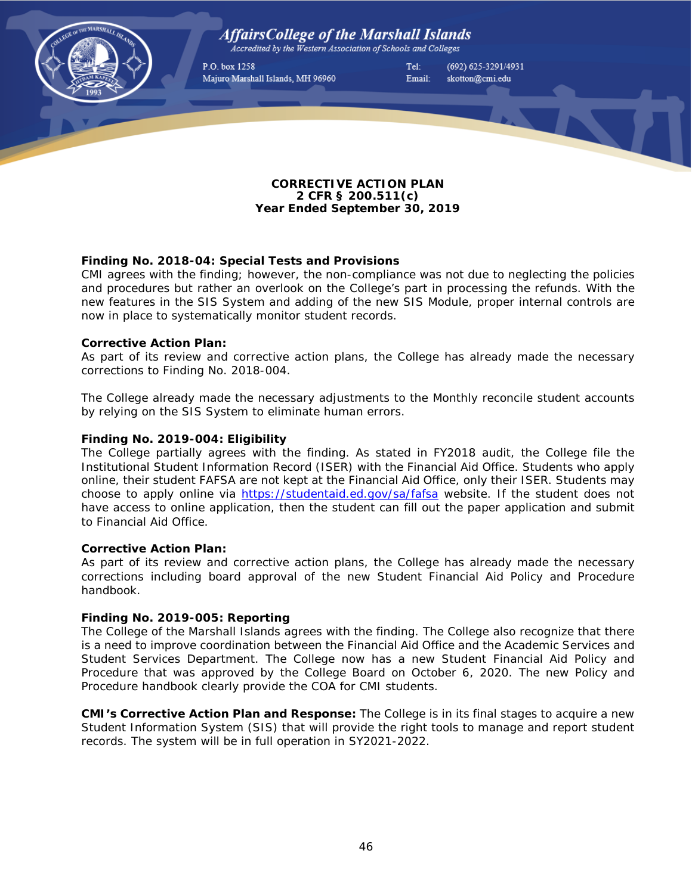AffairsCollege of the Marshall Islands
Accredited by the Western Association of Schools and Colleges

P.O. box 1258
Majuro Marshall Islands, MH 96960

Tel: (692) 625-3291/4931
Email: skotton@cmi.edu

**CORRECTIVE ACTION PLAN**
**2 CFR § 200.511(c)**
**Year Ended September 30, 2019**

**Finding No. 2018-04: Special Tests and Provisions**
CMI agrees with the finding; however, the non-compliance was not due to neglecting the policies and procedures but rather an overlook on the College's part in processing the refunds. With the new features in the SIS System and adding of the new SIS Module, proper internal controls are now in place to systematically monitor student records.

**Corrective Action Plan:**
As part of its review and corrective action plans, the College has already made the necessary corrections to Finding No. 2018-004.

The College already made the necessary adjustments to the Monthly reconcile student accounts by relying on the SIS System to eliminate human errors.

**Finding No. 2019-004: Eligibility**
The College partially agrees with the finding. As stated in FY2018 audit, the College file the Institutional Student Information Record (ISER) with the Financial Aid Office. Students who apply online, their student FAFSA are not kept at the Financial Aid Office, only their ISER. Students may choose to apply online via https://studentaid.ed.gov/sa/fafsa website. If the student does not have access to online application, then the student can fill out the paper application and submit to Financial Aid Office.

**Corrective Action Plan:**
As part of its review and corrective action plans, the College has already made the necessary corrections including board approval of the new Student Financial Aid Policy and Procedure handbook.

**Finding No. 2019-005: Reporting**
The College of the Marshall Islands agrees with the finding. The College also recognize that there is a need to improve coordination between the Financial Aid Office and the Academic Services and Student Services Department. The College now has a new Student Financial Aid Policy and Procedure that was approved by the College Board on October 6, 2020. The new Policy and Procedure handbook clearly provide the COA for CMI students.

**CMI's Corrective Action Plan and Response:** The College is in its final stages to acquire a new Student Information System (SIS) that will provide the right tools to manage and report student records. The system will be in full operation in SY2021-2022.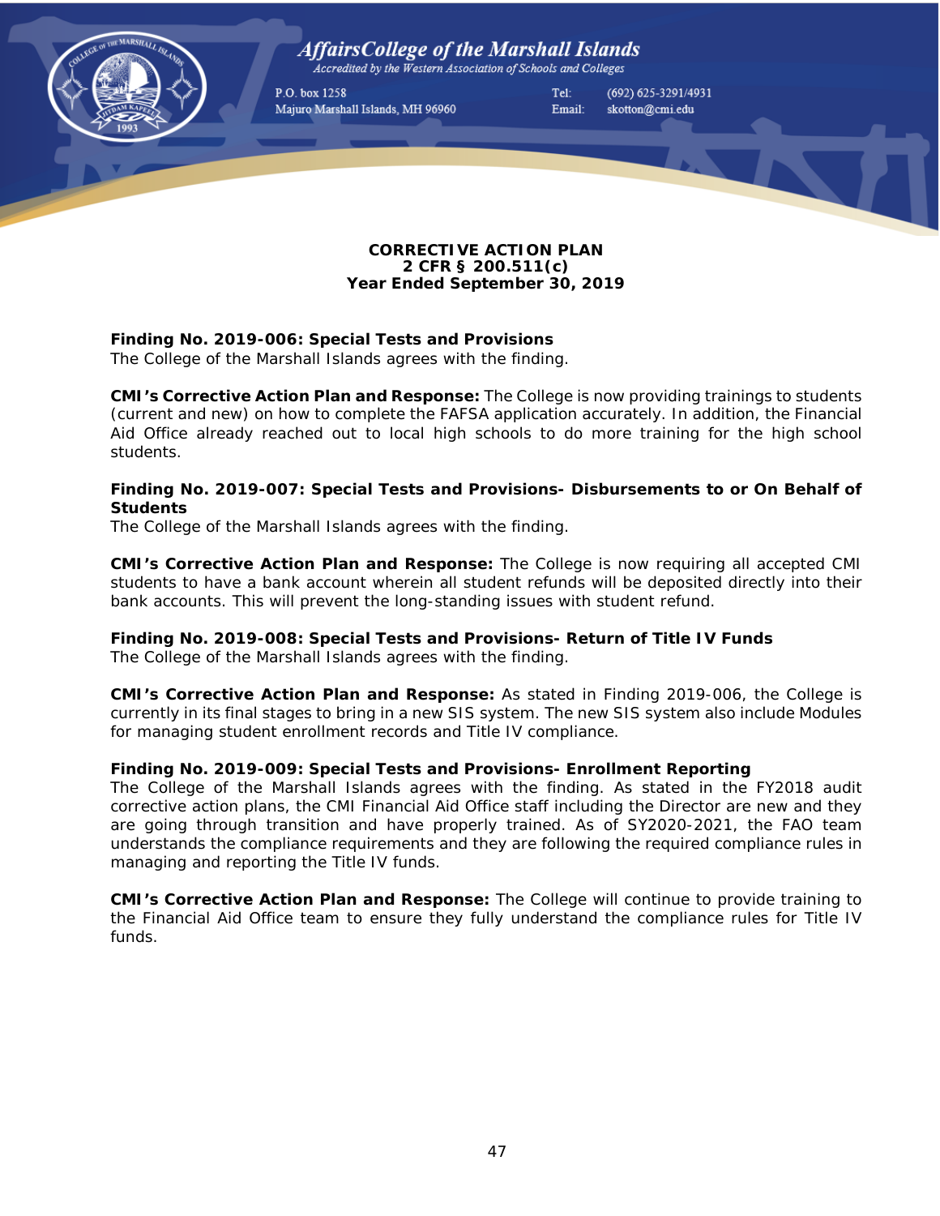AffairsCollege of the Marshall Islands

*Accredited by the Western Association of Schools and Colleges*

P.O. box 1258
Majuro Marshall Islands, MH 96960

Tel: (692) 625-3291/4931
Email: skotton@cmi.edu

**CORRECTIVE ACTION PLAN**
**2 CFR § 200.511(c)**
**Year Ended September 30, 2019**

**Finding No. 2019-006: Special Tests and Provisions**
The College of the Marshall Islands agrees with the finding.

**CMI's Corrective Action Plan and Response:** The College is now providing trainings to students (current and new) on how to complete the FAFSA application accurately. In addition, the Financial Aid Office already reached out to local high schools to do more training for the high school students.

**Finding No. 2019-007: Special Tests and Provisions- Disbursements to or On Behalf of Students**
The College of the Marshall Islands agrees with the finding.

**CMI's Corrective Action Plan and Response:** The College is now requiring all accepted CMI students to have a bank account wherein all student refunds will be deposited directly into their bank accounts. This will prevent the long-standing issues with student refund.

**Finding No. 2019-008: Special Tests and Provisions- Return of Title IV Funds**
The College of the Marshall Islands agrees with the finding.

**CMI's Corrective Action Plan and Response:** As stated in Finding 2019-006, the College is currently in its final stages to bring in a new SIS system. The new SIS system also include Modules for managing student enrollment records and Title IV compliance.

**Finding No. 2019-009: Special Tests and Provisions- Enrollment Reporting**
The College of the Marshall Islands agrees with the finding. As stated in the FY2018 audit corrective action plans, the CMI Financial Aid Office staff including the Director are new and they are going through transition and have properly trained. As of SY2020-2021, the FAO team understands the compliance requirements and they are following the required compliance rules in managing and reporting the Title IV funds.

**CMI's Corrective Action Plan and Response:** The College will continue to provide training to the Financial Aid Office team to ensure they fully understand the compliance rules for Title IV funds.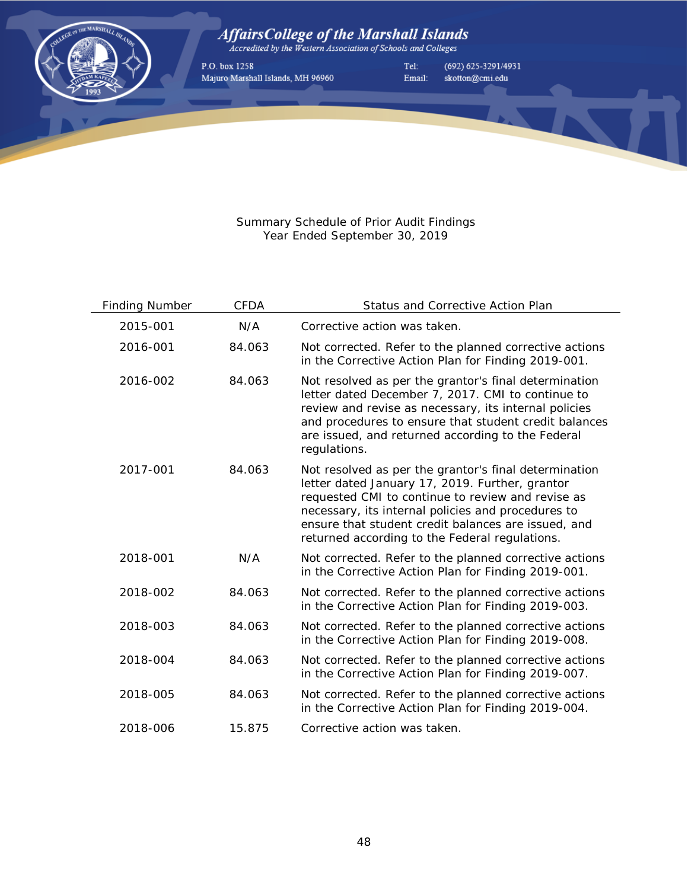# AffairsCollege of the Marshall Islands

*Accredited by the Western Association of Schools and Colleges*

P.O. box 1258
Majuro Marshall Islands, MH 96960

Tel: (692) 625-3291/4931
Email: skotton@cmi.edu

Summary Schedule of Prior Audit Findings
Year Ended September 30, 2019

| Finding Number | CFDA | Status and Corrective Action Plan |
|---|---|---|
| 2015-001 | N/A | Corrective action was taken. |
| 2016-001 | 84.063 | Not corrected. Refer to the planned corrective actions in the Corrective Action Plan for Finding 2019-001. |
| 2016-002 | 84.063 | Not resolved as per the grantor's final determination letter dated December 7, 2017. CMI to continue to review and revise as necessary, its internal policies and procedures to ensure that student credit balances are issued, and returned according to the Federal regulations. |
| 2017-001 | 84.063 | Not resolved as per the grantor's final determination letter dated January 17, 2019. Further, grantor requested CMI to continue to review and revise as necessary, its internal policies and procedures to ensure that student credit balances are issued, and returned according to the Federal regulations. |
| 2018-001 | N/A | Not corrected. Refer to the planned corrective actions in the Corrective Action Plan for Finding 2019-001. |
| 2018-002 | 84.063 | Not corrected. Refer to the planned corrective actions in the Corrective Action Plan for Finding 2019-003. |
| 2018-003 | 84.063 | Not corrected. Refer to the planned corrective actions in the Corrective Action Plan for Finding 2019-008. |
| 2018-004 | 84.063 | Not corrected. Refer to the planned corrective actions in the Corrective Action Plan for Finding 2019-007. |
| 2018-005 | 84.063 | Not corrected. Refer to the planned corrective actions in the Corrective Action Plan for Finding 2019-004. |
| 2018-006 | 15.875 | Corrective action was taken. |